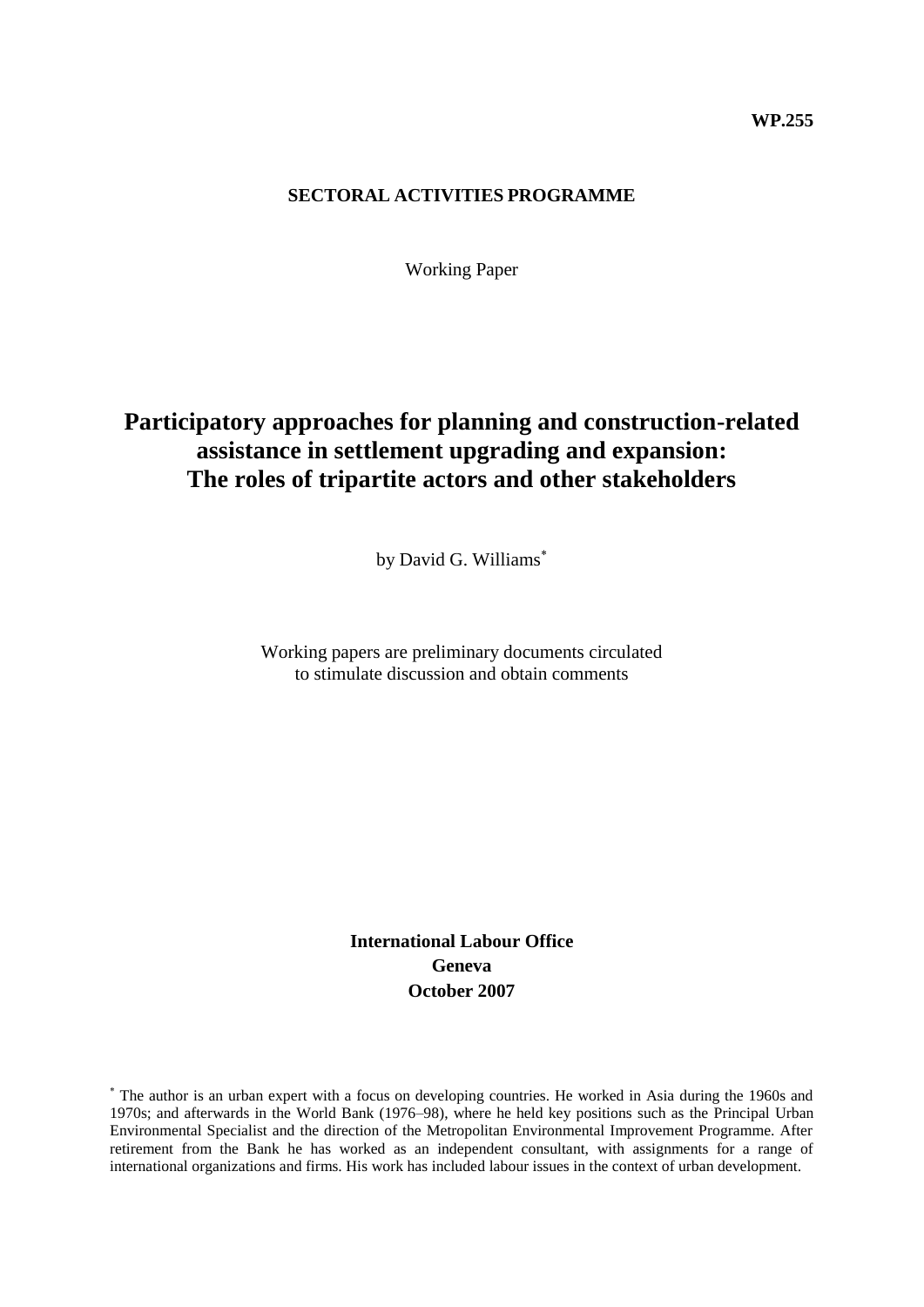**WP.255**

**SECTORAL ACTIVITIES PROGRAMME**

Working Paper

# Participatory approaches for planning and construction-related assistance in settlement upgrading and expansion: The roles of tripartite actors and other stakeholders

by David G. Williams*

Working papers are preliminary documents circulated to stimulate discussion and obtain comments

**International Labour Office**
**Geneva**
**October 2007**

* The author is an urban expert with a focus on developing countries. He worked in Asia during the 1960s and 1970s; and afterwards in the World Bank (1976–98), where he held key positions such as the Principal Urban Environmental Specialist and the direction of the Metropolitan Environmental Improvement Programme. After retirement from the Bank he has worked as an independent consultant, with assignments for a range of international organizations and firms. His work has included labour issues in the context of urban development.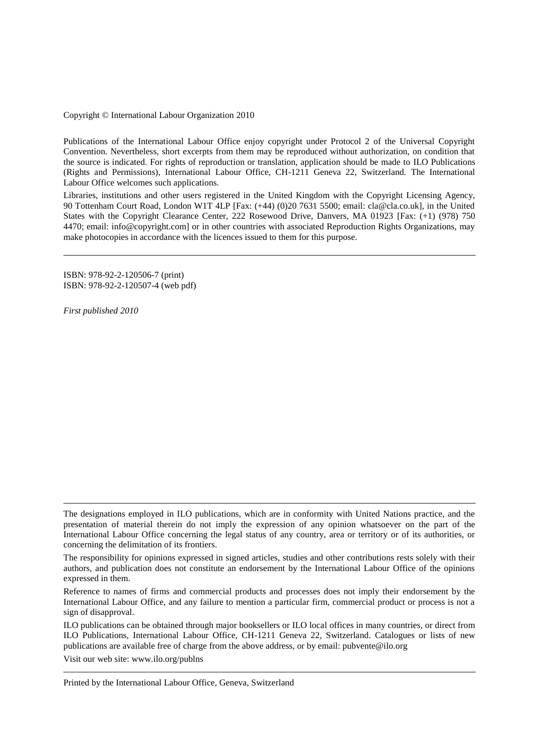Copyright © International Labour Organization 2010

Publications of the International Labour Office enjoy copyright under Protocol 2 of the Universal Copyright Convention. Nevertheless, short excerpts from them may be reproduced without authorization, on condition that the source is indicated. For rights of reproduction or translation, application should be made to ILO Publications (Rights and Permissions), International Labour Office, CH-1211 Geneva 22, Switzerland. The International Labour Office welcomes such applications.

Libraries, institutions and other users registered in the United Kingdom with the Copyright Licensing Agency, 90 Tottenham Court Road, London W1T 4LP [Fax: (+44) (0)20 7631 5500; email: cla@cla.co.uk], in the United States with the Copyright Clearance Center, 222 Rosewood Drive, Danvers, MA 01923 [Fax: (+1) (978) 750 4470; email: info@copyright.com] or in other countries with associated Reproduction Rights Organizations, may make photocopies in accordance with the licences issued to them for this purpose.

---

ISBN: 978-92-2-120506-7 (print)
ISBN: 978-92-2-120507-4 (web pdf)

*First published 2010*

---

The designations employed in ILO publications, which are in conformity with United Nations practice, and the presentation of material therein do not imply the expression of any opinion whatsoever on the part of the International Labour Office concerning the legal status of any country, area or territory or of its authorities, or concerning the delimitation of its frontiers.

The responsibility for opinions expressed in signed articles, studies and other contributions rests solely with their authors, and publication does not constitute an endorsement by the International Labour Office of the opinions expressed in them.

Reference to names of firms and commercial products and processes does not imply their endorsement by the International Labour Office, and any failure to mention a particular firm, commercial product or process is not a sign of disapproval.

ILO publications can be obtained through major booksellers or ILO local offices in many countries, or direct from ILO Publications, International Labour Office, CH-1211 Geneva 22, Switzerland. Catalogues or lists of new publications are available free of charge from the above address, or by email: pubvente@ilo.org

Visit our web site: www.ilo.org/publns

---

Printed by the International Labour Office, Geneva, Switzerland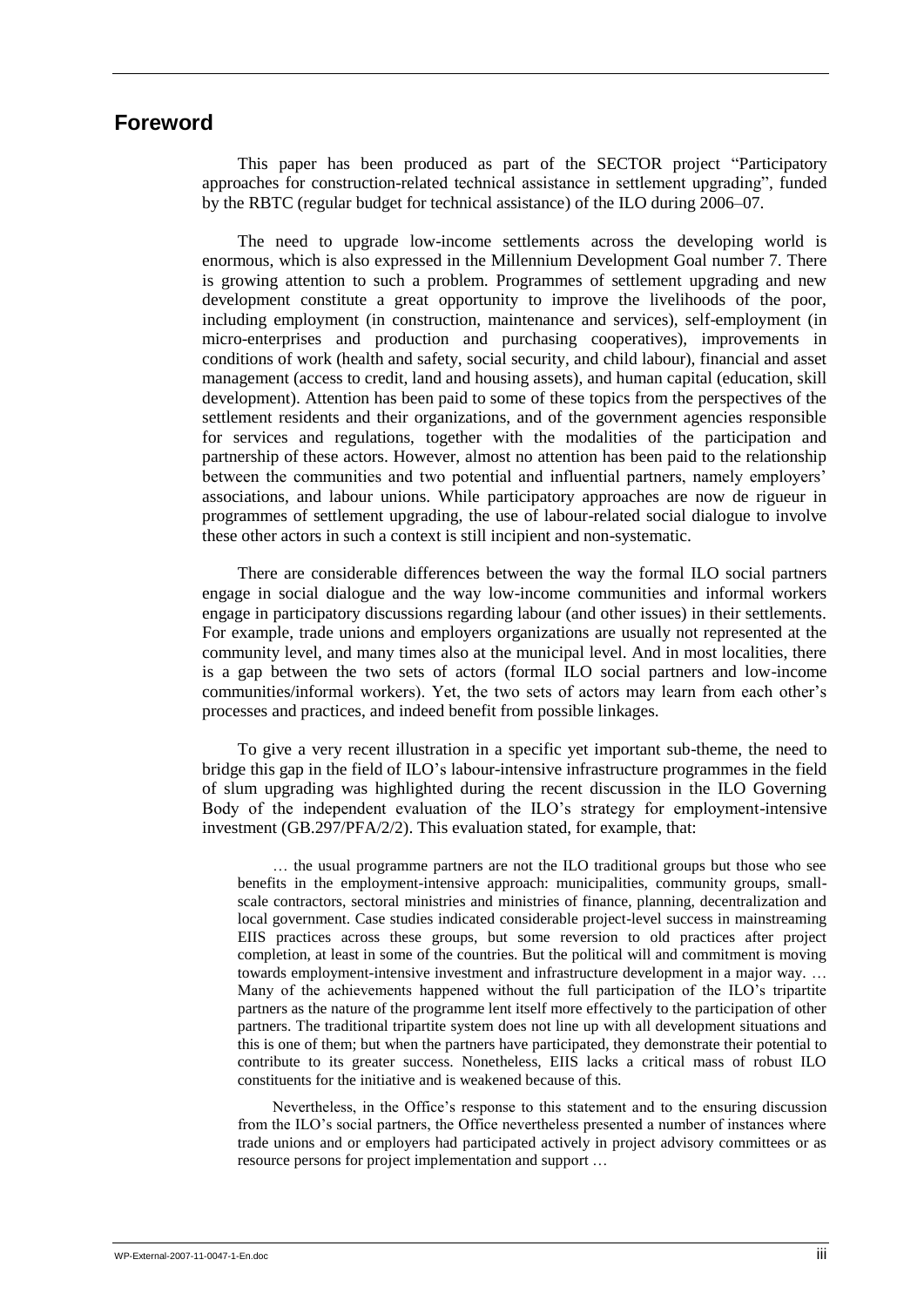# Foreword

This paper has been produced as part of the SECTOR project "Participatory approaches for construction-related technical assistance in settlement upgrading", funded by the RBTC (regular budget for technical assistance) of the ILO during 2006–07.

The need to upgrade low-income settlements across the developing world is enormous, which is also expressed in the Millennium Development Goal number 7. There is growing attention to such a problem. Programmes of settlement upgrading and new development constitute a great opportunity to improve the livelihoods of the poor, including employment (in construction, maintenance and services), self-employment (in micro-enterprises and production and purchasing cooperatives), improvements in conditions of work (health and safety, social security, and child labour), financial and asset management (access to credit, land and housing assets), and human capital (education, skill development). Attention has been paid to some of these topics from the perspectives of the settlement residents and their organizations, and of the government agencies responsible for services and regulations, together with the modalities of the participation and partnership of these actors. However, almost no attention has been paid to the relationship between the communities and two potential and influential partners, namely employers' associations, and labour unions. While participatory approaches are now de rigueur in programmes of settlement upgrading, the use of labour-related social dialogue to involve these other actors in such a context is still incipient and non-systematic.

There are considerable differences between the way the formal ILO social partners engage in social dialogue and the way low-income communities and informal workers engage in participatory discussions regarding labour (and other issues) in their settlements. For example, trade unions and employers organizations are usually not represented at the community level, and many times also at the municipal level. And in most localities, there is a gap between the two sets of actors (formal ILO social partners and low-income communities/informal workers). Yet, the two sets of actors may learn from each other's processes and practices, and indeed benefit from possible linkages.

To give a very recent illustration in a specific yet important sub-theme, the need to bridge this gap in the field of ILO's labour-intensive infrastructure programmes in the field of slum upgrading was highlighted during the recent discussion in the ILO Governing Body of the independent evaluation of the ILO's strategy for employment-intensive investment (GB.297/PFA/2/2). This evaluation stated, for example, that:

> … the usual programme partners are not the ILO traditional groups but those who see benefits in the employment-intensive approach: municipalities, community groups, small-scale contractors, sectoral ministries and ministries of finance, planning, decentralization and local government. Case studies indicated considerable project-level success in mainstreaming EIIS practices across these groups, but some reversion to old practices after project completion, at least in some of the countries. But the political will and commitment is moving towards employment-intensive investment and infrastructure development in a major way. … Many of the achievements happened without the full participation of the ILO's tripartite partners as the nature of the programme lent itself more effectively to the participation of other partners. The traditional tripartite system does not line up with all development situations and this is one of them; but when the partners have participated, they demonstrate their potential to contribute to its greater success. Nonetheless, EIIS lacks a critical mass of robust ILO constituents for the initiative and is weakened because of this.
>
> Nevertheless, in the Office's response to this statement and to the ensuring discussion from the ILO's social partners, the Office nevertheless presented a number of instances where trade unions and or employers had participated actively in project advisory committees or as resource persons for project implementation and support …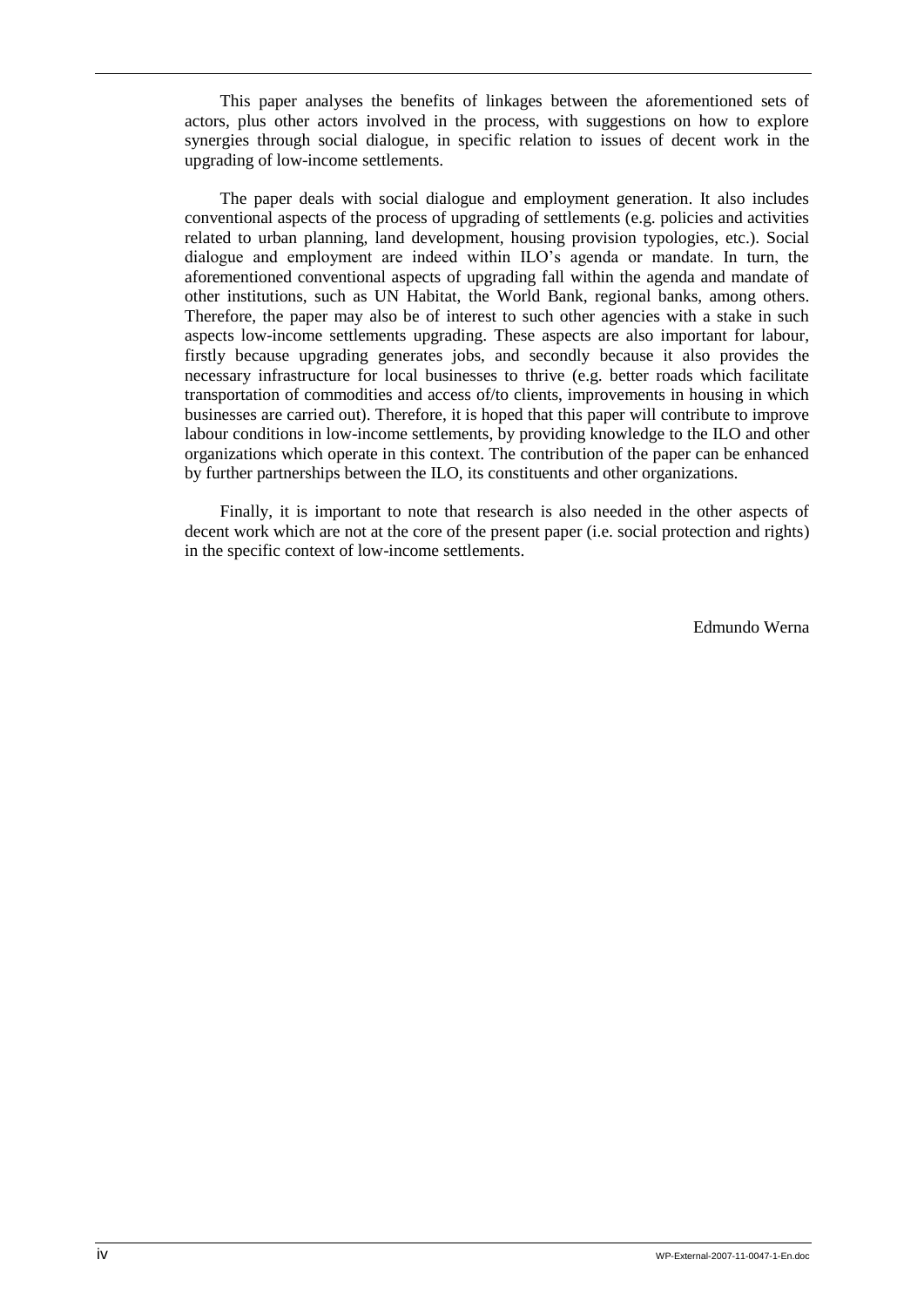This paper analyses the benefits of linkages between the aforementioned sets of actors, plus other actors involved in the process, with suggestions on how to explore synergies through social dialogue, in specific relation to issues of decent work in the upgrading of low-income settlements.

The paper deals with social dialogue and employment generation. It also includes conventional aspects of the process of upgrading of settlements (e.g. policies and activities related to urban planning, land development, housing provision typologies, etc.). Social dialogue and employment are indeed within ILO's agenda or mandate. In turn, the aforementioned conventional aspects of upgrading fall within the agenda and mandate of other institutions, such as UN Habitat, the World Bank, regional banks, among others. Therefore, the paper may also be of interest to such other agencies with a stake in such aspects low-income settlements upgrading. These aspects are also important for labour, firstly because upgrading generates jobs, and secondly because it also provides the necessary infrastructure for local businesses to thrive (e.g. better roads which facilitate transportation of commodities and access of/to clients, improvements in housing in which businesses are carried out). Therefore, it is hoped that this paper will contribute to improve labour conditions in low-income settlements, by providing knowledge to the ILO and other organizations which operate in this context. The contribution of the paper can be enhanced by further partnerships between the ILO, its constituents and other organizations.

Finally, it is important to note that research is also needed in the other aspects of decent work which are not at the core of the present paper (i.e. social protection and rights) in the specific context of low-income settlements.

Edmundo Werna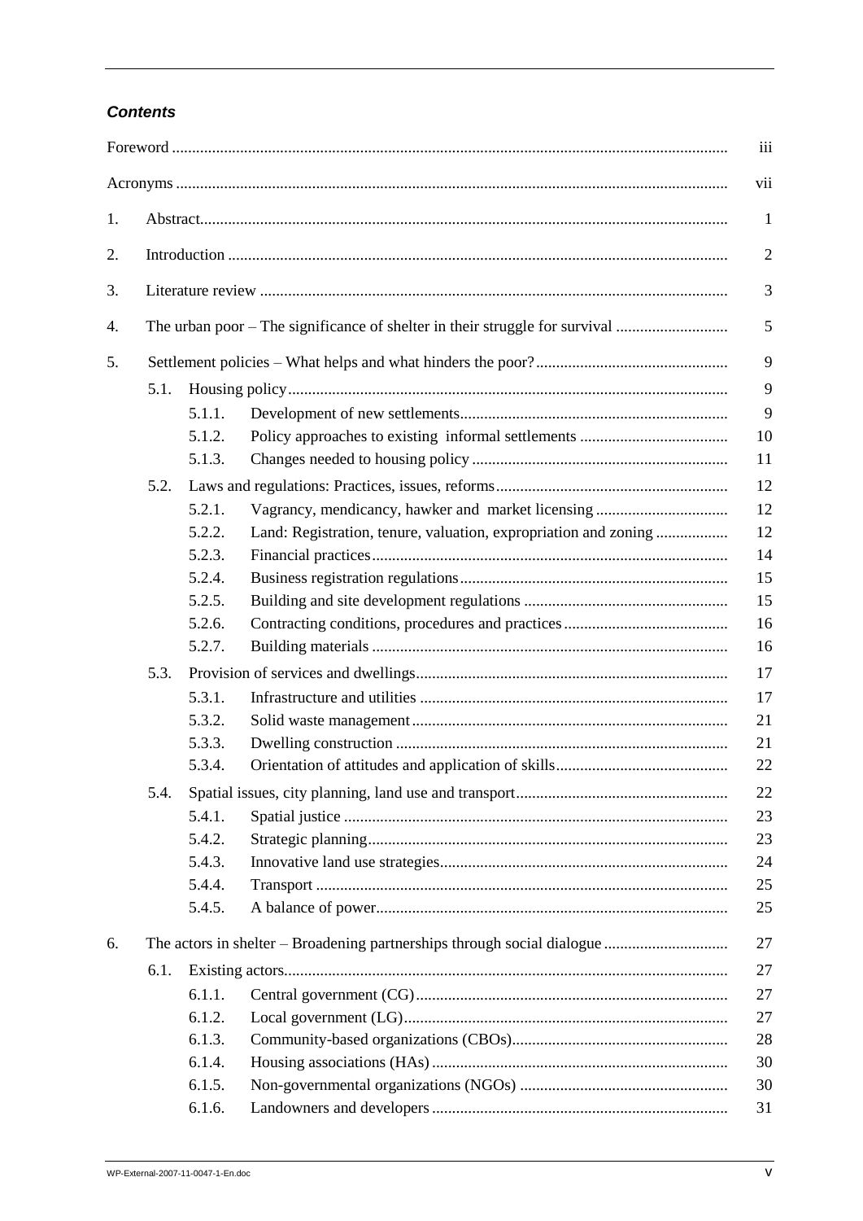## *Contents*

| | | | |
|---|---|---|---|
| Foreword | | | iii |
| Acronyms | | | vii |
| 1. | Abstract | | 1 |
| 2. | Introduction | | 2 |
| 3. | Literature review | | 3 |
| 4. | The urban poor – The significance of shelter in their struggle for survival | | 5 |
| 5. | Settlement policies – What helps and what hinders the poor? | | 9 |
| | 5.1. | Housing policy | 9 |
| | | 5.1.1. Development of new settlements | 9 |
| | | 5.1.2. Policy approaches to existing informal settlements | 10 |
| | | 5.1.3. Changes needed to housing policy | 11 |
| | 5.2. | Laws and regulations: Practices, issues, reforms | 12 |
| | | 5.2.1. Vagrancy, mendicancy, hawker and market licensing | 12 |
| | | 5.2.2. Land: Registration, tenure, valuation, expropriation and zoning | 12 |
| | | 5.2.3. Financial practices | 14 |
| | | 5.2.4. Business registration regulations | 15 |
| | | 5.2.5. Building and site development regulations | 15 |
| | | 5.2.6. Contracting conditions, procedures and practices | 16 |
| | | 5.2.7. Building materials | 16 |
| | 5.3. | Provision of services and dwellings | 17 |
| | | 5.3.1. Infrastructure and utilities | 17 |
| | | 5.3.2. Solid waste management | 21 |
| | | 5.3.3. Dwelling construction | 21 |
| | | 5.3.4. Orientation of attitudes and application of skills | 22 |
| | 5.4. | Spatial issues, city planning, land use and transport | 22 |
| | | 5.4.1. Spatial justice | 23 |
| | | 5.4.2. Strategic planning | 23 |
| | | 5.4.3. Innovative land use strategies | 24 |
| | | 5.4.4. Transport | 25 |
| | | 5.4.5. A balance of power | 25 |
| 6. | The actors in shelter – Broadening partnerships through social dialogue | | 27 |
| | 6.1. | Existing actors | 27 |
| | | 6.1.1. Central government (CG) | 27 |
| | | 6.1.2. Local government (LG) | 27 |
| | | 6.1.3. Community-based organizations (CBOs) | 28 |
| | | 6.1.4. Housing associations (HAs) | 30 |
| | | 6.1.5. Non-governmental organizations (NGOs) | 30 |
| | | 6.1.6. Landowners and developers | 31 |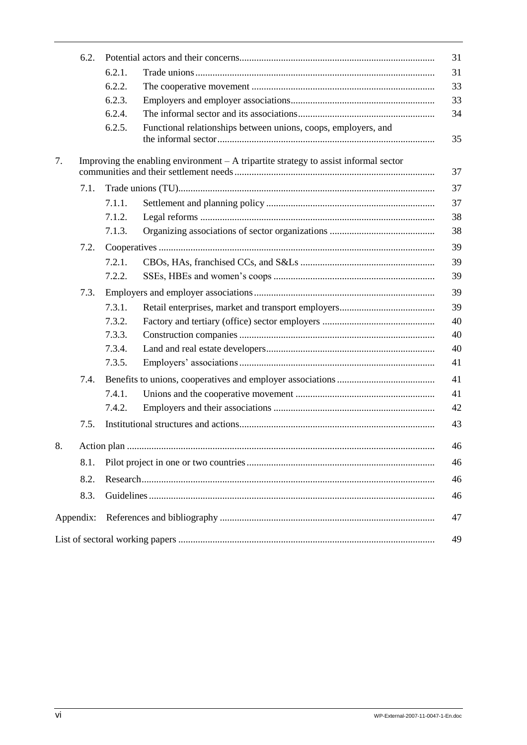| | | | |
|---|---|---|---|
| 6.2. | Potential actors and their concerns | | 31 |
| | 6.2.1. | Trade unions | 31 |
| | 6.2.2. | The cooperative movement | 33 |
| | 6.2.3. | Employers and employer associations | 33 |
| | 6.2.4. | The informal sector and its associations | 34 |
| | 6.2.5. | Functional relationships between unions, coops, employers, and the informal sector | 35 |
| 7. | Improving the enabling environment – A tripartite strategy to assist informal sector communities and their settlement needs | | 37 |
| 7.1. | Trade unions (TU) | | 37 |
| | 7.1.1. | Settlement and planning policy | 37 |
| | 7.1.2. | Legal reforms | 38 |
| | 7.1.3. | Organizing associations of sector organizations | 38 |
| 7.2. | Cooperatives | | 39 |
| | 7.2.1. | CBOs, HAs, franchised CCs, and S&Ls | 39 |
| | 7.2.2. | SSEs, HBEs and women's coops | 39 |
| 7.3. | Employers and employer associations | | 39 |
| | 7.3.1. | Retail enterprises, market and transport employers | 39 |
| | 7.3.2. | Factory and tertiary (office) sector employers | 40 |
| | 7.3.3. | Construction companies | 40 |
| | 7.3.4. | Land and real estate developers | 40 |
| | 7.3.5. | Employers' associations | 41 |
| 7.4. | Benefits to unions, cooperatives and employer associations | | 41 |
| | 7.4.1. | Unions and the cooperative movement | 41 |
| | 7.4.2. | Employers and their associations | 42 |
| 7.5. | Institutional structures and actions | | 43 |
| 8. | Action plan | | 46 |
| 8.1. | Pilot project in one or two countries | | 46 |
| 8.2. | Research | | 46 |
| 8.3. | Guidelines | | 46 |
| Appendix: | References and bibliography | | 47 |
| List of sectoral working papers | | | 49 |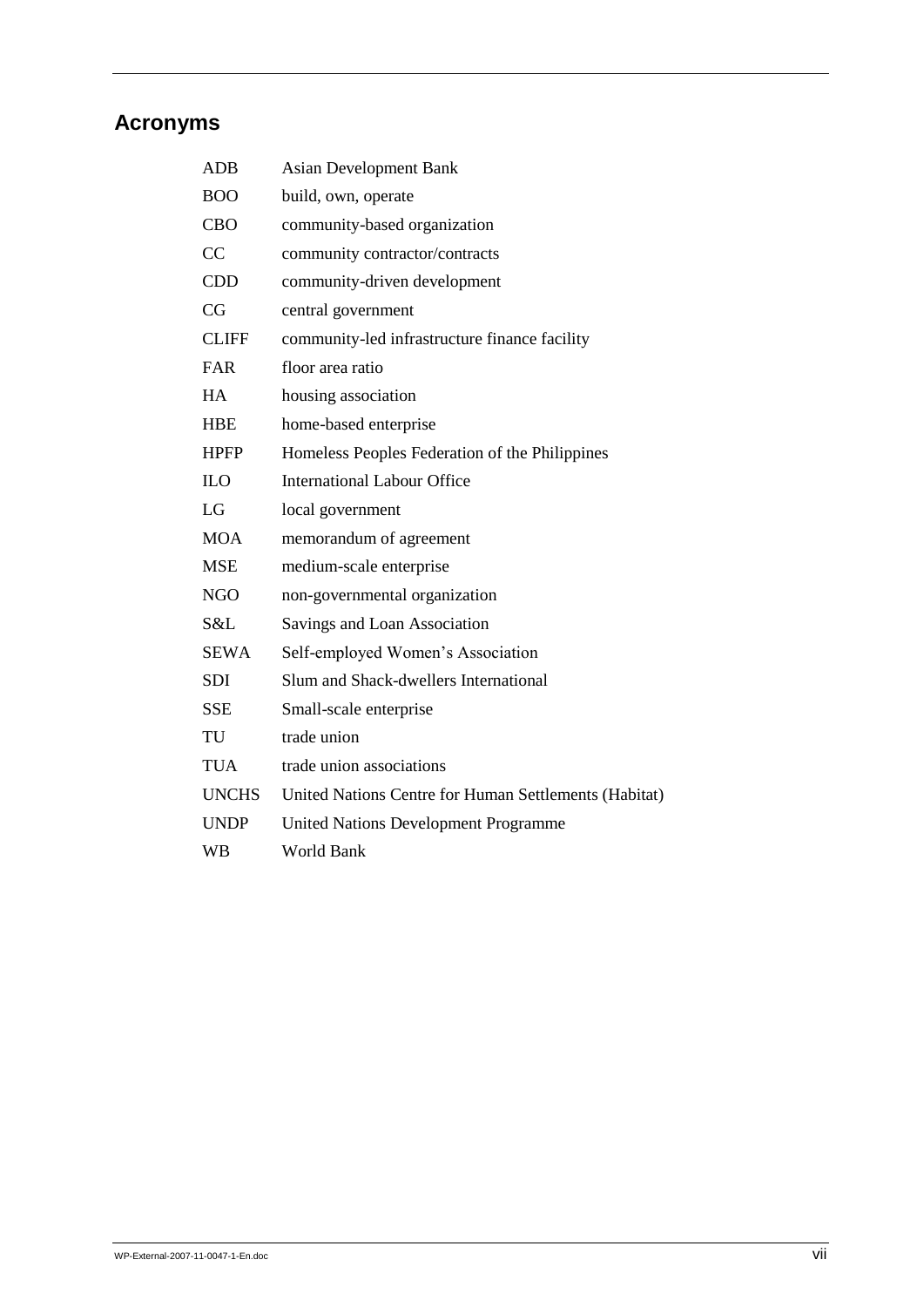## Acronyms

| | |
|---|---|
| ADB | Asian Development Bank |
| BOO | build, own, operate |
| CBO | community-based organization |
| CC | community contractor/contracts |
| CDD | community-driven development |
| CG | central government |
| CLIFF | community-led infrastructure finance facility |
| FAR | floor area ratio |
| HA | housing association |
| HBE | home-based enterprise |
| HPFP | Homeless Peoples Federation of the Philippines |
| ILO | International Labour Office |
| LG | local government |
| MOA | memorandum of agreement |
| MSE | medium-scale enterprise |
| NGO | non-governmental organization |
| S&L | Savings and Loan Association |
| SEWA | Self-employed Women's Association |
| SDI | Slum and Shack-dwellers International |
| SSE | Small-scale enterprise |
| TU | trade union |
| TUA | trade union associations |
| UNCHS | United Nations Centre for Human Settlements (Habitat) |
| UNDP | United Nations Development Programme |
| WB | World Bank |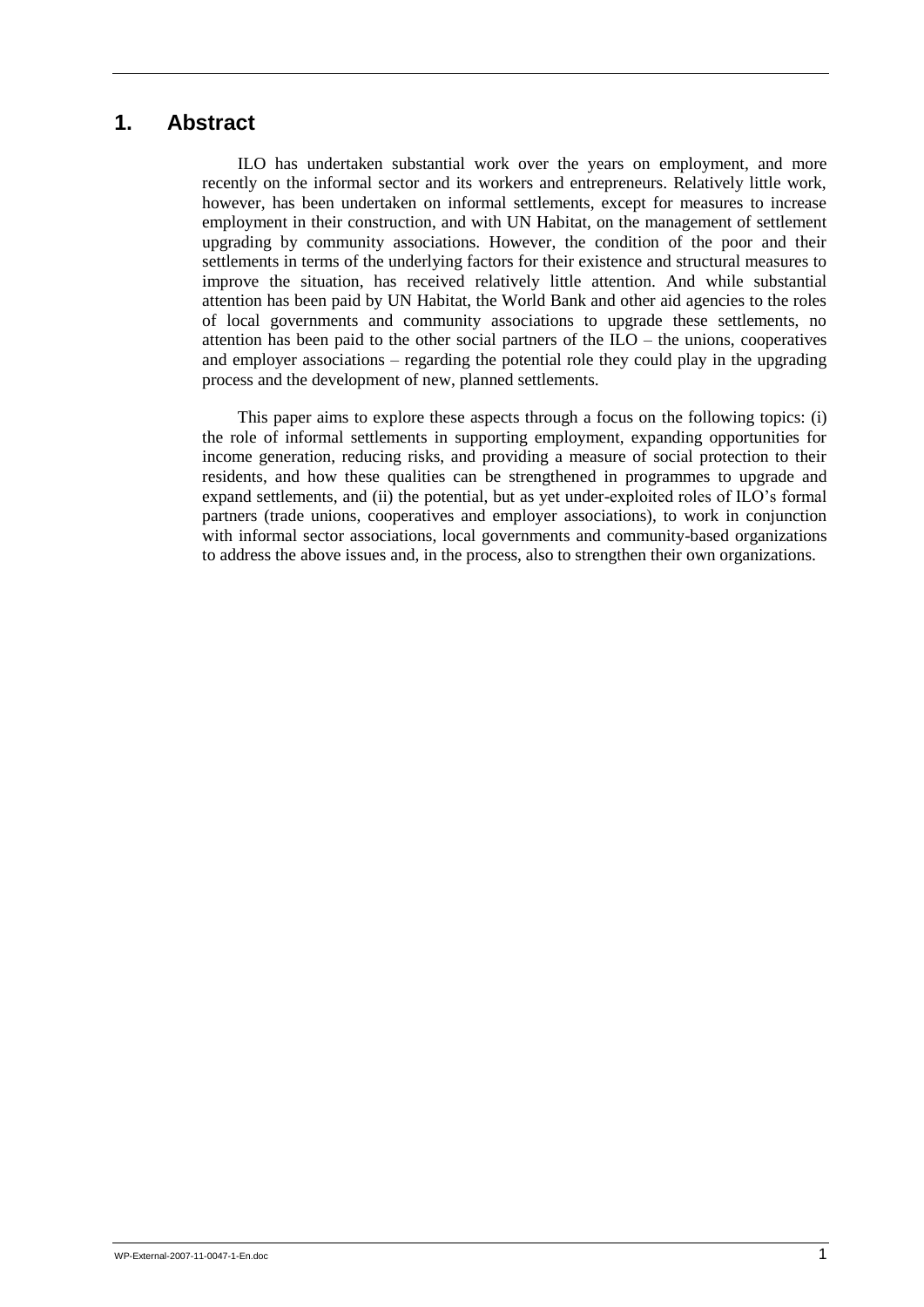## 1. Abstract

ILO has undertaken substantial work over the years on employment, and more recently on the informal sector and its workers and entrepreneurs. Relatively little work, however, has been undertaken on informal settlements, except for measures to increase employment in their construction, and with UN Habitat, on the management of settlement upgrading by community associations. However, the condition of the poor and their settlements in terms of the underlying factors for their existence and structural measures to improve the situation, has received relatively little attention. And while substantial attention has been paid by UN Habitat, the World Bank and other aid agencies to the roles of local governments and community associations to upgrade these settlements, no attention has been paid to the other social partners of the ILO – the unions, cooperatives and employer associations – regarding the potential role they could play in the upgrading process and the development of new, planned settlements.

This paper aims to explore these aspects through a focus on the following topics: (i) the role of informal settlements in supporting employment, expanding opportunities for income generation, reducing risks, and providing a measure of social protection to their residents, and how these qualities can be strengthened in programmes to upgrade and expand settlements, and (ii) the potential, but as yet under-exploited roles of ILO's formal partners (trade unions, cooperatives and employer associations), to work in conjunction with informal sector associations, local governments and community-based organizations to address the above issues and, in the process, also to strengthen their own organizations.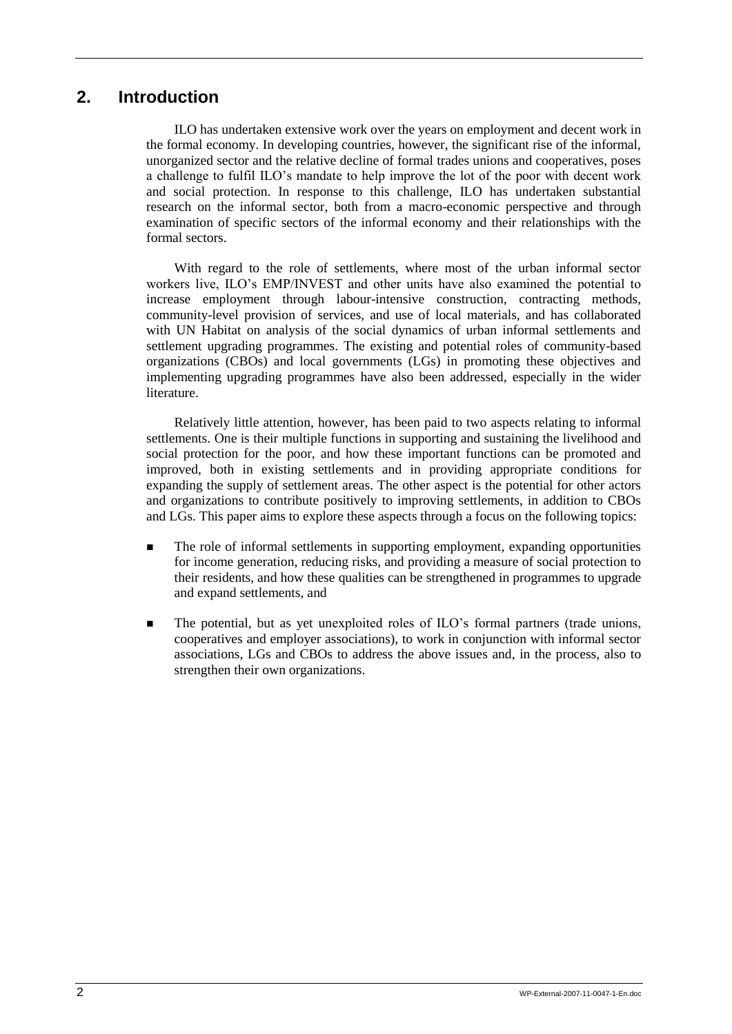## 2. Introduction

ILO has undertaken extensive work over the years on employment and decent work in the formal economy. In developing countries, however, the significant rise of the informal, unorganized sector and the relative decline of formal trades unions and cooperatives, poses a challenge to fulfil ILO's mandate to help improve the lot of the poor with decent work and social protection. In response to this challenge, ILO has undertaken substantial research on the informal sector, both from a macro-economic perspective and through examination of specific sectors of the informal economy and their relationships with the formal sectors.

With regard to the role of settlements, where most of the urban informal sector workers live, ILO's EMP/INVEST and other units have also examined the potential to increase employment through labour-intensive construction, contracting methods, community-level provision of services, and use of local materials, and has collaborated with UN Habitat on analysis of the social dynamics of urban informal settlements and settlement upgrading programmes. The existing and potential roles of community-based organizations (CBOs) and local governments (LGs) in promoting these objectives and implementing upgrading programmes have also been addressed, especially in the wider literature.

Relatively little attention, however, has been paid to two aspects relating to informal settlements. One is their multiple functions in supporting and sustaining the livelihood and social protection for the poor, and how these important functions can be promoted and improved, both in existing settlements and in providing appropriate conditions for expanding the supply of settlement areas. The other aspect is the potential for other actors and organizations to contribute positively to improving settlements, in addition to CBOs and LGs. This paper aims to explore these aspects through a focus on the following topics:

- The role of informal settlements in supporting employment, expanding opportunities for income generation, reducing risks, and providing a measure of social protection to their residents, and how these qualities can be strengthened in programmes to upgrade and expand settlements, and
- The potential, but as yet unexploited roles of ILO's formal partners (trade unions, cooperatives and employer associations), to work in conjunction with informal sector associations, LGs and CBOs to address the above issues and, in the process, also to strengthen their own organizations.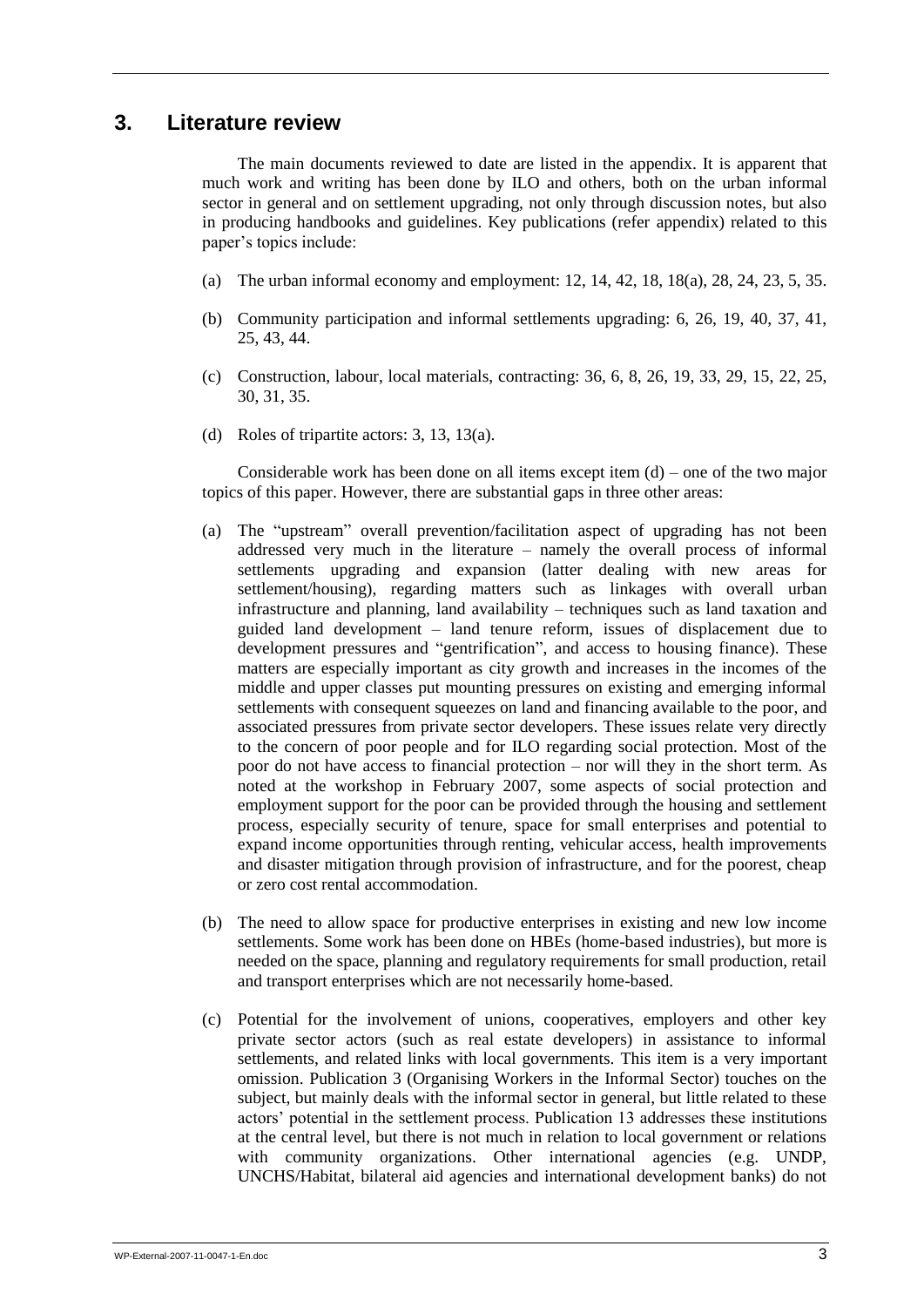## 3. Literature review

The main documents reviewed to date are listed in the appendix. It is apparent that much work and writing has been done by ILO and others, both on the urban informal sector in general and on settlement upgrading, not only through discussion notes, but also in producing handbooks and guidelines. Key publications (refer appendix) related to this paper's topics include:

(a) The urban informal economy and employment: 12, 14, 42, 18, 18(a), 28, 24, 23, 5, 35.

(b) Community participation and informal settlements upgrading: 6, 26, 19, 40, 37, 41, 25, 43, 44.

(c) Construction, labour, local materials, contracting: 36, 6, 8, 26, 19, 33, 29, 15, 22, 25, 30, 31, 35.

(d) Roles of tripartite actors: 3, 13, 13(a).

Considerable work has been done on all items except item (d) – one of the two major topics of this paper. However, there are substantial gaps in three other areas:

(a) The "upstream" overall prevention/facilitation aspect of upgrading has not been addressed very much in the literature – namely the overall process of informal settlements upgrading and expansion (latter dealing with new areas for settlement/housing), regarding matters such as linkages with overall urban infrastructure and planning, land availability – techniques such as land taxation and guided land development – land tenure reform, issues of displacement due to development pressures and "gentrification", and access to housing finance). These matters are especially important as city growth and increases in the incomes of the middle and upper classes put mounting pressures on existing and emerging informal settlements with consequent squeezes on land and financing available to the poor, and associated pressures from private sector developers. These issues relate very directly to the concern of poor people and for ILO regarding social protection. Most of the poor do not have access to financial protection – nor will they in the short term. As noted at the workshop in February 2007, some aspects of social protection and employment support for the poor can be provided through the housing and settlement process, especially security of tenure, space for small enterprises and potential to expand income opportunities through renting, vehicular access, health improvements and disaster mitigation through provision of infrastructure, and for the poorest, cheap or zero cost rental accommodation.

(b) The need to allow space for productive enterprises in existing and new low income settlements. Some work has been done on HBEs (home-based industries), but more is needed on the space, planning and regulatory requirements for small production, retail and transport enterprises which are not necessarily home-based.

(c) Potential for the involvement of unions, cooperatives, employers and other key private sector actors (such as real estate developers) in assistance to informal settlements, and related links with local governments. This item is a very important omission. Publication 3 (Organising Workers in the Informal Sector) touches on the subject, but mainly deals with the informal sector in general, but little related to these actors' potential in the settlement process. Publication 13 addresses these institutions at the central level, but there is not much in relation to local government or relations with community organizations. Other international agencies (e.g. UNDP, UNCHS/Habitat, bilateral aid agencies and international development banks) do not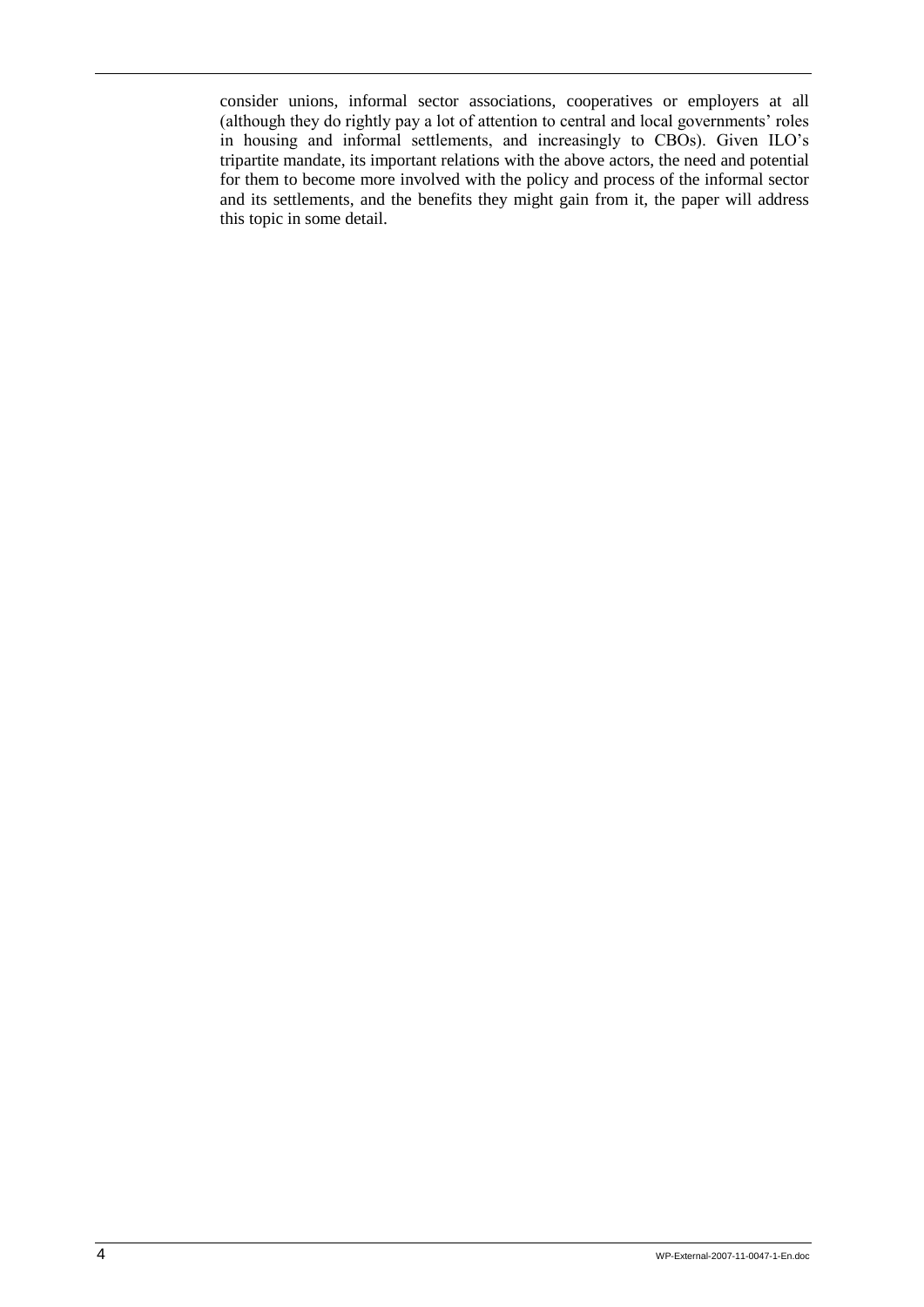consider unions, informal sector associations, cooperatives or employers at all (although they do rightly pay a lot of attention to central and local governments' roles in housing and informal settlements, and increasingly to CBOs). Given ILO's tripartite mandate, its important relations with the above actors, the need and potential for them to become more involved with the policy and process of the informal sector and its settlements, and the benefits they might gain from it, the paper will address this topic in some detail.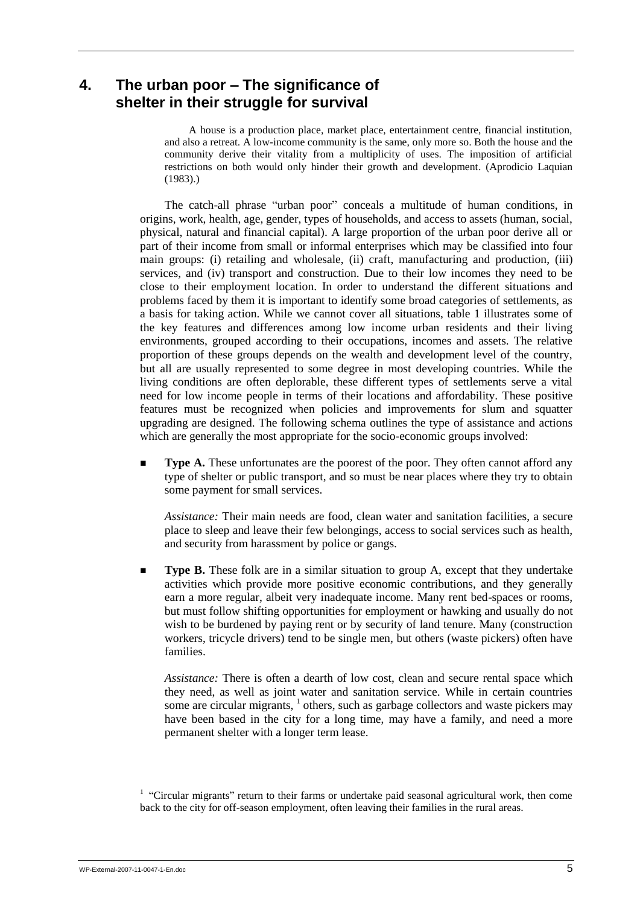# 4. The urban poor – The significance of shelter in their struggle for survival

> A house is a production place, market place, entertainment centre, financial institution, and also a retreat. A low-income community is the same, only more so. Both the house and the community derive their vitality from a multiplicity of uses. The imposition of artificial restrictions on both would only hinder their growth and development. (Aprodicio Laquian (1983).)

The catch-all phrase "urban poor" conceals a multitude of human conditions, in origins, work, health, age, gender, types of households, and access to assets (human, social, physical, natural and financial capital). A large proportion of the urban poor derive all or part of their income from small or informal enterprises which may be classified into four main groups: (i) retailing and wholesale, (ii) craft, manufacturing and production, (iii) services, and (iv) transport and construction. Due to their low incomes they need to be close to their employment location. In order to understand the different situations and problems faced by them it is important to identify some broad categories of settlements, as a basis for taking action. While we cannot cover all situations, table 1 illustrates some of the key features and differences among low income urban residents and their living environments, grouped according to their occupations, incomes and assets. The relative proportion of these groups depends on the wealth and development level of the country, but all are usually represented to some degree in most developing countries. While the living conditions are often deplorable, these different types of settlements serve a vital need for low income people in terms of their locations and affordability. These positive features must be recognized when policies and improvements for slum and squatter upgrading are designed. The following schema outlines the type of assistance and actions which are generally the most appropriate for the socio-economic groups involved:

- **Type A.** These unfortunates are the poorest of the poor. They often cannot afford any type of shelter or public transport, and so must be near places where they try to obtain some payment for small services.

  *Assistance:* Their main needs are food, clean water and sanitation facilities, a secure place to sleep and leave their few belongings, access to social services such as health, and security from harassment by police or gangs.

- **Type B.** These folk are in a similar situation to group A, except that they undertake activities which provide more positive economic contributions, and they generally earn a more regular, albeit very inadequate income. Many rent bed-spaces or rooms, but must follow shifting opportunities for employment or hawking and usually do not wish to be burdened by paying rent or by security of land tenure. Many (construction workers, tricycle drivers) tend to be single men, but others (waste pickers) often have families.

  *Assistance:* There is often a dearth of low cost, clean and secure rental space which they need, as well as joint water and sanitation service. While in certain countries some are circular migrants, [1] others, such as garbage collectors and waste pickers may have been based in the city for a long time, may have a family, and need a more permanent shelter with a longer term lease.

[1] "Circular migrants" return to their farms or undertake paid seasonal agricultural work, then come back to the city for off-season employment, often leaving their families in the rural areas.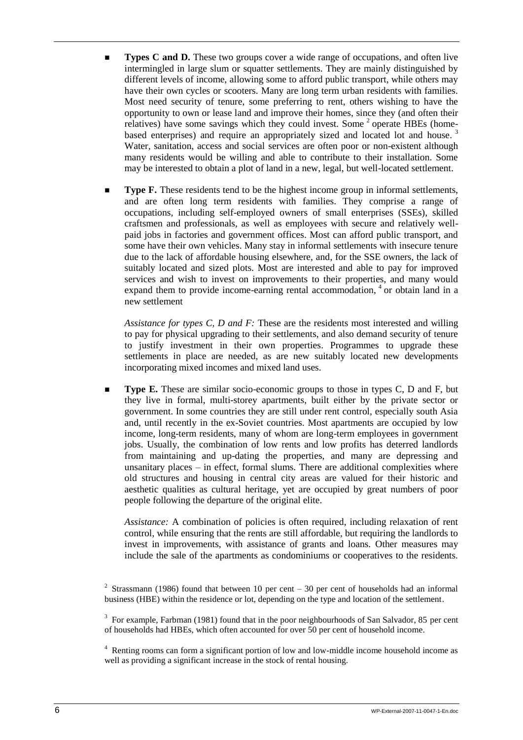- **Types C and D.** These two groups cover a wide range of occupations, and often live intermingled in large slum or squatter settlements. They are mainly distinguished by different levels of income, allowing some to afford public transport, while others may have their own cycles or scooters. Many are long term urban residents with families. Most need security of tenure, some preferring to rent, others wishing to have the opportunity to own or lease land and improve their homes, since they (and often their relatives) have some savings which they could invest. Some [2] operate HBEs (home-based enterprises) and require an appropriately sized and located lot and house. [3] Water, sanitation, access and social services are often poor or non-existent although many residents would be willing and able to contribute to their installation. Some may be interested to obtain a plot of land in a new, legal, but well-located settlement.

- **Type F.** These residents tend to be the highest income group in informal settlements, and are often long term residents with families. They comprise a range of occupations, including self-employed owners of small enterprises (SSEs), skilled craftsmen and professionals, as well as employees with secure and relatively well-paid jobs in factories and government offices. Most can afford public transport, and some have their own vehicles. Many stay in informal settlements with insecure tenure due to the lack of affordable housing elsewhere, and, for the SSE owners, the lack of suitably located and sized plots. Most are interested and able to pay for improved services and wish to invest on improvements to their properties, and many would expand them to provide income-earning rental accommodation, [4] or obtain land in a new settlement

  *Assistance for types C, D and F:* These are the residents most interested and willing to pay for physical upgrading to their settlements, and also demand security of tenure to justify investment in their own properties. Programmes to upgrade these settlements in place are needed, as are new suitably located new developments incorporating mixed incomes and mixed land uses.

- **Type E.** These are similar socio-economic groups to those in types C, D and F, but they live in formal, multi-storey apartments, built either by the private sector or government. In some countries they are still under rent control, especially south Asia and, until recently in the ex-Soviet countries. Most apartments are occupied by low income, long-term residents, many of whom are long-term employees in government jobs. Usually, the combination of low rents and low profits has deterred landlords from maintaining and up-dating the properties, and many are depressing and unsanitary places – in effect, formal slums. There are additional complexities where old structures and housing in central city areas are valued for their historic and aesthetic qualities as cultural heritage, yet are occupied by great numbers of poor people following the departure of the original elite.

  *Assistance:* A combination of policies is often required, including relaxation of rent control, while ensuring that the rents are still affordable, but requiring the landlords to invest in improvements, with assistance of grants and loans. Other measures may include the sale of the apartments as condominiums or cooperatives to the residents.

[2] Strassmann (1986) found that between 10 per cent – 30 per cent of households had an informal business (HBE) within the residence or lot, depending on the type and location of the settlement.

[3] For example, Farbman (1981) found that in the poor neighbourhoods of San Salvador, 85 per cent of households had HBEs, which often accounted for over 50 per cent of household income.

[4] Renting rooms can form a significant portion of low and low-middle income household income as well as providing a significant increase in the stock of rental housing.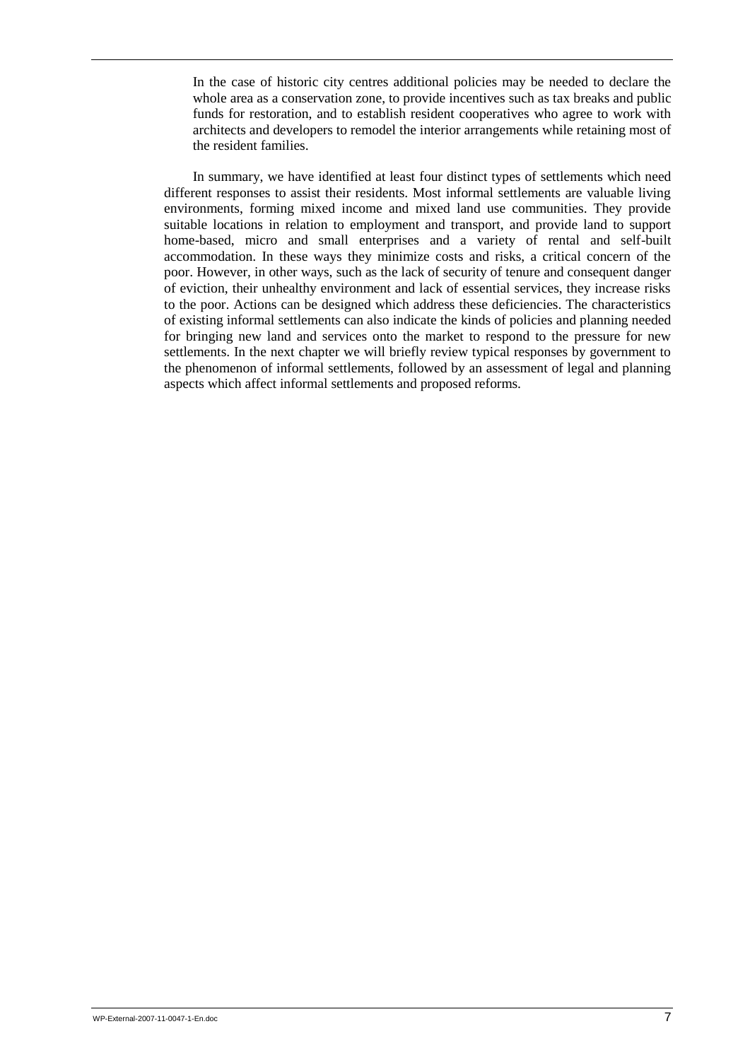In the case of historic city centres additional policies may be needed to declare the whole area as a conservation zone, to provide incentives such as tax breaks and public funds for restoration, and to establish resident cooperatives who agree to work with architects and developers to remodel the interior arrangements while retaining most of the resident families.

In summary, we have identified at least four distinct types of settlements which need different responses to assist their residents. Most informal settlements are valuable living environments, forming mixed income and mixed land use communities. They provide suitable locations in relation to employment and transport, and provide land to support home-based, micro and small enterprises and a variety of rental and self-built accommodation. In these ways they minimize costs and risks, a critical concern of the poor. However, in other ways, such as the lack of security of tenure and consequent danger of eviction, their unhealthy environment and lack of essential services, they increase risks to the poor. Actions can be designed which address these deficiencies. The characteristics of existing informal settlements can also indicate the kinds of policies and planning needed for bringing new land and services onto the market to respond to the pressure for new settlements. In the next chapter we will briefly review typical responses by government to the phenomenon of informal settlements, followed by an assessment of legal and planning aspects which affect informal settlements and proposed reforms.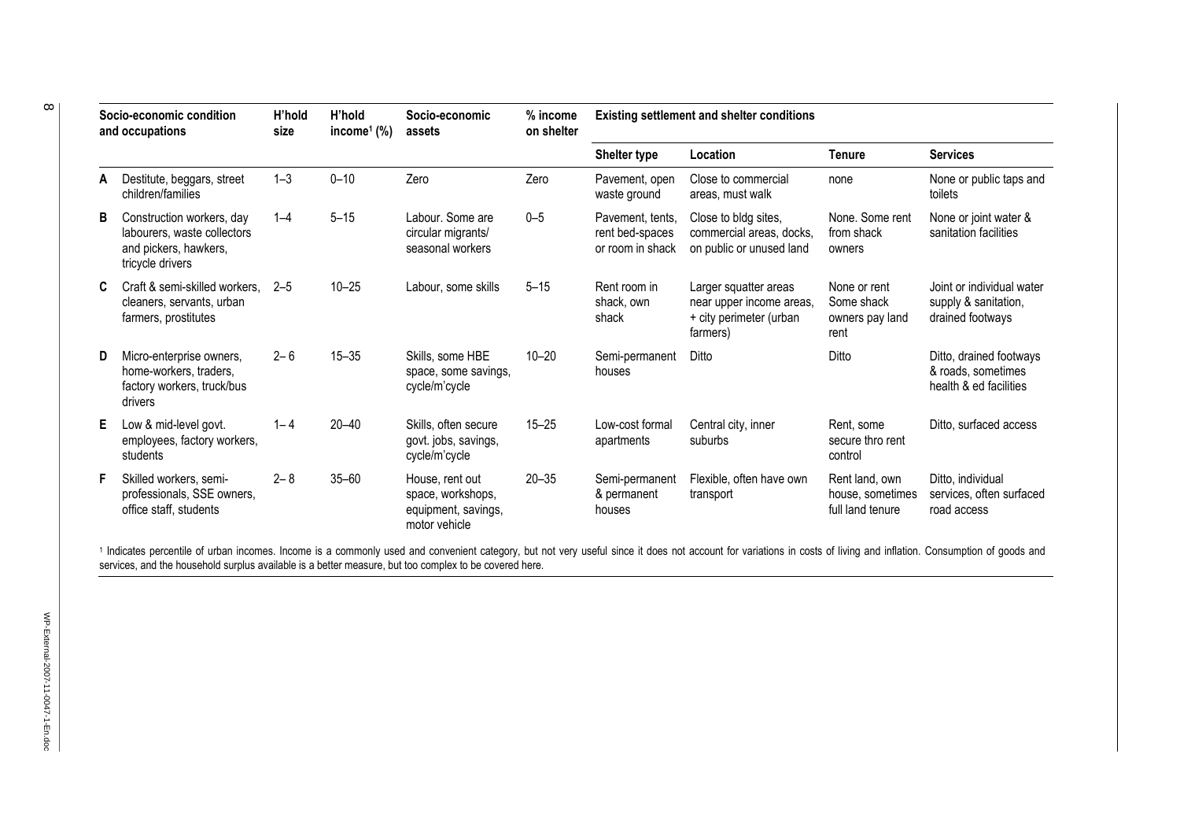| | Socio-economic condition and occupations | H'hold size | H'hold income[1] (%) | Socio-economic assets | % income on shelter | Existing settlement and shelter conditions | | | |
|---|---|---|---|---|---|---|---|---|---|
| | | | | | | Shelter type | Location | Tenure | Services |
| A | Destitute, beggars, street children/families | 1–3 | 0–10 | Zero | Zero | Pavement, open waste ground | Close to commercial areas, must walk | none | None or public taps and toilets |
| B | Construction workers, day labourers, waste collectors and pickers, hawkers, tricycle drivers | 1–4 | 5–15 | Labour. Some are circular migrants/ seasonal workers | 0–5 | Pavement, tents, rent bed-spaces or room in shack | Close to bldg sites, commercial areas, docks, on public or unused land | None. Some rent from shack owners | None or joint water & sanitation facilities |
| C | Craft & semi-skilled workers, cleaners, servants, urban farmers, prostitutes | 2–5 | 10–25 | Labour, some skills | 5–15 | Rent room in shack, own shack | Larger squatter areas near upper income areas, + city perimeter (urban farmers) | None or rent Some shack owners pay land rent | Joint or individual water supply & sanitation, drained footways |
| D | Micro-enterprise owners, home-workers, traders, factory workers, truck/bus drivers | 2– 6 | 15–35 | Skills, some HBE space, some savings, cycle/m'cycle | 10–20 | Semi-permanent houses | Ditto | Ditto | Ditto, drained footways & roads, sometimes health & ed facilities |
| E | Low & mid-level govt. employees, factory workers, students | 1– 4 | 20–40 | Skills, often secure govt. jobs, savings, cycle/m'cycle | 15–25 | Low-cost formal apartments | Central city, inner suburbs | Rent, some secure thro rent control | Ditto, surfaced access |
| F | Skilled workers, semi-professionals, SSE owners, office staff, students | 2– 8 | 35–60 | House, rent out space, workshops, equipment, savings, motor vehicle | 20–35 | Semi-permanent & permanent houses | Flexible, often have own transport | Rent land, own house, sometimes full land tenure | Ditto, individual services, often surfaced road access |

[1] Indicates percentile of urban incomes. Income is a commonly used and convenient category, but not very useful since it does not account for variations in costs of living and inflation. Consumption of goods and services, and the household surplus available is a better measure, but too complex to be covered here.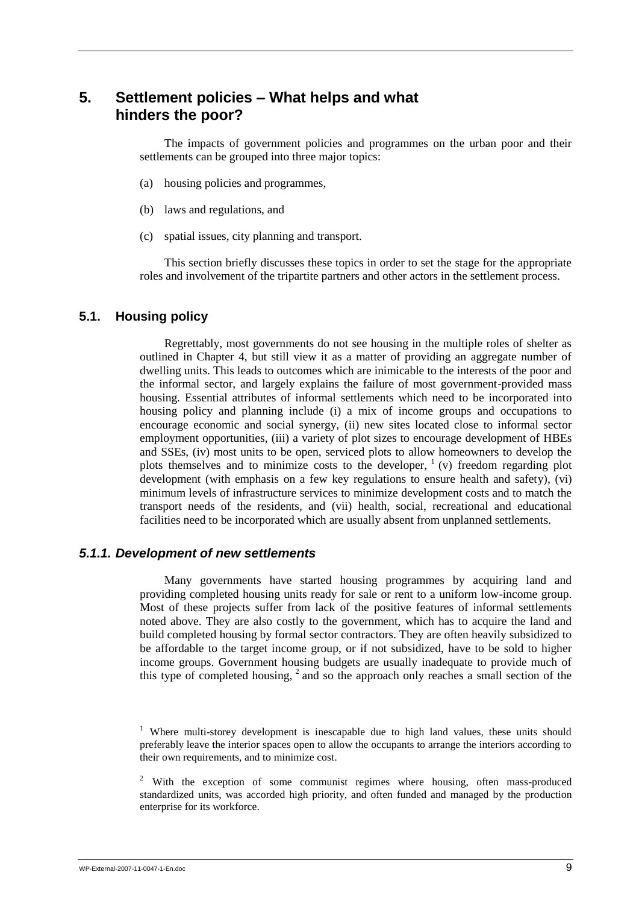# 5. Settlement policies – What helps and what hinders the poor?

The impacts of government policies and programmes on the urban poor and their settlements can be grouped into three major topics:

(a) housing policies and programmes,

(b) laws and regulations, and

(c) spatial issues, city planning and transport.

This section briefly discusses these topics in order to set the stage for the appropriate roles and involvement of the tripartite partners and other actors in the settlement process.

## 5.1. Housing policy

Regrettably, most governments do not see housing in the multiple roles of shelter as outlined in Chapter 4, but still view it as a matter of providing an aggregate number of dwelling units. This leads to outcomes which are inimicable to the interests of the poor and the informal sector, and largely explains the failure of most government-provided mass housing. Essential attributes of informal settlements which need to be incorporated into housing policy and planning include (i) a mix of income groups and occupations to encourage economic and social synergy, (ii) new sites located close to informal sector employment opportunities, (iii) a variety of plot sizes to encourage development of HBEs and SSEs, (iv) most units to be open, serviced plots to allow homeowners to develop the plots themselves and to minimize costs to the developer, [1] (v) freedom regarding plot development (with emphasis on a few key regulations to ensure health and safety), (vi) minimum levels of infrastructure services to minimize development costs and to match the transport needs of the residents, and (vii) health, social, recreational and educational facilities need to be incorporated which are usually absent from unplanned settlements.

### *5.1.1. Development of new settlements*

Many governments have started housing programmes by acquiring land and providing completed housing units ready for sale or rent to a uniform low-income group. Most of these projects suffer from lack of the positive features of informal settlements noted above. They are also costly to the government, which has to acquire the land and build completed housing by formal sector contractors. They are often heavily subsidized to be affordable to the target income group, or if not subsidized, have to be sold to higher income groups. Government housing budgets are usually inadequate to provide much of this type of completed housing, [2] and so the approach only reaches a small section of the

[1] Where multi-storey development is inescapable due to high land values, these units should preferably leave the interior spaces open to allow the occupants to arrange the interiors according to their own requirements, and to minimize cost.

[2] With the exception of some communist regimes where housing, often mass-produced standardized units, was accorded high priority, and often funded and managed by the production enterprise for its workforce.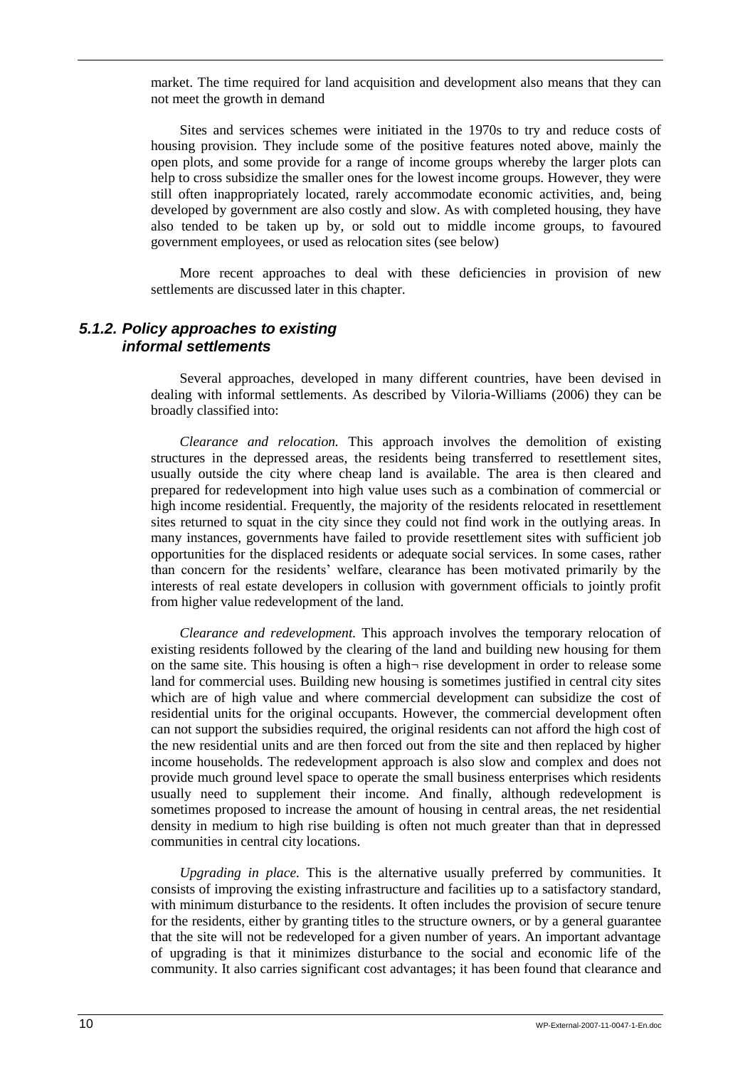market. The time required for land acquisition and development also means that they can not meet the growth in demand

Sites and services schemes were initiated in the 1970s to try and reduce costs of housing provision. They include some of the positive features noted above, mainly the open plots, and some provide for a range of income groups whereby the larger plots can help to cross subsidize the smaller ones for the lowest income groups. However, they were still often inappropriately located, rarely accommodate economic activities, and, being developed by government are also costly and slow. As with completed housing, they have also tended to be taken up by, or sold out to middle income groups, to favoured government employees, or used as relocation sites (see below)

More recent approaches to deal with these deficiencies in provision of new settlements are discussed later in this chapter.

### *5.1.2. Policy approaches to existing informal settlements*

Several approaches, developed in many different countries, have been devised in dealing with informal settlements. As described by Viloria-Williams (2006) they can be broadly classified into:

*Clearance and relocation.* This approach involves the demolition of existing structures in the depressed areas, the residents being transferred to resettlement sites, usually outside the city where cheap land is available. The area is then cleared and prepared for redevelopment into high value uses such as a combination of commercial or high income residential. Frequently, the majority of the residents relocated in resettlement sites returned to squat in the city since they could not find work in the outlying areas. In many instances, governments have failed to provide resettlement sites with sufficient job opportunities for the displaced residents or adequate social services. In some cases, rather than concern for the residents' welfare, clearance has been motivated primarily by the interests of real estate developers in collusion with government officials to jointly profit from higher value redevelopment of the land.

*Clearance and redevelopment.* This approach involves the temporary relocation of existing residents followed by the clearing of the land and building new housing for them on the same site. This housing is often a high¬ rise development in order to release some land for commercial uses. Building new housing is sometimes justified in central city sites which are of high value and where commercial development can subsidize the cost of residential units for the original occupants. However, the commercial development often can not support the subsidies required, the original residents can not afford the high cost of the new residential units and are then forced out from the site and then replaced by higher income households. The redevelopment approach is also slow and complex and does not provide much ground level space to operate the small business enterprises which residents usually need to supplement their income. And finally, although redevelopment is sometimes proposed to increase the amount of housing in central areas, the net residential density in medium to high rise building is often not much greater than that in depressed communities in central city locations.

*Upgrading in place.* This is the alternative usually preferred by communities. It consists of improving the existing infrastructure and facilities up to a satisfactory standard, with minimum disturbance to the residents. It often includes the provision of secure tenure for the residents, either by granting titles to the structure owners, or by a general guarantee that the site will not be redeveloped for a given number of years. An important advantage of upgrading is that it minimizes disturbance to the social and economic life of the community. It also carries significant cost advantages; it has been found that clearance and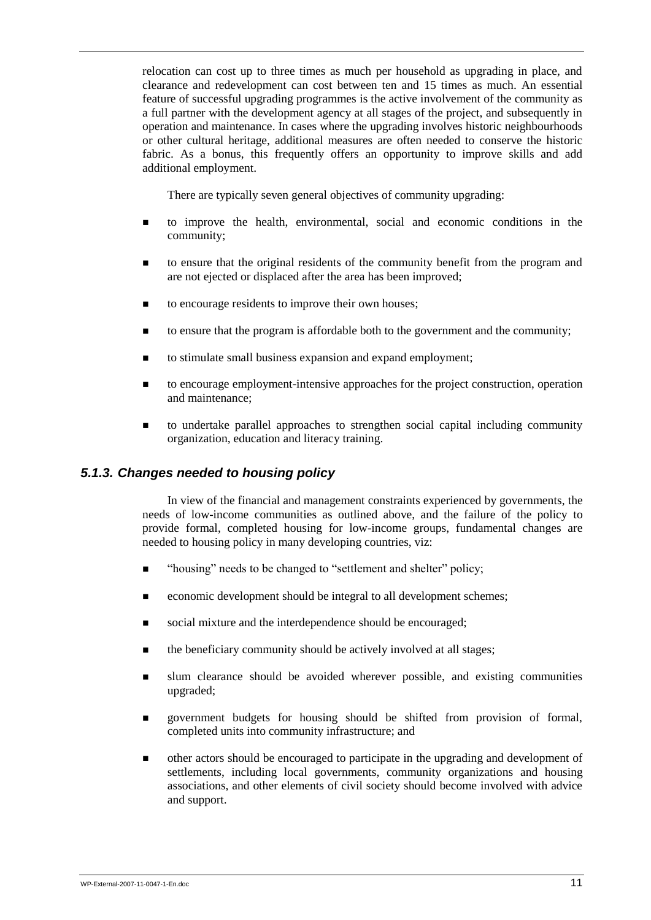relocation can cost up to three times as much per household as upgrading in place, and clearance and redevelopment can cost between ten and 15 times as much. An essential feature of successful upgrading programmes is the active involvement of the community as a full partner with the development agency at all stages of the project, and subsequently in operation and maintenance. In cases where the upgrading involves historic neighbourhoods or other cultural heritage, additional measures are often needed to conserve the historic fabric. As a bonus, this frequently offers an opportunity to improve skills and add additional employment.

There are typically seven general objectives of community upgrading:

- to improve the health, environmental, social and economic conditions in the community;
- to ensure that the original residents of the community benefit from the program and are not ejected or displaced after the area has been improved;
- to encourage residents to improve their own houses;
- to ensure that the program is affordable both to the government and the community;
- to stimulate small business expansion and expand employment;
- to encourage employment-intensive approaches for the project construction, operation and maintenance;
- to undertake parallel approaches to strengthen social capital including community organization, education and literacy training.

### *5.1.3. Changes needed to housing policy*

In view of the financial and management constraints experienced by governments, the needs of low-income communities as outlined above, and the failure of the policy to provide formal, completed housing for low-income groups, fundamental changes are needed to housing policy in many developing countries, viz:

- "housing" needs to be changed to "settlement and shelter" policy;
- economic development should be integral to all development schemes;
- social mixture and the interdependence should be encouraged;
- the beneficiary community should be actively involved at all stages;
- slum clearance should be avoided wherever possible, and existing communities upgraded;
- government budgets for housing should be shifted from provision of formal, completed units into community infrastructure; and
- other actors should be encouraged to participate in the upgrading and development of settlements, including local governments, community organizations and housing associations, and other elements of civil society should become involved with advice and support.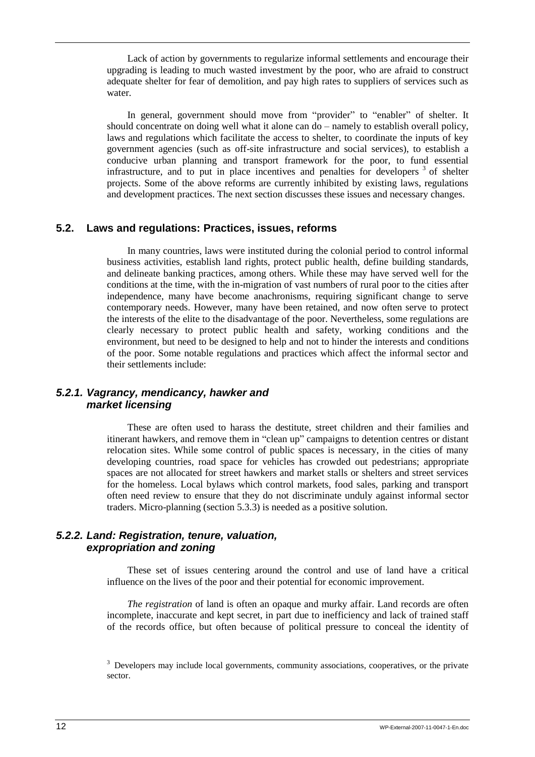Lack of action by governments to regularize informal settlements and encourage their upgrading is leading to much wasted investment by the poor, who are afraid to construct adequate shelter for fear of demolition, and pay high rates to suppliers of services such as water.

In general, government should move from "provider" to "enabler" of shelter. It should concentrate on doing well what it alone can do – namely to establish overall policy, laws and regulations which facilitate the access to shelter, to coordinate the inputs of key government agencies (such as off-site infrastructure and social services), to establish a conducive urban planning and transport framework for the poor, to fund essential infrastructure, and to put in place incentives and penalties for developers [3] of shelter projects. Some of the above reforms are currently inhibited by existing laws, regulations and development practices. The next section discusses these issues and necessary changes.

## 5.2. Laws and regulations: Practices, issues, reforms

In many countries, laws were instituted during the colonial period to control informal business activities, establish land rights, protect public health, define building standards, and delineate banking practices, among others. While these may have served well for the conditions at the time, with the in-migration of vast numbers of rural poor to the cities after independence, many have become anachronisms, requiring significant change to serve contemporary needs. However, many have been retained, and now often serve to protect the interests of the elite to the disadvantage of the poor. Nevertheless, some regulations are clearly necessary to protect public health and safety, working conditions and the environment, but need to be designed to help and not to hinder the interests and conditions of the poor. Some notable regulations and practices which affect the informal sector and their settlements include:

### *5.2.1. Vagrancy, mendicancy, hawker and market licensing*

These are often used to harass the destitute, street children and their families and itinerant hawkers, and remove them in "clean up" campaigns to detention centres or distant relocation sites. While some control of public spaces is necessary, in the cities of many developing countries, road space for vehicles has crowded out pedestrians; appropriate spaces are not allocated for street hawkers and market stalls or shelters and street services for the homeless. Local bylaws which control markets, food sales, parking and transport often need review to ensure that they do not discriminate unduly against informal sector traders. Micro-planning (section 5.3.3) is needed as a positive solution.

### *5.2.2. Land: Registration, tenure, valuation, expropriation and zoning*

These set of issues centering around the control and use of land have a critical influence on the lives of the poor and their potential for economic improvement.

*The registration* of land is often an opaque and murky affair. Land records are often incomplete, inaccurate and kept secret, in part due to inefficiency and lack of trained staff of the records office, but often because of political pressure to conceal the identity of

[3] Developers may include local governments, community associations, cooperatives, or the private sector.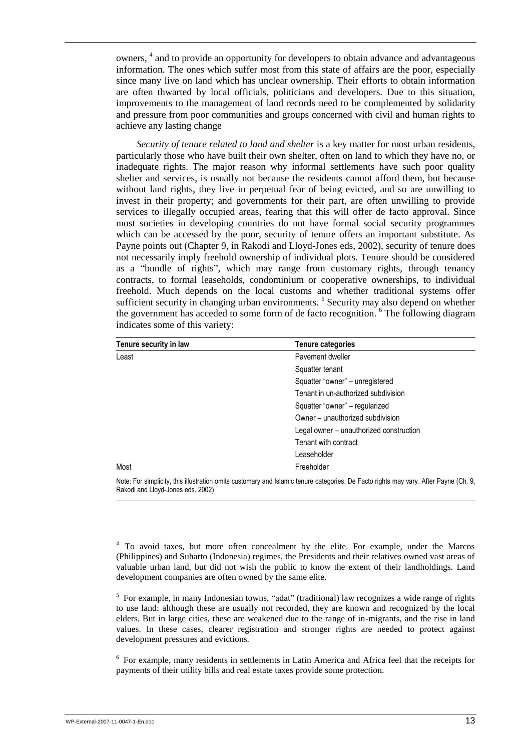owners, [4] and to provide an opportunity for developers to obtain advance and advantageous information. The ones which suffer most from this state of affairs are the poor, especially since many live on land which has unclear ownership. Their efforts to obtain information are often thwarted by local officials, politicians and developers. Due to this situation, improvements to the management of land records need to be complemented by solidarity and pressure from poor communities and groups concerned with civil and human rights to achieve any lasting change

*Security of tenure related to land and shelter* is a key matter for most urban residents, particularly those who have built their own shelter, often on land to which they have no, or inadequate rights. The major reason why informal settlements have such poor quality shelter and services, is usually not because the residents cannot afford them, but because without land rights, they live in perpetual fear of being evicted, and so are unwilling to invest in their property; and governments for their part, are often unwilling to provide services to illegally occupied areas, fearing that this will offer de facto approval. Since most societies in developing countries do not have formal social security programmes which can be accessed by the poor, security of tenure offers an important substitute. As Payne points out (Chapter 9, in Rakodi and Lloyd-Jones eds, 2002), security of tenure does not necessarily imply freehold ownership of individual plots. Tenure should be considered as a "bundle of rights", which may range from customary rights, through tenancy contracts, to formal leaseholds, condominium or cooperative ownerships, to individual freehold. Much depends on the local customs and whether traditional systems offer sufficient security in changing urban environments. [5] Security may also depend on whether the government has acceded to some form of de facto recognition. [6] The following diagram indicates some of this variety:

| Tenure security in law | Tenure categories |
|---|---|
| Least | Pavement dweller |
| | Squatter tenant |
| | Squatter "owner" – unregistered |
| | Tenant in un-authorized subdivision |
| | Squatter "owner" – regularized |
| | Owner – unauthorized subdivision |
| | Legal owner – unauthorized construction |
| | Tenant with contract |
| | Leaseholder |
| Most | Freeholder |

Note: For simplicity, this illustration omits customary and Islamic tenure categories. De Facto rights may vary. After Payne (Ch. 9, Rakodi and Lloyd-Jones eds. 2002)

[4] To avoid taxes, but more often concealment by the elite. For example, under the Marcos (Philippines) and Suharto (Indonesia) regimes, the Presidents and their relatives owned vast areas of valuable urban land, but did not wish the public to know the extent of their landholdings. Land development companies are often owned by the same elite.

[5] For example, in many Indonesian towns, "adat" (traditional) law recognizes a wide range of rights to use land: although these are usually not recorded, they are known and recognized by the local elders. But in large cities, these are weakened due to the range of in-migrants, and the rise in land values. In these cases, clearer registration and stronger rights are needed to protect against development pressures and evictions.

[6] For example, many residents in settlements in Latin America and Africa feel that the receipts for payments of their utility bills and real estate taxes provide some protection.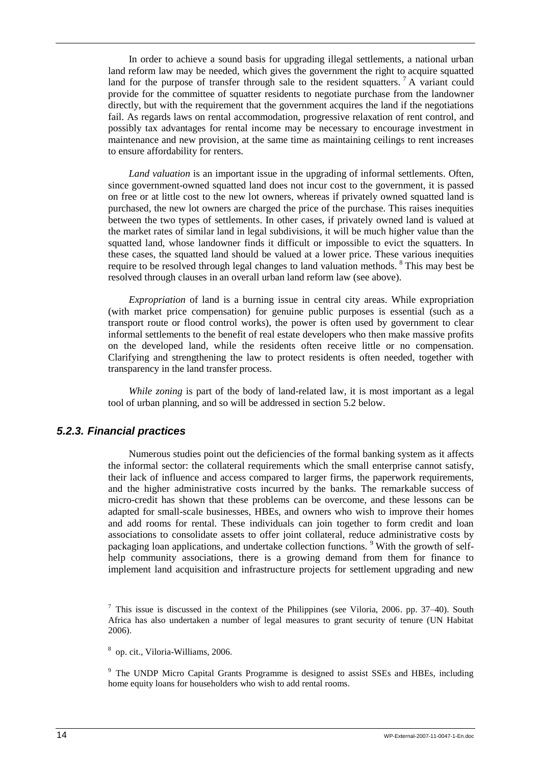In order to achieve a sound basis for upgrading illegal settlements, a national urban land reform law may be needed, which gives the government the right to acquire squatted land for the purpose of transfer through sale to the resident squatters. [7] A variant could provide for the committee of squatter residents to negotiate purchase from the landowner directly, but with the requirement that the government acquires the land if the negotiations fail. As regards laws on rental accommodation, progressive relaxation of rent control, and possibly tax advantages for rental income may be necessary to encourage investment in maintenance and new provision, at the same time as maintaining ceilings to rent increases to ensure affordability for renters.

*Land valuation* is an important issue in the upgrading of informal settlements. Often, since government-owned squatted land does not incur cost to the government, it is passed on free or at little cost to the new lot owners, whereas if privately owned squatted land is purchased, the new lot owners are charged the price of the purchase. This raises inequities between the two types of settlements. In other cases, if privately owned land is valued at the market rates of similar land in legal subdivisions, it will be much higher value than the squatted land, whose landowner finds it difficult or impossible to evict the squatters. In these cases, the squatted land should be valued at a lower price. These various inequities require to be resolved through legal changes to land valuation methods. [8] This may best be resolved through clauses in an overall urban land reform law (see above).

*Expropriation* of land is a burning issue in central city areas. While expropriation (with market price compensation) for genuine public purposes is essential (such as a transport route or flood control works), the power is often used by government to clear informal settlements to the benefit of real estate developers who then make massive profits on the developed land, while the residents often receive little or no compensation. Clarifying and strengthening the law to protect residents is often needed, together with transparency in the land transfer process.

*While zoning* is part of the body of land-related law, it is most important as a legal tool of urban planning, and so will be addressed in section 5.2 below.

### 5.2.3. Financial practices

Numerous studies point out the deficiencies of the formal banking system as it affects the informal sector: the collateral requirements which the small enterprise cannot satisfy, their lack of influence and access compared to larger firms, the paperwork requirements, and the higher administrative costs incurred by the banks. The remarkable success of micro-credit has shown that these problems can be overcome, and these lessons can be adapted for small-scale businesses, HBEs, and owners who wish to improve their homes and add rooms for rental. These individuals can join together to form credit and loan associations to consolidate assets to offer joint collateral, reduce administrative costs by packaging loan applications, and undertake collection functions. [9] With the growth of self-help community associations, there is a growing demand from them for finance to implement land acquisition and infrastructure projects for settlement upgrading and new

[7] This issue is discussed in the context of the Philippines (see Viloria, 2006. pp. 37–40). South Africa has also undertaken a number of legal measures to grant security of tenure (UN Habitat 2006).

[8] op. cit., Viloria-Williams, 2006.

[9] The UNDP Micro Capital Grants Programme is designed to assist SSEs and HBEs, including home equity loans for householders who wish to add rental rooms.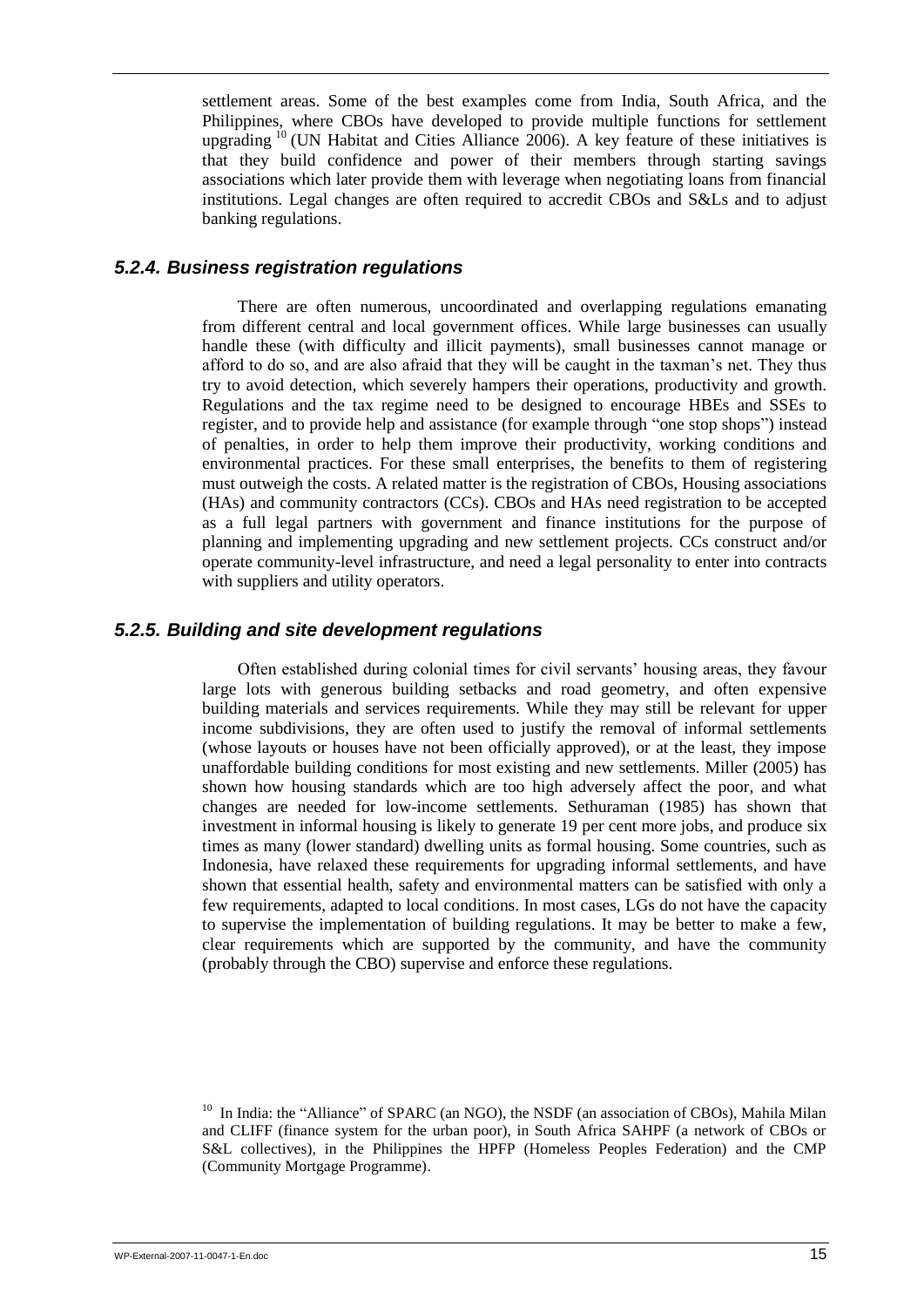settlement areas. Some of the best examples come from India, South Africa, and the Philippines, where CBOs have developed to provide multiple functions for settlement upgrading [10] (UN Habitat and Cities Alliance 2006). A key feature of these initiatives is that they build confidence and power of their members through starting savings associations which later provide them with leverage when negotiating loans from financial institutions. Legal changes are often required to accredit CBOs and S&Ls and to adjust banking regulations.

### *5.2.4. Business registration regulations*

There are often numerous, uncoordinated and overlapping regulations emanating from different central and local government offices. While large businesses can usually handle these (with difficulty and illicit payments), small businesses cannot manage or afford to do so, and are also afraid that they will be caught in the taxman's net. They thus try to avoid detection, which severely hampers their operations, productivity and growth. Regulations and the tax regime need to be designed to encourage HBEs and SSEs to register, and to provide help and assistance (for example through "one stop shops") instead of penalties, in order to help them improve their productivity, working conditions and environmental practices. For these small enterprises, the benefits to them of registering must outweigh the costs. A related matter is the registration of CBOs, Housing associations (HAs) and community contractors (CCs). CBOs and HAs need registration to be accepted as a full legal partners with government and finance institutions for the purpose of planning and implementing upgrading and new settlement projects. CCs construct and/or operate community-level infrastructure, and need a legal personality to enter into contracts with suppliers and utility operators.

### *5.2.5. Building and site development regulations*

Often established during colonial times for civil servants' housing areas, they favour large lots with generous building setbacks and road geometry, and often expensive building materials and services requirements. While they may still be relevant for upper income subdivisions, they are often used to justify the removal of informal settlements (whose layouts or houses have not been officially approved), or at the least, they impose unaffordable building conditions for most existing and new settlements. Miller (2005) has shown how housing standards which are too high adversely affect the poor, and what changes are needed for low-income settlements. Sethuraman (1985) has shown that investment in informal housing is likely to generate 19 per cent more jobs, and produce six times as many (lower standard) dwelling units as formal housing. Some countries, such as Indonesia, have relaxed these requirements for upgrading informal settlements, and have shown that essential health, safety and environmental matters can be satisfied with only a few requirements, adapted to local conditions. In most cases, LGs do not have the capacity to supervise the implementation of building regulations. It may be better to make a few, clear requirements which are supported by the community, and have the community (probably through the CBO) supervise and enforce these regulations.

[10] In India: the "Alliance" of SPARC (an NGO), the NSDF (an association of CBOs), Mahila Milan and CLIFF (finance system for the urban poor), in South Africa SAHPF (a network of CBOs or S&L collectives), in the Philippines the HPFP (Homeless Peoples Federation) and the CMP (Community Mortgage Programme).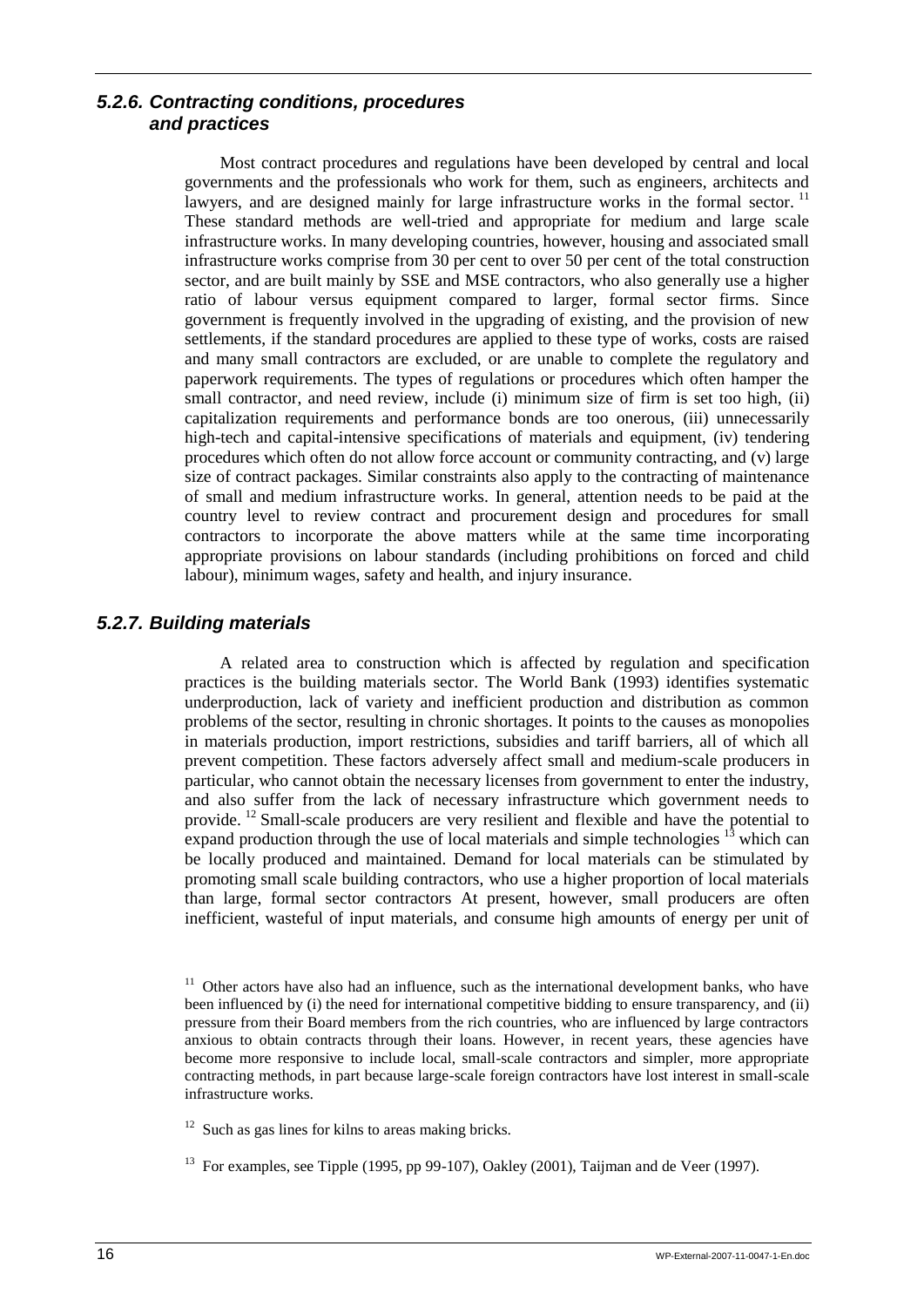### *5.2.6. Contracting conditions, procedures and practices*

Most contract procedures and regulations have been developed by central and local governments and the professionals who work for them, such as engineers, architects and lawyers, and are designed mainly for large infrastructure works in the formal sector. [11] These standard methods are well-tried and appropriate for medium and large scale infrastructure works. In many developing countries, however, housing and associated small infrastructure works comprise from 30 per cent to over 50 per cent of the total construction sector, and are built mainly by SSE and MSE contractors, who also generally use a higher ratio of labour versus equipment compared to larger, formal sector firms. Since government is frequently involved in the upgrading of existing, and the provision of new settlements, if the standard procedures are applied to these type of works, costs are raised and many small contractors are excluded, or are unable to complete the regulatory and paperwork requirements. The types of regulations or procedures which often hamper the small contractor, and need review, include (i) minimum size of firm is set too high, (ii) capitalization requirements and performance bonds are too onerous, (iii) unnecessarily high-tech and capital-intensive specifications of materials and equipment, (iv) tendering procedures which often do not allow force account or community contracting, and (v) large size of contract packages. Similar constraints also apply to the contracting of maintenance of small and medium infrastructure works. In general, attention needs to be paid at the country level to review contract and procurement design and procedures for small contractors to incorporate the above matters while at the same time incorporating appropriate provisions on labour standards (including prohibitions on forced and child labour), minimum wages, safety and health, and injury insurance.

### *5.2.7. Building materials*

A related area to construction which is affected by regulation and specification practices is the building materials sector. The World Bank (1993) identifies systematic underproduction, lack of variety and inefficient production and distribution as common problems of the sector, resulting in chronic shortages. It points to the causes as monopolies in materials production, import restrictions, subsidies and tariff barriers, all of which all prevent competition. These factors adversely affect small and medium-scale producers in particular, who cannot obtain the necessary licenses from government to enter the industry, and also suffer from the lack of necessary infrastructure which government needs to provide. [12] Small-scale producers are very resilient and flexible and have the potential to expand production through the use of local materials and simple technologies [13] which can be locally produced and maintained. Demand for local materials can be stimulated by promoting small scale building contractors, who use a higher proportion of local materials than large, formal sector contractors At present, however, small producers are often inefficient, wasteful of input materials, and consume high amounts of energy per unit of

---

[11] Other actors have also had an influence, such as the international development banks, who have been influenced by (i) the need for international competitive bidding to ensure transparency, and (ii) pressure from their Board members from the rich countries, who are influenced by large contractors anxious to obtain contracts through their loans. However, in recent years, these agencies have become more responsive to include local, small-scale contractors and simpler, more appropriate contracting methods, in part because large-scale foreign contractors have lost interest in small-scale infrastructure works.

[12] Such as gas lines for kilns to areas making bricks.

[13] For examples, see Tipple (1995, pp 99-107), Oakley (2001), Taijman and de Veer (1997).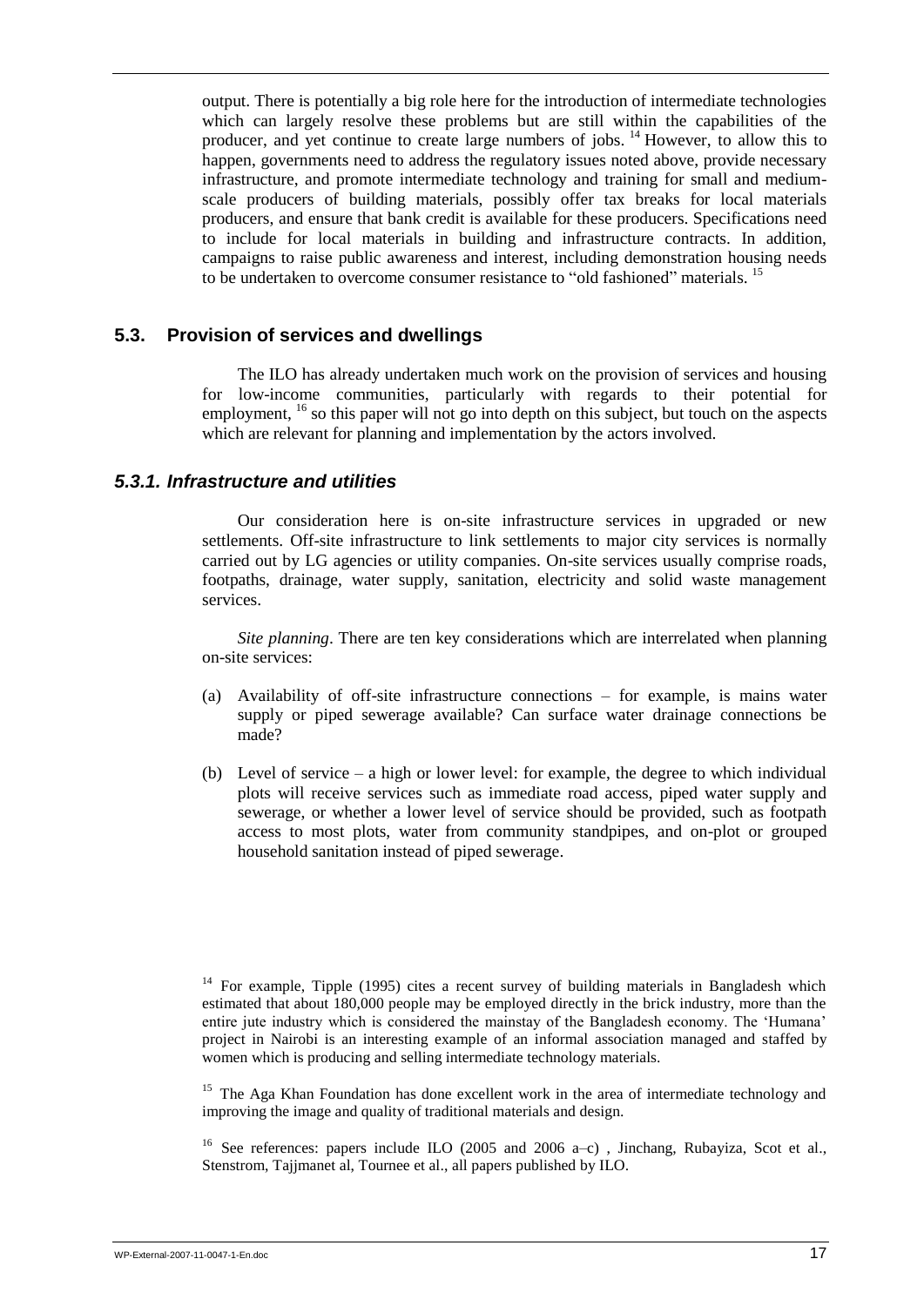output. There is potentially a big role here for the introduction of intermediate technologies which can largely resolve these problems but are still within the capabilities of the producer, and yet continue to create large numbers of jobs. [14] However, to allow this to happen, governments need to address the regulatory issues noted above, provide necessary infrastructure, and promote intermediate technology and training for small and medium-scale producers of building materials, possibly offer tax breaks for local materials producers, and ensure that bank credit is available for these producers. Specifications need to include for local materials in building and infrastructure contracts. In addition, campaigns to raise public awareness and interest, including demonstration housing needs to be undertaken to overcome consumer resistance to "old fashioned" materials. [15]

## 5.3. Provision of services and dwellings

The ILO has already undertaken much work on the provision of services and housing for low-income communities, particularly with regards to their potential for employment, [16] so this paper will not go into depth on this subject, but touch on the aspects which are relevant for planning and implementation by the actors involved.

### *5.3.1. Infrastructure and utilities*

Our consideration here is on-site infrastructure services in upgraded or new settlements. Off-site infrastructure to link settlements to major city services is normally carried out by LG agencies or utility companies. On-site services usually comprise roads, footpaths, drainage, water supply, sanitation, electricity and solid waste management services.

*Site planning*. There are ten key considerations which are interrelated when planning on-site services:

(a) Availability of off-site infrastructure connections – for example, is mains water supply or piped sewerage available? Can surface water drainage connections be made?

(b) Level of service – a high or lower level: for example, the degree to which individual plots will receive services such as immediate road access, piped water supply and sewerage, or whether a lower level of service should be provided, such as footpath access to most plots, water from community standpipes, and on-plot or grouped household sanitation instead of piped sewerage.

---

[14] For example, Tipple (1995) cites a recent survey of building materials in Bangladesh which estimated that about 180,000 people may be employed directly in the brick industry, more than the entire jute industry which is considered the mainstay of the Bangladesh economy. The 'Humana' project in Nairobi is an interesting example of an informal association managed and staffed by women which is producing and selling intermediate technology materials.

[15] The Aga Khan Foundation has done excellent work in the area of intermediate technology and improving the image and quality of traditional materials and design.

[16] See references: papers include ILO (2005 and 2006 a–c) , Jinchang, Rubayiza, Scot et al., Stenstrom, Tajjmanet al, Tournee et al., all papers published by ILO.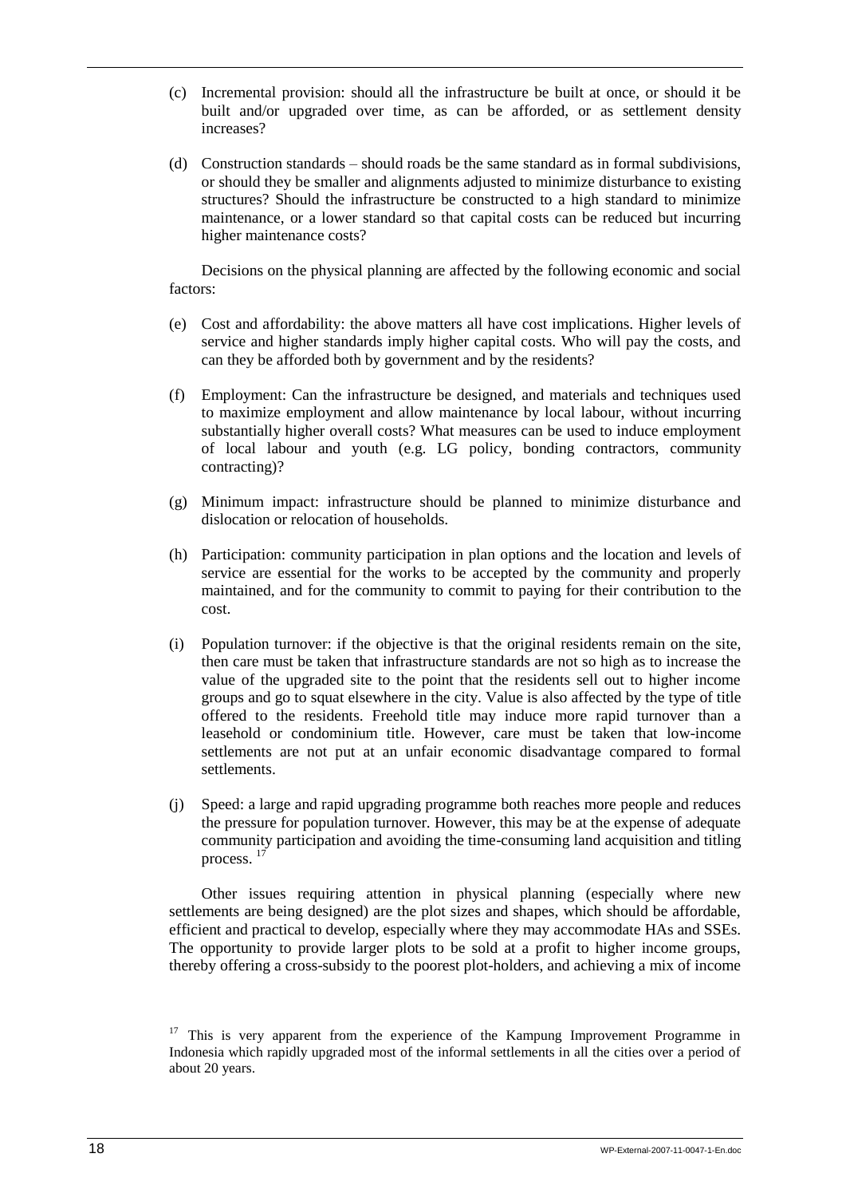(c) Incremental provision: should all the infrastructure be built at once, or should it be built and/or upgraded over time, as can be afforded, or as settlement density increases?

(d) Construction standards – should roads be the same standard as in formal subdivisions, or should they be smaller and alignments adjusted to minimize disturbance to existing structures? Should the infrastructure be constructed to a high standard to minimize maintenance, or a lower standard so that capital costs can be reduced but incurring higher maintenance costs?

Decisions on the physical planning are affected by the following economic and social factors:

(e) Cost and affordability: the above matters all have cost implications. Higher levels of service and higher standards imply higher capital costs. Who will pay the costs, and can they be afforded both by government and by the residents?

(f) Employment: Can the infrastructure be designed, and materials and techniques used to maximize employment and allow maintenance by local labour, without incurring substantially higher overall costs? What measures can be used to induce employment of local labour and youth (e.g. LG policy, bonding contractors, community contracting)?

(g) Minimum impact: infrastructure should be planned to minimize disturbance and dislocation or relocation of households.

(h) Participation: community participation in plan options and the location and levels of service are essential for the works to be accepted by the community and properly maintained, and for the community to commit to paying for their contribution to the cost.

(i) Population turnover: if the objective is that the original residents remain on the site, then care must be taken that infrastructure standards are not so high as to increase the value of the upgraded site to the point that the residents sell out to higher income groups and go to squat elsewhere in the city. Value is also affected by the type of title offered to the residents. Freehold title may induce more rapid turnover than a leasehold or condominium title. However, care must be taken that low-income settlements are not put at an unfair economic disadvantage compared to formal settlements.

(j) Speed: a large and rapid upgrading programme both reaches more people and reduces the pressure for population turnover. However, this may be at the expense of adequate community participation and avoiding the time-consuming land acquisition and titling process. [17]

Other issues requiring attention in physical planning (especially where new settlements are being designed) are the plot sizes and shapes, which should be affordable, efficient and practical to develop, especially where they may accommodate HAs and SSEs. The opportunity to provide larger plots to be sold at a profit to higher income groups, thereby offering a cross-subsidy to the poorest plot-holders, and achieving a mix of income

[17] This is very apparent from the experience of the Kampung Improvement Programme in Indonesia which rapidly upgraded most of the informal settlements in all the cities over a period of about 20 years.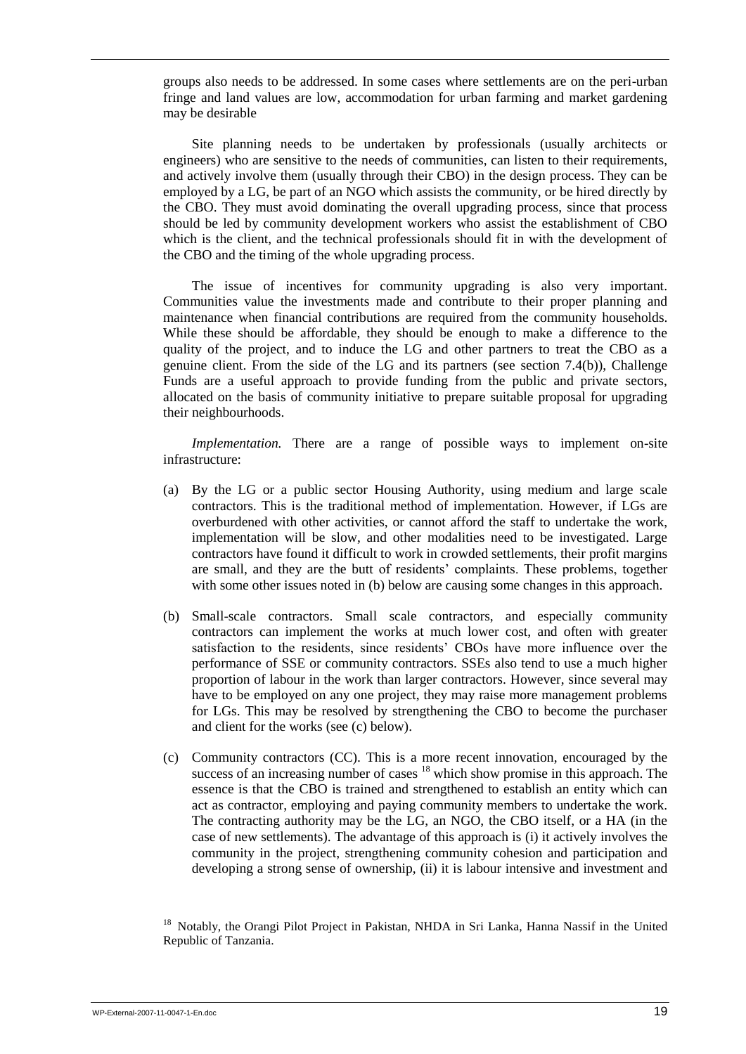groups also needs to be addressed. In some cases where settlements are on the peri-urban fringe and land values are low, accommodation for urban farming and market gardening may be desirable

Site planning needs to be undertaken by professionals (usually architects or engineers) who are sensitive to the needs of communities, can listen to their requirements, and actively involve them (usually through their CBO) in the design process. They can be employed by a LG, be part of an NGO which assists the community, or be hired directly by the CBO. They must avoid dominating the overall upgrading process, since that process should be led by community development workers who assist the establishment of CBO which is the client, and the technical professionals should fit in with the development of the CBO and the timing of the whole upgrading process.

The issue of incentives for community upgrading is also very important. Communities value the investments made and contribute to their proper planning and maintenance when financial contributions are required from the community households. While these should be affordable, they should be enough to make a difference to the quality of the project, and to induce the LG and other partners to treat the CBO as a genuine client. From the side of the LG and its partners (see section 7.4(b)), Challenge Funds are a useful approach to provide funding from the public and private sectors, allocated on the basis of community initiative to prepare suitable proposal for upgrading their neighbourhoods.

*Implementation.* There are a range of possible ways to implement on-site infrastructure:

(a) By the LG or a public sector Housing Authority, using medium and large scale contractors. This is the traditional method of implementation. However, if LGs are overburdened with other activities, or cannot afford the staff to undertake the work, implementation will be slow, and other modalities need to be investigated. Large contractors have found it difficult to work in crowded settlements, their profit margins are small, and they are the butt of residents' complaints. These problems, together with some other issues noted in (b) below are causing some changes in this approach.

(b) Small-scale contractors. Small scale contractors, and especially community contractors can implement the works at much lower cost, and often with greater satisfaction to the residents, since residents' CBOs have more influence over the performance of SSE or community contractors. SSEs also tend to use a much higher proportion of labour in the work than larger contractors. However, since several may have to be employed on any one project, they may raise more management problems for LGs. This may be resolved by strengthening the CBO to become the purchaser and client for the works (see (c) below).

(c) Community contractors (CC). This is a more recent innovation, encouraged by the success of an increasing number of cases [18] which show promise in this approach. The essence is that the CBO is trained and strengthened to establish an entity which can act as contractor, employing and paying community members to undertake the work. The contracting authority may be the LG, an NGO, the CBO itself, or a HA (in the case of new settlements). The advantage of this approach is (i) it actively involves the community in the project, strengthening community cohesion and participation and developing a strong sense of ownership, (ii) it is labour intensive and investment and

[18] Notably, the Orangi Pilot Project in Pakistan, NHDA in Sri Lanka, Hanna Nassif in the United Republic of Tanzania.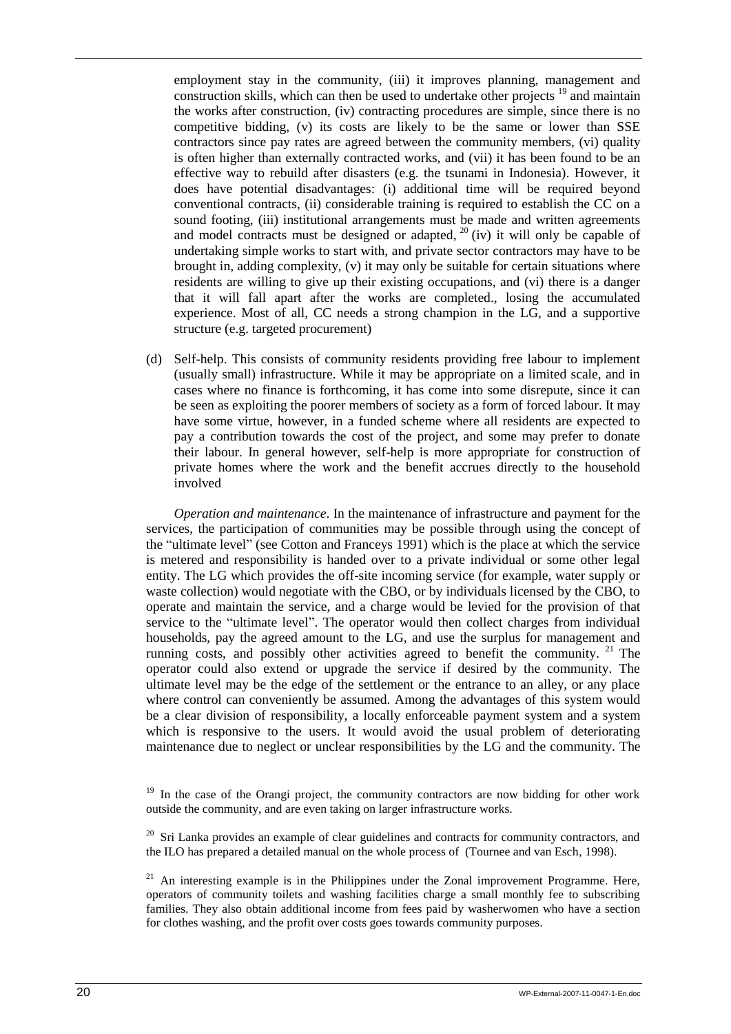employment stay in the community, (iii) it improves planning, management and construction skills, which can then be used to undertake other projects [19] and maintain the works after construction, (iv) contracting procedures are simple, since there is no competitive bidding, (v) its costs are likely to be the same or lower than SSE contractors since pay rates are agreed between the community members, (vi) quality is often higher than externally contracted works, and (vii) it has been found to be an effective way to rebuild after disasters (e.g. the tsunami in Indonesia). However, it does have potential disadvantages: (i) additional time will be required beyond conventional contracts, (ii) considerable training is required to establish the CC on a sound footing, (iii) institutional arrangements must be made and written agreements and model contracts must be designed or adapted, [20] (iv) it will only be capable of undertaking simple works to start with, and private sector contractors may have to be brought in, adding complexity, (v) it may only be suitable for certain situations where residents are willing to give up their existing occupations, and (vi) there is a danger that it will fall apart after the works are completed., losing the accumulated experience. Most of all, CC needs a strong champion in the LG, and a supportive structure (e.g. targeted procurement)

(d) Self-help. This consists of community residents providing free labour to implement (usually small) infrastructure. While it may be appropriate on a limited scale, and in cases where no finance is forthcoming, it has come into some disrepute, since it can be seen as exploiting the poorer members of society as a form of forced labour. It may have some virtue, however, in a funded scheme where all residents are expected to pay a contribution towards the cost of the project, and some may prefer to donate their labour. In general however, self-help is more appropriate for construction of private homes where the work and the benefit accrues directly to the household involved

*Operation and maintenance*. In the maintenance of infrastructure and payment for the services, the participation of communities may be possible through using the concept of the "ultimate level" (see Cotton and Franceys 1991) which is the place at which the service is metered and responsibility is handed over to a private individual or some other legal entity. The LG which provides the off-site incoming service (for example, water supply or waste collection) would negotiate with the CBO, or by individuals licensed by the CBO, to operate and maintain the service, and a charge would be levied for the provision of that service to the "ultimate level". The operator would then collect charges from individual households, pay the agreed amount to the LG, and use the surplus for management and running costs, and possibly other activities agreed to benefit the community. [21] The operator could also extend or upgrade the service if desired by the community. The ultimate level may be the edge of the settlement or the entrance to an alley, or any place where control can conveniently be assumed. Among the advantages of this system would be a clear division of responsibility, a locally enforceable payment system and a system which is responsive to the users. It would avoid the usual problem of deteriorating maintenance due to neglect or unclear responsibilities by the LG and the community. The

[19] In the case of the Orangi project, the community contractors are now bidding for other work outside the community, and are even taking on larger infrastructure works.

[20] Sri Lanka provides an example of clear guidelines and contracts for community contractors, and the ILO has prepared a detailed manual on the whole process of (Tournee and van Esch, 1998).

[21] An interesting example is in the Philippines under the Zonal improvement Programme. Here, operators of community toilets and washing facilities charge a small monthly fee to subscribing families. They also obtain additional income from fees paid by washerwomen who have a section for clothes washing, and the profit over costs goes towards community purposes.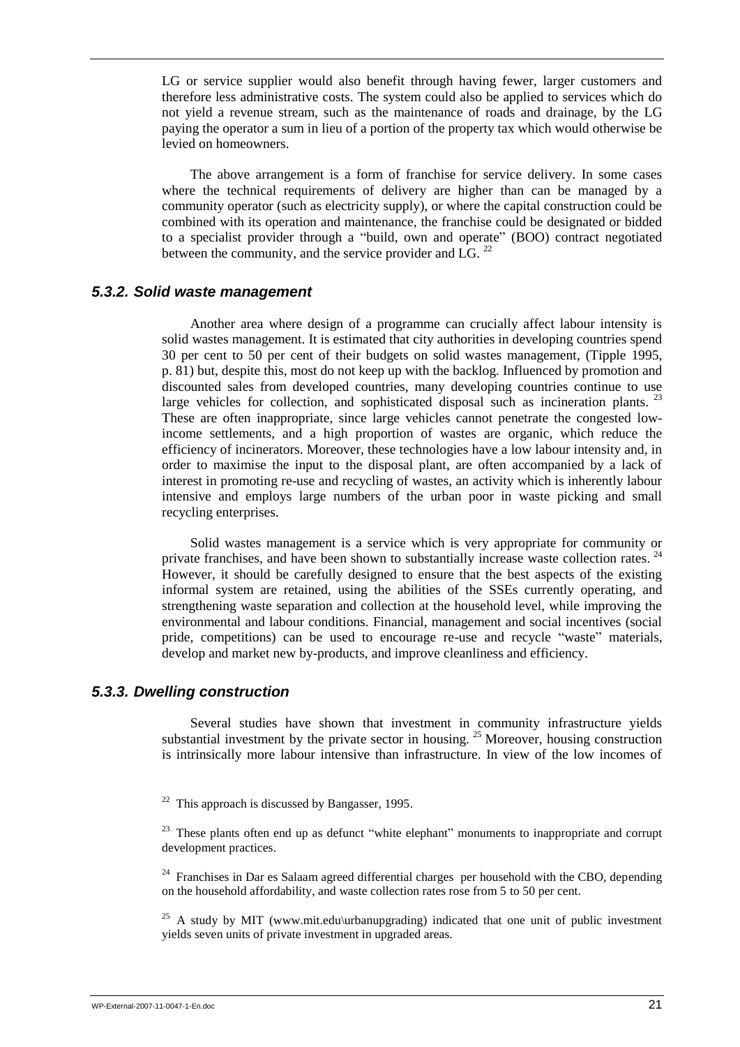LG or service supplier would also benefit through having fewer, larger customers and therefore less administrative costs. The system could also be applied to services which do not yield a revenue stream, such as the maintenance of roads and drainage, by the LG paying the operator a sum in lieu of a portion of the property tax which would otherwise be levied on homeowners.

The above arrangement is a form of franchise for service delivery. In some cases where the technical requirements of delivery are higher than can be managed by a community operator (such as electricity supply), or where the capital construction could be combined with its operation and maintenance, the franchise could be designated or bidded to a specialist provider through a "build, own and operate" (BOO) contract negotiated between the community, and the service provider and LG. [22]

### *5.3.2. Solid waste management*

Another area where design of a programme can crucially affect labour intensity is solid wastes management. It is estimated that city authorities in developing countries spend 30 per cent to 50 per cent of their budgets on solid wastes management, (Tipple 1995, p. 81) but, despite this, most do not keep up with the backlog. Influenced by promotion and discounted sales from developed countries, many developing countries continue to use large vehicles for collection, and sophisticated disposal such as incineration plants. [23] These are often inappropriate, since large vehicles cannot penetrate the congested low-income settlements, and a high proportion of wastes are organic, which reduce the efficiency of incinerators. Moreover, these technologies have a low labour intensity and, in order to maximise the input to the disposal plant, are often accompanied by a lack of interest in promoting re-use and recycling of wastes, an activity which is inherently labour intensive and employs large numbers of the urban poor in waste picking and small recycling enterprises.

Solid wastes management is a service which is very appropriate for community or private franchises, and have been shown to substantially increase waste collection rates. [24] However, it should be carefully designed to ensure that the best aspects of the existing informal system are retained, using the abilities of the SSEs currently operating, and strengthening waste separation and collection at the household level, while improving the environmental and labour conditions. Financial, management and social incentives (social pride, competitions) can be used to encourage re-use and recycle "waste" materials, develop and market new by-products, and improve cleanliness and efficiency.

### *5.3.3. Dwelling construction*

Several studies have shown that investment in community infrastructure yields substantial investment by the private sector in housing. [25] Moreover, housing construction is intrinsically more labour intensive than infrastructure. In view of the low incomes of

[22] This approach is discussed by Bangasser, 1995.

[23] These plants often end up as defunct "white elephant" monuments to inappropriate and corrupt development practices.

[24] Franchises in Dar es Salaam agreed differential charges per household with the CBO, depending on the household affordability, and waste collection rates rose from 5 to 50 per cent.

[25] A study by MIT (www.mit.edu\urbanupgrading) indicated that one unit of public investment yields seven units of private investment in upgraded areas.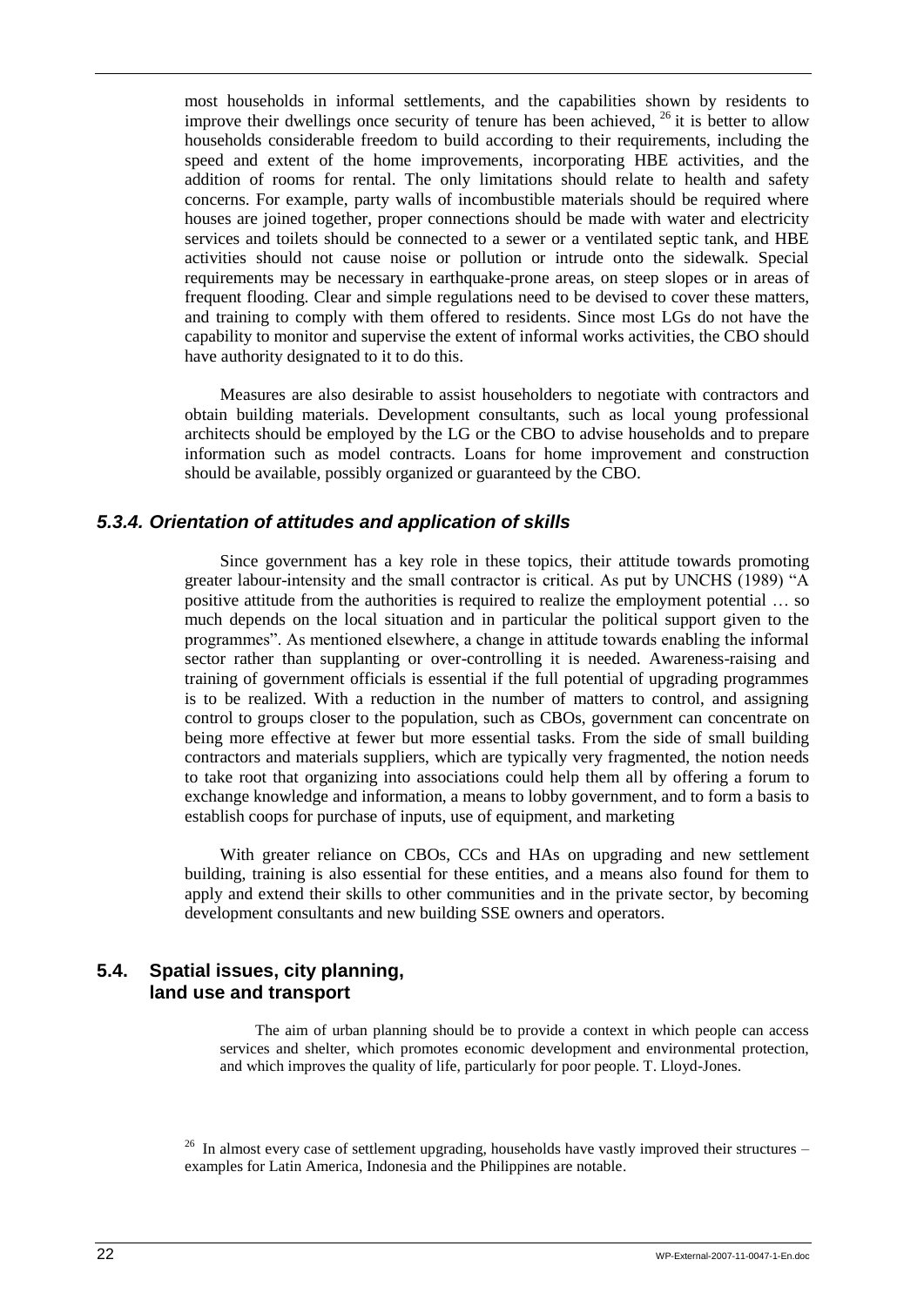most households in informal settlements, and the capabilities shown by residents to improve their dwellings once security of tenure has been achieved, [26] it is better to allow households considerable freedom to build according to their requirements, including the speed and extent of the home improvements, incorporating HBE activities, and the addition of rooms for rental. The only limitations should relate to health and safety concerns. For example, party walls of incombustible materials should be required where houses are joined together, proper connections should be made with water and electricity services and toilets should be connected to a sewer or a ventilated septic tank, and HBE activities should not cause noise or pollution or intrude onto the sidewalk. Special requirements may be necessary in earthquake-prone areas, on steep slopes or in areas of frequent flooding. Clear and simple regulations need to be devised to cover these matters, and training to comply with them offered to residents. Since most LGs do not have the capability to monitor and supervise the extent of informal works activities, the CBO should have authority designated to it to do this.

Measures are also desirable to assist householders to negotiate with contractors and obtain building materials. Development consultants, such as local young professional architects should be employed by the LG or the CBO to advise households and to prepare information such as model contracts. Loans for home improvement and construction should be available, possibly organized or guaranteed by the CBO.

### *5.3.4. Orientation of attitudes and application of skills*

Since government has a key role in these topics, their attitude towards promoting greater labour-intensity and the small contractor is critical. As put by UNCHS (1989) "A positive attitude from the authorities is required to realize the employment potential … so much depends on the local situation and in particular the political support given to the programmes". As mentioned elsewhere, a change in attitude towards enabling the informal sector rather than supplanting or over-controlling it is needed. Awareness-raising and training of government officials is essential if the full potential of upgrading programmes is to be realized. With a reduction in the number of matters to control, and assigning control to groups closer to the population, such as CBOs, government can concentrate on being more effective at fewer but more essential tasks. From the side of small building contractors and materials suppliers, which are typically very fragmented, the notion needs to take root that organizing into associations could help them all by offering a forum to exchange knowledge and information, a means to lobby government, and to form a basis to establish coops for purchase of inputs, use of equipment, and marketing

With greater reliance on CBOs, CCs and HAs on upgrading and new settlement building, training is also essential for these entities, and a means also found for them to apply and extend their skills to other communities and in the private sector, by becoming development consultants and new building SSE owners and operators.

## 5.4. Spatial issues, city planning, land use and transport

> The aim of urban planning should be to provide a context in which people can access services and shelter, which promotes economic development and environmental protection, and which improves the quality of life, particularly for poor people. T. Lloyd-Jones.

[26] In almost every case of settlement upgrading, households have vastly improved their structures – examples for Latin America, Indonesia and the Philippines are notable.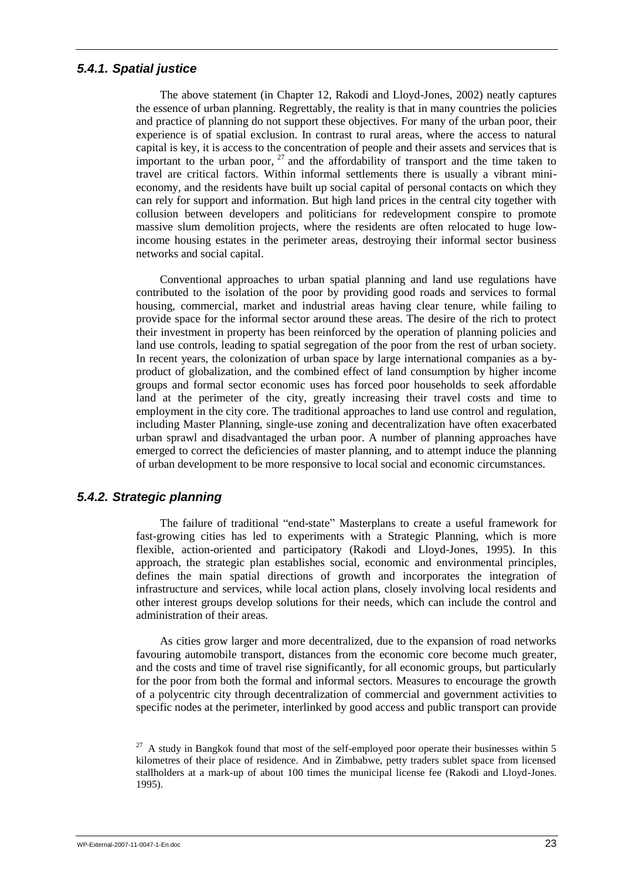### *5.4.1. Spatial justice*

The above statement (in Chapter 12, Rakodi and Lloyd-Jones, 2002) neatly captures the essence of urban planning. Regrettably, the reality is that in many countries the policies and practice of planning do not support these objectives. For many of the urban poor, their experience is of spatial exclusion. In contrast to rural areas, where the access to natural capital is key, it is access to the concentration of people and their assets and services that is important to the urban poor, [27] and the affordability of transport and the time taken to travel are critical factors. Within informal settlements there is usually a vibrant mini-economy, and the residents have built up social capital of personal contacts on which they can rely for support and information. But high land prices in the central city together with collusion between developers and politicians for redevelopment conspire to promote massive slum demolition projects, where the residents are often relocated to huge low-income housing estates in the perimeter areas, destroying their informal sector business networks and social capital.

Conventional approaches to urban spatial planning and land use regulations have contributed to the isolation of the poor by providing good roads and services to formal housing, commercial, market and industrial areas having clear tenure, while failing to provide space for the informal sector around these areas. The desire of the rich to protect their investment in property has been reinforced by the operation of planning policies and land use controls, leading to spatial segregation of the poor from the rest of urban society. In recent years, the colonization of urban space by large international companies as a by-product of globalization, and the combined effect of land consumption by higher income groups and formal sector economic uses has forced poor households to seek affordable land at the perimeter of the city, greatly increasing their travel costs and time to employment in the city core. The traditional approaches to land use control and regulation, including Master Planning, single-use zoning and decentralization have often exacerbated urban sprawl and disadvantaged the urban poor. A number of planning approaches have emerged to correct the deficiencies of master planning, and to attempt induce the planning of urban development to be more responsive to local social and economic circumstances.

### *5.4.2. Strategic planning*

The failure of traditional "end-state" Masterplans to create a useful framework for fast-growing cities has led to experiments with a Strategic Planning, which is more flexible, action-oriented and participatory (Rakodi and Lloyd-Jones, 1995). In this approach, the strategic plan establishes social, economic and environmental principles, defines the main spatial directions of growth and incorporates the integration of infrastructure and services, while local action plans, closely involving local residents and other interest groups develop solutions for their needs, which can include the control and administration of their areas.

As cities grow larger and more decentralized, due to the expansion of road networks favouring automobile transport, distances from the economic core become much greater, and the costs and time of travel rise significantly, for all economic groups, but particularly for the poor from both the formal and informal sectors. Measures to encourage the growth of a polycentric city through decentralization of commercial and government activities to specific nodes at the perimeter, interlinked by good access and public transport can provide

[27] A study in Bangkok found that most of the self-employed poor operate their businesses within 5 kilometres of their place of residence. And in Zimbabwe, petty traders sublet space from licensed stallholders at a mark-up of about 100 times the municipal license fee (Rakodi and Lloyd-Jones. 1995).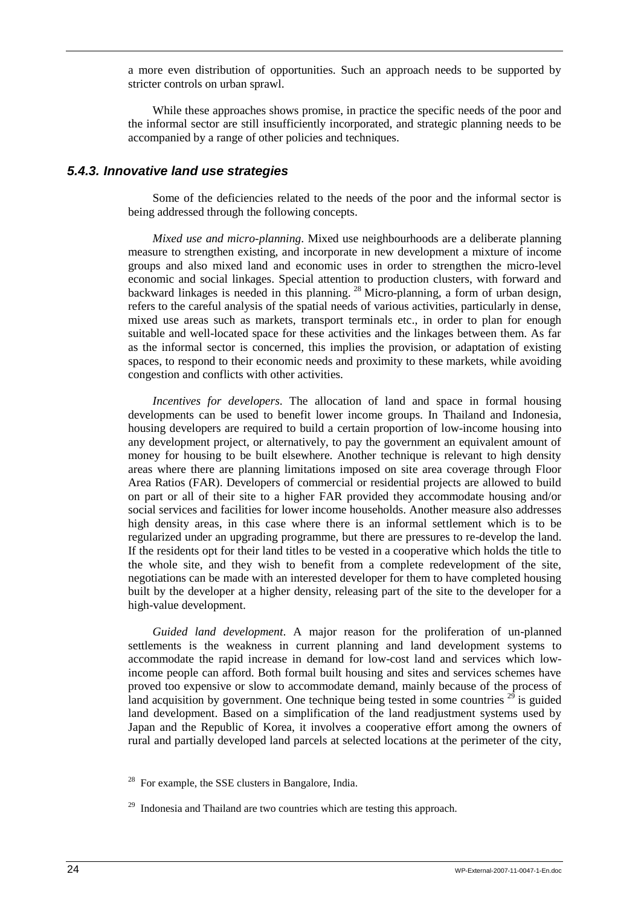a more even distribution of opportunities. Such an approach needs to be supported by stricter controls on urban sprawl.

While these approaches shows promise, in practice the specific needs of the poor and the informal sector are still insufficiently incorporated, and strategic planning needs to be accompanied by a range of other policies and techniques.

### *5.4.3. Innovative land use strategies*

Some of the deficiencies related to the needs of the poor and the informal sector is being addressed through the following concepts.

*Mixed use and micro-planning*. Mixed use neighbourhoods are a deliberate planning measure to strengthen existing, and incorporate in new development a mixture of income groups and also mixed land and economic uses in order to strengthen the micro-level economic and social linkages. Special attention to production clusters, with forward and backward linkages is needed in this planning. [28] Micro-planning, a form of urban design, refers to the careful analysis of the spatial needs of various activities, particularly in dense, mixed use areas such as markets, transport terminals etc., in order to plan for enough suitable and well-located space for these activities and the linkages between them. As far as the informal sector is concerned, this implies the provision, or adaptation of existing spaces, to respond to their economic needs and proximity to these markets, while avoiding congestion and conflicts with other activities.

*Incentives for developers*. The allocation of land and space in formal housing developments can be used to benefit lower income groups. In Thailand and Indonesia, housing developers are required to build a certain proportion of low-income housing into any development project, or alternatively, to pay the government an equivalent amount of money for housing to be built elsewhere. Another technique is relevant to high density areas where there are planning limitations imposed on site area coverage through Floor Area Ratios (FAR). Developers of commercial or residential projects are allowed to build on part or all of their site to a higher FAR provided they accommodate housing and/or social services and facilities for lower income households. Another measure also addresses high density areas, in this case where there is an informal settlement which is to be regularized under an upgrading programme, but there are pressures to re-develop the land. If the residents opt for their land titles to be vested in a cooperative which holds the title to the whole site, and they wish to benefit from a complete redevelopment of the site, negotiations can be made with an interested developer for them to have completed housing built by the developer at a higher density, releasing part of the site to the developer for a high-value development.

*Guided land development*. A major reason for the proliferation of un-planned settlements is the weakness in current planning and land development systems to accommodate the rapid increase in demand for low-cost land and services which low-income people can afford. Both formal built housing and sites and services schemes have proved too expensive or slow to accommodate demand, mainly because of the process of land acquisition by government. One technique being tested in some countries [29] is guided land development. Based on a simplification of the land readjustment systems used by Japan and the Republic of Korea, it involves a cooperative effort among the owners of rural and partially developed land parcels at selected locations at the perimeter of the city,

[28] For example, the SSE clusters in Bangalore, India.

[29] Indonesia and Thailand are two countries which are testing this approach.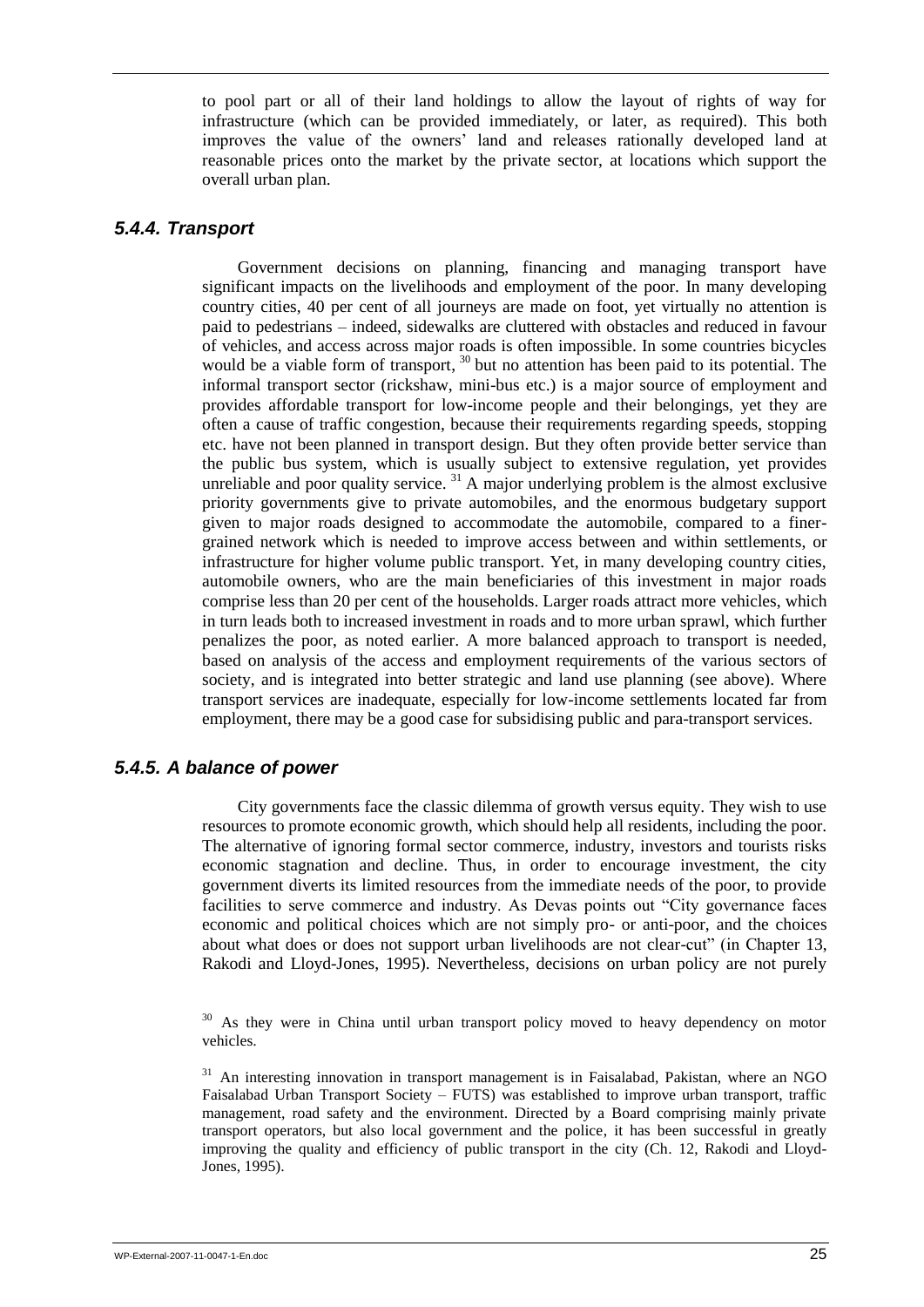to pool part or all of their land holdings to allow the layout of rights of way for infrastructure (which can be provided immediately, or later, as required). This both improves the value of the owners' land and releases rationally developed land at reasonable prices onto the market by the private sector, at locations which support the overall urban plan.

### *5.4.4. Transport*

Government decisions on planning, financing and managing transport have significant impacts on the livelihoods and employment of the poor. In many developing country cities, 40 per cent of all journeys are made on foot, yet virtually no attention is paid to pedestrians – indeed, sidewalks are cluttered with obstacles and reduced in favour of vehicles, and access across major roads is often impossible. In some countries bicycles would be a viable form of transport, [30] but no attention has been paid to its potential. The informal transport sector (rickshaw, mini-bus etc.) is a major source of employment and provides affordable transport for low-income people and their belongings, yet they are often a cause of traffic congestion, because their requirements regarding speeds, stopping etc. have not been planned in transport design. But they often provide better service than the public bus system, which is usually subject to extensive regulation, yet provides unreliable and poor quality service. [31] A major underlying problem is the almost exclusive priority governments give to private automobiles, and the enormous budgetary support given to major roads designed to accommodate the automobile, compared to a finer-grained network which is needed to improve access between and within settlements, or infrastructure for higher volume public transport. Yet, in many developing country cities, automobile owners, who are the main beneficiaries of this investment in major roads comprise less than 20 per cent of the households. Larger roads attract more vehicles, which in turn leads both to increased investment in roads and to more urban sprawl, which further penalizes the poor, as noted earlier. A more balanced approach to transport is needed, based on analysis of the access and employment requirements of the various sectors of society, and is integrated into better strategic and land use planning (see above). Where transport services are inadequate, especially for low-income settlements located far from employment, there may be a good case for subsidising public and para-transport services.

### *5.4.5. A balance of power*

City governments face the classic dilemma of growth versus equity. They wish to use resources to promote economic growth, which should help all residents, including the poor. The alternative of ignoring formal sector commerce, industry, investors and tourists risks economic stagnation and decline. Thus, in order to encourage investment, the city government diverts its limited resources from the immediate needs of the poor, to provide facilities to serve commerce and industry. As Devas points out "City governance faces economic and political choices which are not simply pro- or anti-poor, and the choices about what does or does not support urban livelihoods are not clear-cut" (in Chapter 13, Rakodi and Lloyd-Jones, 1995). Nevertheless, decisions on urban policy are not purely

---

[30] As they were in China until urban transport policy moved to heavy dependency on motor vehicles.

[31] An interesting innovation in transport management is in Faisalabad, Pakistan, where an NGO Faisalabad Urban Transport Society – FUTS) was established to improve urban transport, traffic management, road safety and the environment. Directed by a Board comprising mainly private transport operators, but also local government and the police, it has been successful in greatly improving the quality and efficiency of public transport in the city (Ch. 12, Rakodi and Lloyd-Jones, 1995).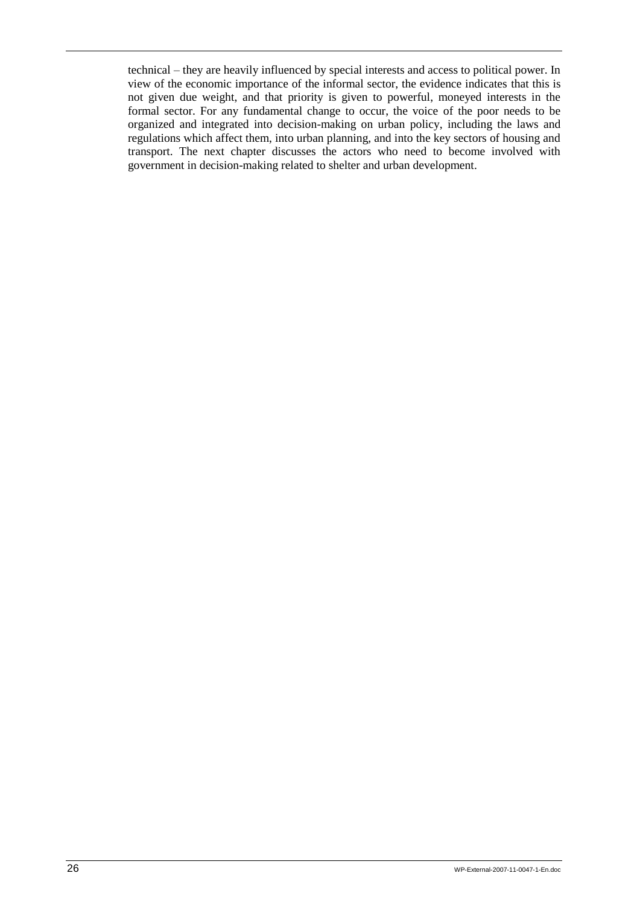technical – they are heavily influenced by special interests and access to political power. In view of the economic importance of the informal sector, the evidence indicates that this is not given due weight, and that priority is given to powerful, moneyed interests in the formal sector. For any fundamental change to occur, the voice of the poor needs to be organized and integrated into decision-making on urban policy, including the laws and regulations which affect them, into urban planning, and into the key sectors of housing and transport. The next chapter discusses the actors who need to become involved with government in decision-making related to shelter and urban development.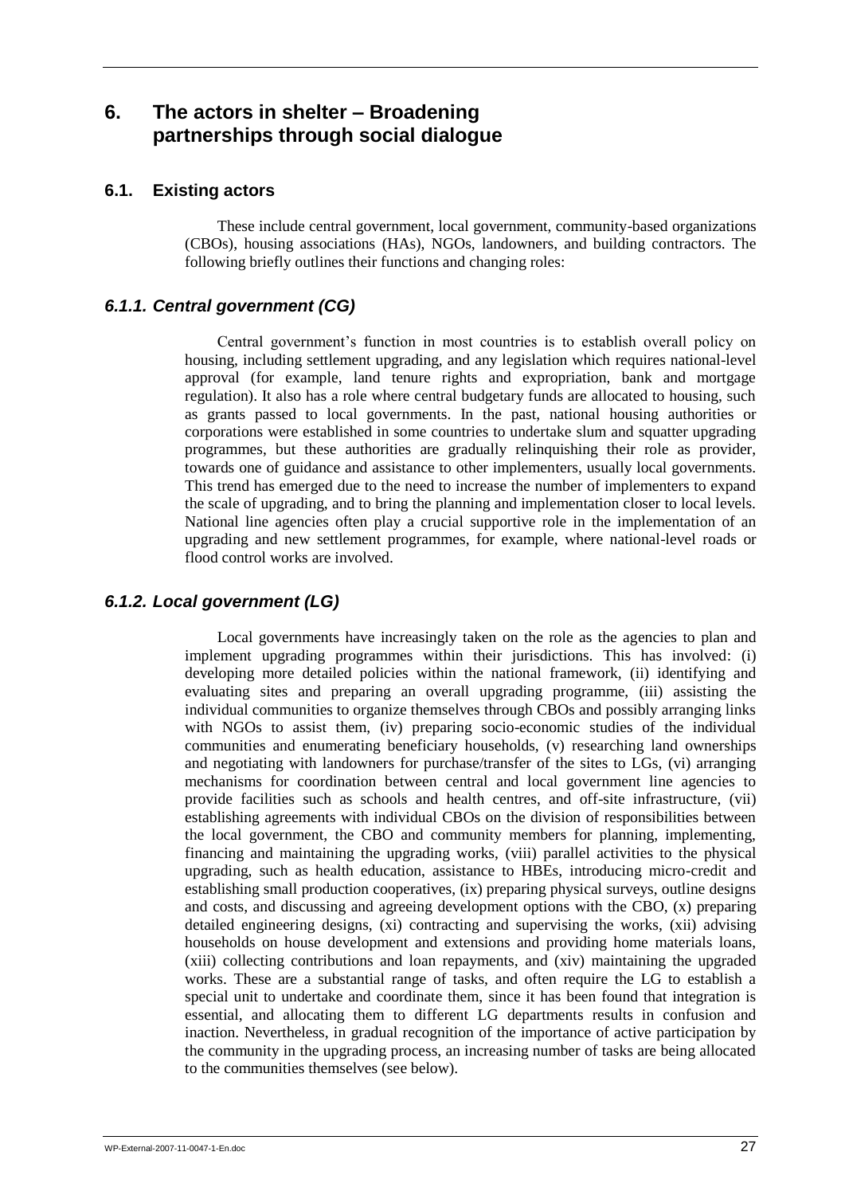# 6. The actors in shelter – Broadening partnerships through social dialogue

## 6.1. Existing actors

These include central government, local government, community-based organizations (CBOs), housing associations (HAs), NGOs, landowners, and building contractors. The following briefly outlines their functions and changing roles:

### *6.1.1. Central government (CG)*

Central government's function in most countries is to establish overall policy on housing, including settlement upgrading, and any legislation which requires national-level approval (for example, land tenure rights and expropriation, bank and mortgage regulation). It also has a role where central budgetary funds are allocated to housing, such as grants passed to local governments. In the past, national housing authorities or corporations were established in some countries to undertake slum and squatter upgrading programmes, but these authorities are gradually relinquishing their role as provider, towards one of guidance and assistance to other implementers, usually local governments. This trend has emerged due to the need to increase the number of implementers to expand the scale of upgrading, and to bring the planning and implementation closer to local levels. National line agencies often play a crucial supportive role in the implementation of an upgrading and new settlement programmes, for example, where national-level roads or flood control works are involved.

### *6.1.2. Local government (LG)*

Local governments have increasingly taken on the role as the agencies to plan and implement upgrading programmes within their jurisdictions. This has involved: (i) developing more detailed policies within the national framework, (ii) identifying and evaluating sites and preparing an overall upgrading programme, (iii) assisting the individual communities to organize themselves through CBOs and possibly arranging links with NGOs to assist them, (iv) preparing socio-economic studies of the individual communities and enumerating beneficiary households, (v) researching land ownerships and negotiating with landowners for purchase/transfer of the sites to LGs, (vi) arranging mechanisms for coordination between central and local government line agencies to provide facilities such as schools and health centres, and off-site infrastructure, (vii) establishing agreements with individual CBOs on the division of responsibilities between the local government, the CBO and community members for planning, implementing, financing and maintaining the upgrading works, (viii) parallel activities to the physical upgrading, such as health education, assistance to HBEs, introducing micro-credit and establishing small production cooperatives, (ix) preparing physical surveys, outline designs and costs, and discussing and agreeing development options with the CBO, (x) preparing detailed engineering designs, (xi) contracting and supervising the works, (xii) advising households on house development and extensions and providing home materials loans, (xiii) collecting contributions and loan repayments, and (xiv) maintaining the upgraded works. These are a substantial range of tasks, and often require the LG to establish a special unit to undertake and coordinate them, since it has been found that integration is essential, and allocating them to different LG departments results in confusion and inaction. Nevertheless, in gradual recognition of the importance of active participation by the community in the upgrading process, an increasing number of tasks are being allocated to the communities themselves (see below).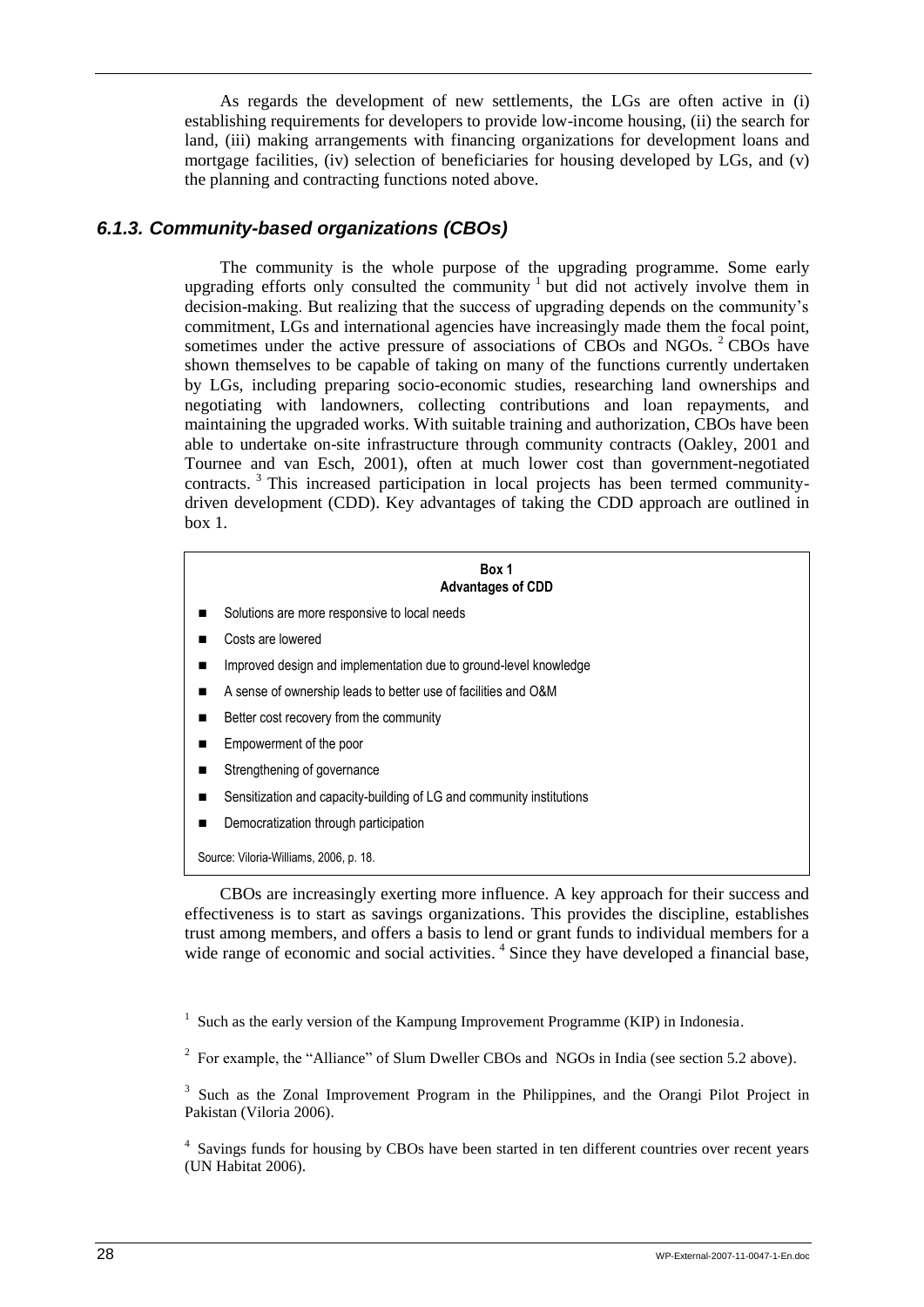As regards the development of new settlements, the LGs are often active in (i) establishing requirements for developers to provide low-income housing, (ii) the search for land, (iii) making arrangements with financing organizations for development loans and mortgage facilities, (iv) selection of beneficiaries for housing developed by LGs, and (v) the planning and contracting functions noted above.

### *6.1.3. Community-based organizations (CBOs)*

The community is the whole purpose of the upgrading programme. Some early upgrading efforts only consulted the community [1] but did not actively involve them in decision-making. But realizing that the success of upgrading depends on the community's commitment, LGs and international agencies have increasingly made them the focal point, sometimes under the active pressure of associations of CBOs and NGOs. [2] CBOs have shown themselves to be capable of taking on many of the functions currently undertaken by LGs, including preparing socio-economic studies, researching land ownerships and negotiating with landowners, collecting contributions and loan repayments, and maintaining the upgraded works. With suitable training and authorization, CBOs have been able to undertake on-site infrastructure through community contracts (Oakley, 2001 and Tournee and van Esch, 2001), often at much lower cost than government-negotiated contracts. [3] This increased participation in local projects has been termed community-driven development (CDD). Key advantages of taking the CDD approach are outlined in box 1.

**Box 1**
**Advantages of CDD**

- Solutions are more responsive to local needs
- Costs are lowered
- Improved design and implementation due to ground-level knowledge
- A sense of ownership leads to better use of facilities and O&M
- Better cost recovery from the community
- Empowerment of the poor
- Strengthening of governance
- Sensitization and capacity-building of LG and community institutions
- Democratization through participation

Source: Viloria-Williams, 2006, p. 18.

CBOs are increasingly exerting more influence. A key approach for their success and effectiveness is to start as savings organizations. This provides the discipline, establishes trust among members, and offers a basis to lend or grant funds to individual members for a wide range of economic and social activities. [4] Since they have developed a financial base,

---

[1] Such as the early version of the Kampung Improvement Programme (KIP) in Indonesia.

[2] For example, the "Alliance" of Slum Dweller CBOs and NGOs in India (see section 5.2 above).

[3] Such as the Zonal Improvement Program in the Philippines, and the Orangi Pilot Project in Pakistan (Viloria 2006).

[4] Savings funds for housing by CBOs have been started in ten different countries over recent years (UN Habitat 2006).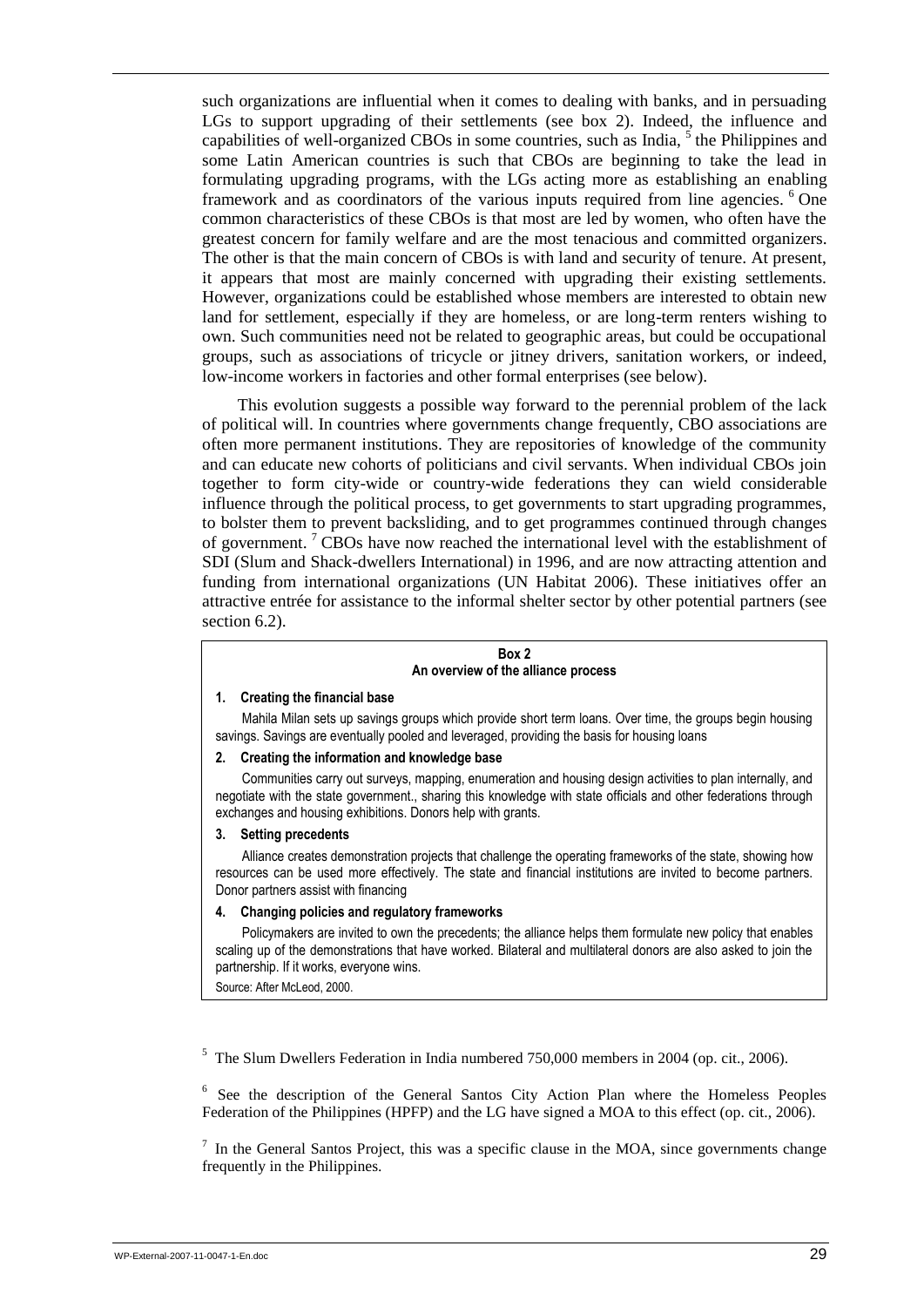such organizations are influential when it comes to dealing with banks, and in persuading LGs to support upgrading of their settlements (see box 2). Indeed, the influence and capabilities of well-organized CBOs in some countries, such as India, [5] the Philippines and some Latin American countries is such that CBOs are beginning to take the lead in formulating upgrading programs, with the LGs acting more as establishing an enabling framework and as coordinators of the various inputs required from line agencies. [6] One common characteristics of these CBOs is that most are led by women, who often have the greatest concern for family welfare and are the most tenacious and committed organizers. The other is that the main concern of CBOs is with land and security of tenure. At present, it appears that most are mainly concerned with upgrading their existing settlements. However, organizations could be established whose members are interested to obtain new land for settlement, especially if they are homeless, or are long-term renters wishing to own. Such communities need not be related to geographic areas, but could be occupational groups, such as associations of tricycle or jitney drivers, sanitation workers, or indeed, low-income workers in factories and other formal enterprises (see below).

This evolution suggests a possible way forward to the perennial problem of the lack of political will. In countries where governments change frequently, CBO associations are often more permanent institutions. They are repositories of knowledge of the community and can educate new cohorts of politicians and civil servants. When individual CBOs join together to form city-wide or country-wide federations they can wield considerable influence through the political process, to get governments to start upgrading programmes, to bolster them to prevent backsliding, and to get programmes continued through changes of government. [7] CBOs have now reached the international level with the establishment of SDI (Slum and Shack-dwellers International) in 1996, and are now attracting attention and funding from international organizations (UN Habitat 2006). These initiatives offer an attractive entrée for assistance to the informal shelter sector by other potential partners (see section 6.2).

**Box 2**
**An overview of the alliance process**

**1. Creating the financial base**

Mahila Milan sets up savings groups which provide short term loans. Over time, the groups begin housing savings. Savings are eventually pooled and leveraged, providing the basis for housing loans

**2. Creating the information and knowledge base**

Communities carry out surveys, mapping, enumeration and housing design activities to plan internally, and negotiate with the state government., sharing this knowledge with state officials and other federations through exchanges and housing exhibitions. Donors help with grants.

**3. Setting precedents**

Alliance creates demonstration projects that challenge the operating frameworks of the state, showing how resources can be used more effectively. The state and financial institutions are invited to become partners. Donor partners assist with financing

**4. Changing policies and regulatory frameworks**

Policymakers are invited to own the precedents; the alliance helps them formulate new policy that enables scaling up of the demonstrations that have worked. Bilateral and multilateral donors are also asked to join the partnership. If it works, everyone wins.

Source: After McLeod, 2000.

[5] The Slum Dwellers Federation in India numbered 750,000 members in 2004 (op. cit., 2006).

[6] See the description of the General Santos City Action Plan where the Homeless Peoples Federation of the Philippines (HPFP) and the LG have signed a MOA to this effect (op. cit., 2006).

[7] In the General Santos Project, this was a specific clause in the MOA, since governments change frequently in the Philippines.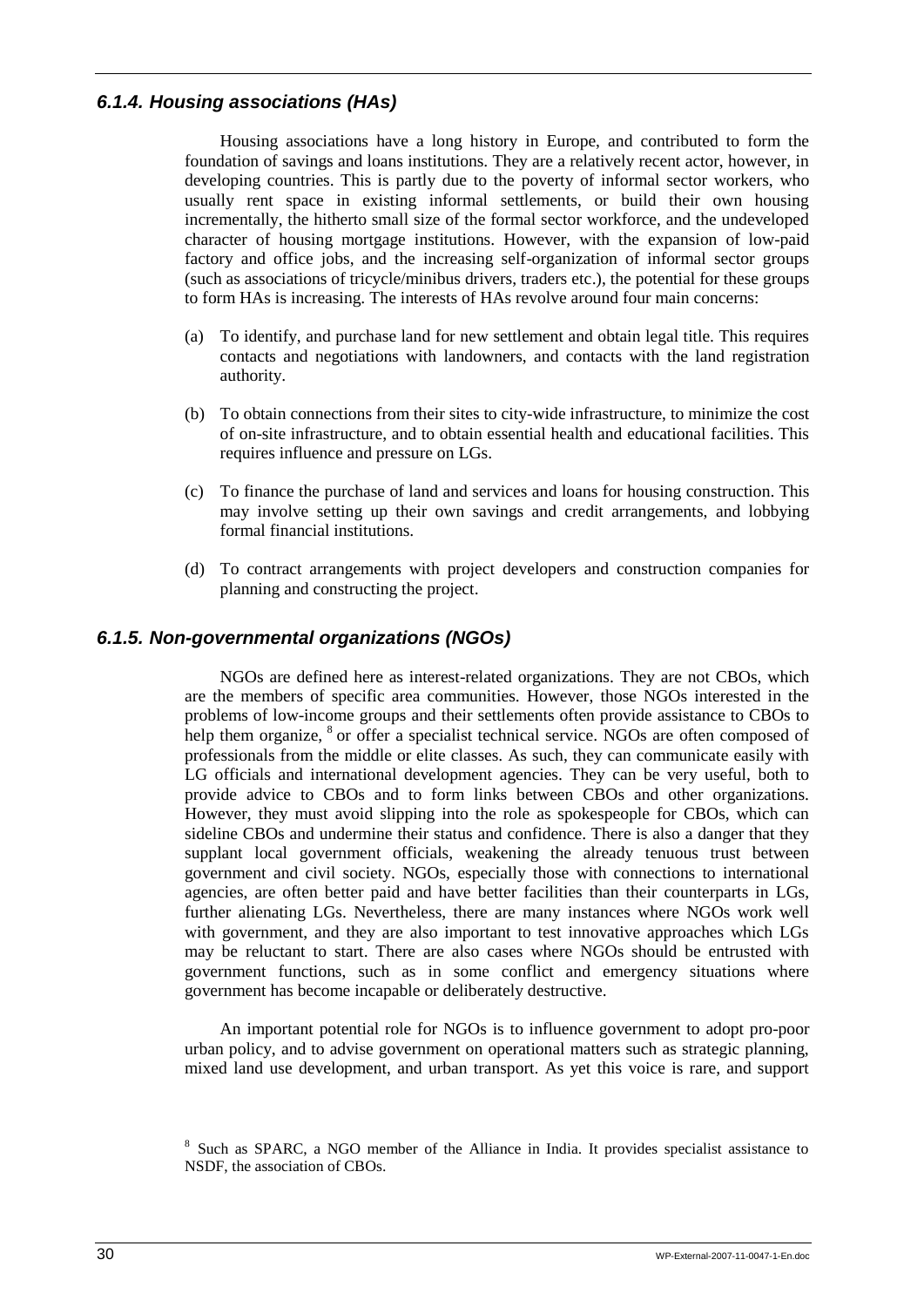### *6.1.4. Housing associations (HAs)*

Housing associations have a long history in Europe, and contributed to form the foundation of savings and loans institutions. They are a relatively recent actor, however, in developing countries. This is partly due to the poverty of informal sector workers, who usually rent space in existing informal settlements, or build their own housing incrementally, the hitherto small size of the formal sector workforce, and the undeveloped character of housing mortgage institutions. However, with the expansion of low-paid factory and office jobs, and the increasing self-organization of informal sector groups (such as associations of tricycle/minibus drivers, traders etc.), the potential for these groups to form HAs is increasing. The interests of HAs revolve around four main concerns:

(a) To identify, and purchase land for new settlement and obtain legal title. This requires contacts and negotiations with landowners, and contacts with the land registration authority.

(b) To obtain connections from their sites to city-wide infrastructure, to minimize the cost of on-site infrastructure, and to obtain essential health and educational facilities. This requires influence and pressure on LGs.

(c) To finance the purchase of land and services and loans for housing construction. This may involve setting up their own savings and credit arrangements, and lobbying formal financial institutions.

(d) To contract arrangements with project developers and construction companies for planning and constructing the project.

### *6.1.5. Non-governmental organizations (NGOs)*

NGOs are defined here as interest-related organizations. They are not CBOs, which are the members of specific area communities. However, those NGOs interested in the problems of low-income groups and their settlements often provide assistance to CBOs to help them organize, [8] or offer a specialist technical service. NGOs are often composed of professionals from the middle or elite classes. As such, they can communicate easily with LG officials and international development agencies. They can be very useful, both to provide advice to CBOs and to form links between CBOs and other organizations. However, they must avoid slipping into the role as spokespeople for CBOs, which can sideline CBOs and undermine their status and confidence. There is also a danger that they supplant local government officials, weakening the already tenuous trust between government and civil society. NGOs, especially those with connections to international agencies, are often better paid and have better facilities than their counterparts in LGs, further alienating LGs. Nevertheless, there are many instances where NGOs work well with government, and they are also important to test innovative approaches which LGs may be reluctant to start. There are also cases where NGOs should be entrusted with government functions, such as in some conflict and emergency situations where government has become incapable or deliberately destructive.

An important potential role for NGOs is to influence government to adopt pro-poor urban policy, and to advise government on operational matters such as strategic planning, mixed land use development, and urban transport. As yet this voice is rare, and support

---

[8] Such as SPARC, a NGO member of the Alliance in India. It provides specialist assistance to NSDF, the association of CBOs.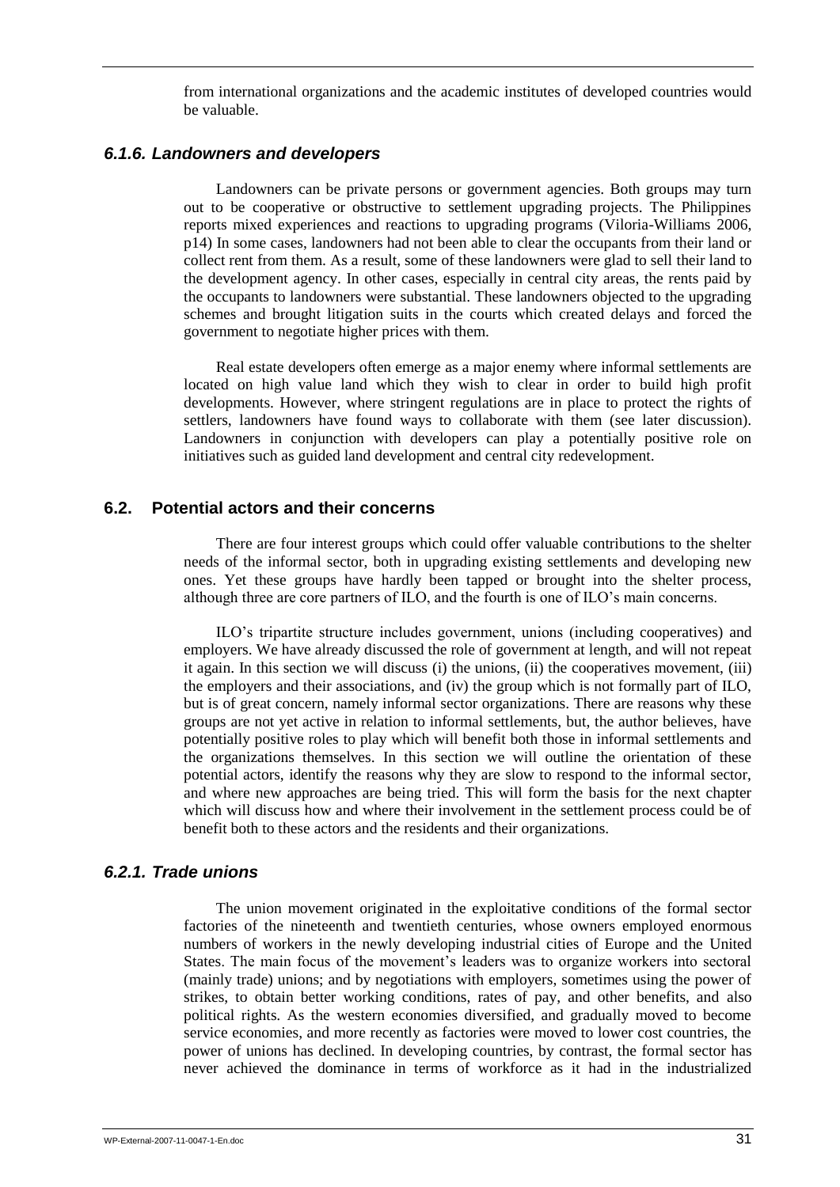from international organizations and the academic institutes of developed countries would be valuable.

### *6.1.6. Landowners and developers*

Landowners can be private persons or government agencies. Both groups may turn out to be cooperative or obstructive to settlement upgrading projects. The Philippines reports mixed experiences and reactions to upgrading programs (Viloria-Williams 2006, p14) In some cases, landowners had not been able to clear the occupants from their land or collect rent from them. As a result, some of these landowners were glad to sell their land to the development agency. In other cases, especially in central city areas, the rents paid by the occupants to landowners were substantial. These landowners objected to the upgrading schemes and brought litigation suits in the courts which created delays and forced the government to negotiate higher prices with them.

Real estate developers often emerge as a major enemy where informal settlements are located on high value land which they wish to clear in order to build high profit developments. However, where stringent regulations are in place to protect the rights of settlers, landowners have found ways to collaborate with them (see later discussion). Landowners in conjunction with developers can play a potentially positive role on initiatives such as guided land development and central city redevelopment.

## 6.2. Potential actors and their concerns

There are four interest groups which could offer valuable contributions to the shelter needs of the informal sector, both in upgrading existing settlements and developing new ones. Yet these groups have hardly been tapped or brought into the shelter process, although three are core partners of ILO, and the fourth is one of ILO's main concerns.

ILO's tripartite structure includes government, unions (including cooperatives) and employers. We have already discussed the role of government at length, and will not repeat it again. In this section we will discuss (i) the unions, (ii) the cooperatives movement, (iii) the employers and their associations, and (iv) the group which is not formally part of ILO, but is of great concern, namely informal sector organizations. There are reasons why these groups are not yet active in relation to informal settlements, but, the author believes, have potentially positive roles to play which will benefit both those in informal settlements and the organizations themselves. In this section we will outline the orientation of these potential actors, identify the reasons why they are slow to respond to the informal sector, and where new approaches are being tried. This will form the basis for the next chapter which will discuss how and where their involvement in the settlement process could be of benefit both to these actors and the residents and their organizations.

### *6.2.1. Trade unions*

The union movement originated in the exploitative conditions of the formal sector factories of the nineteenth and twentieth centuries, whose owners employed enormous numbers of workers in the newly developing industrial cities of Europe and the United States. The main focus of the movement's leaders was to organize workers into sectoral (mainly trade) unions; and by negotiations with employers, sometimes using the power of strikes, to obtain better working conditions, rates of pay, and other benefits, and also political rights. As the western economies diversified, and gradually moved to become service economies, and more recently as factories were moved to lower cost countries, the power of unions has declined. In developing countries, by contrast, the formal sector has never achieved the dominance in terms of workforce as it had in the industrialized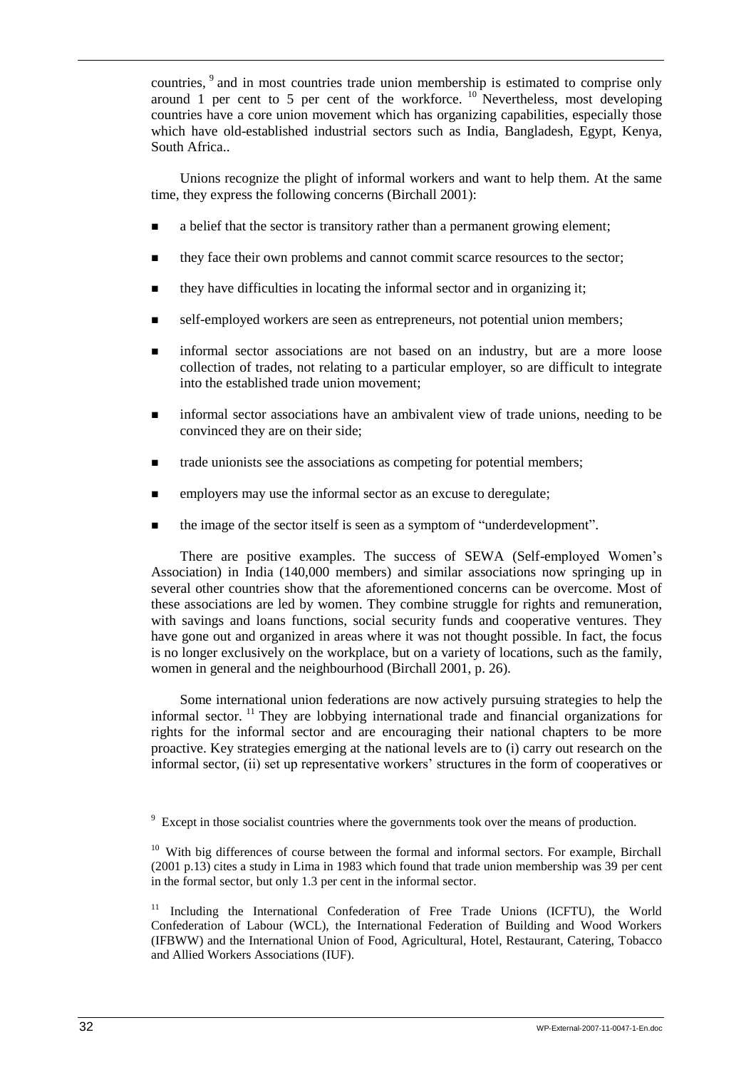countries, [9] and in most countries trade union membership is estimated to comprise only around 1 per cent to 5 per cent of the workforce. [10] Nevertheless, most developing countries have a core union movement which has organizing capabilities, especially those which have old-established industrial sectors such as India, Bangladesh, Egypt, Kenya, South Africa..

Unions recognize the plight of informal workers and want to help them. At the same time, they express the following concerns (Birchall 2001):

- a belief that the sector is transitory rather than a permanent growing element;
- they face their own problems and cannot commit scarce resources to the sector;
- they have difficulties in locating the informal sector and in organizing it;
- self-employed workers are seen as entrepreneurs, not potential union members;
- informal sector associations are not based on an industry, but are a more loose collection of trades, not relating to a particular employer, so are difficult to integrate into the established trade union movement;
- informal sector associations have an ambivalent view of trade unions, needing to be convinced they are on their side;
- trade unionists see the associations as competing for potential members;
- employers may use the informal sector as an excuse to deregulate;
- the image of the sector itself is seen as a symptom of "underdevelopment".

There are positive examples. The success of SEWA (Self-employed Women's Association) in India (140,000 members) and similar associations now springing up in several other countries show that the aforementioned concerns can be overcome. Most of these associations are led by women. They combine struggle for rights and remuneration, with savings and loans functions, social security funds and cooperative ventures. They have gone out and organized in areas where it was not thought possible. In fact, the focus is no longer exclusively on the workplace, but on a variety of locations, such as the family, women in general and the neighbourhood (Birchall 2001, p. 26).

Some international union federations are now actively pursuing strategies to help the informal sector. [11] They are lobbying international trade and financial organizations for rights for the informal sector and are encouraging their national chapters to be more proactive. Key strategies emerging at the national levels are to (i) carry out research on the informal sector, (ii) set up representative workers' structures in the form of cooperatives or

---

[9] Except in those socialist countries where the governments took over the means of production.

[10] With big differences of course between the formal and informal sectors. For example, Birchall (2001 p.13) cites a study in Lima in 1983 which found that trade union membership was 39 per cent in the formal sector, but only 1.3 per cent in the informal sector.

[11] Including the International Confederation of Free Trade Unions (ICFTU), the World Confederation of Labour (WCL), the International Federation of Building and Wood Workers (IFBWW) and the International Union of Food, Agricultural, Hotel, Restaurant, Catering, Tobacco and Allied Workers Associations (IUF).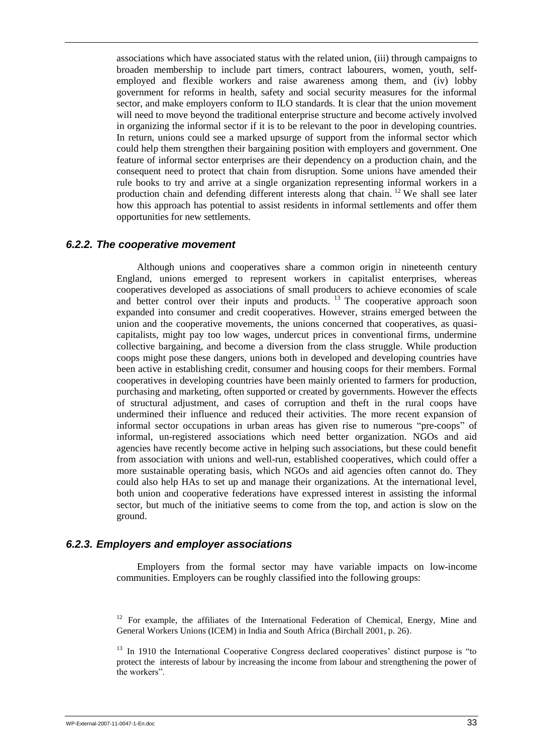associations which have associated status with the related union, (iii) through campaigns to broaden membership to include part timers, contract labourers, women, youth, self-employed and flexible workers and raise awareness among them, and (iv) lobby government for reforms in health, safety and social security measures for the informal sector, and make employers conform to ILO standards. It is clear that the union movement will need to move beyond the traditional enterprise structure and become actively involved in organizing the informal sector if it is to be relevant to the poor in developing countries. In return, unions could see a marked upsurge of support from the informal sector which could help them strengthen their bargaining position with employers and government. One feature of informal sector enterprises are their dependency on a production chain, and the consequent need to protect that chain from disruption. Some unions have amended their rule books to try and arrive at a single organization representing informal workers in a production chain and defending different interests along that chain. [12] We shall see later how this approach has potential to assist residents in informal settlements and offer them opportunities for new settlements.

### *6.2.2. The cooperative movement*

Although unions and cooperatives share a common origin in nineteenth century England, unions emerged to represent workers in capitalist enterprises, whereas cooperatives developed as associations of small producers to achieve economies of scale and better control over their inputs and products. [13] The cooperative approach soon expanded into consumer and credit cooperatives. However, strains emerged between the union and the cooperative movements, the unions concerned that cooperatives, as quasi-capitalists, might pay too low wages, undercut prices in conventional firms, undermine collective bargaining, and become a diversion from the class struggle. While production coops might pose these dangers, unions both in developed and developing countries have been active in establishing credit, consumer and housing coops for their members. Formal cooperatives in developing countries have been mainly oriented to farmers for production, purchasing and marketing, often supported or created by governments. However the effects of structural adjustment, and cases of corruption and theft in the rural coops have undermined their influence and reduced their activities. The more recent expansion of informal sector occupations in urban areas has given rise to numerous "pre-coops" of informal, un-registered associations which need better organization. NGOs and aid agencies have recently become active in helping such associations, but these could benefit from association with unions and well-run, established cooperatives, which could offer a more sustainable operating basis, which NGOs and aid agencies often cannot do. They could also help HAs to set up and manage their organizations. At the international level, both union and cooperative federations have expressed interest in assisting the informal sector, but much of the initiative seems to come from the top, and action is slow on the ground.

### *6.2.3. Employers and employer associations*

Employers from the formal sector may have variable impacts on low-income communities. Employers can be roughly classified into the following groups:

[12] For example, the affiliates of the International Federation of Chemical, Energy, Mine and General Workers Unions (ICEM) in India and South Africa (Birchall 2001, p. 26).

[13] In 1910 the International Cooperative Congress declared cooperatives' distinct purpose is "to protect the interests of labour by increasing the income from labour and strengthening the power of the workers".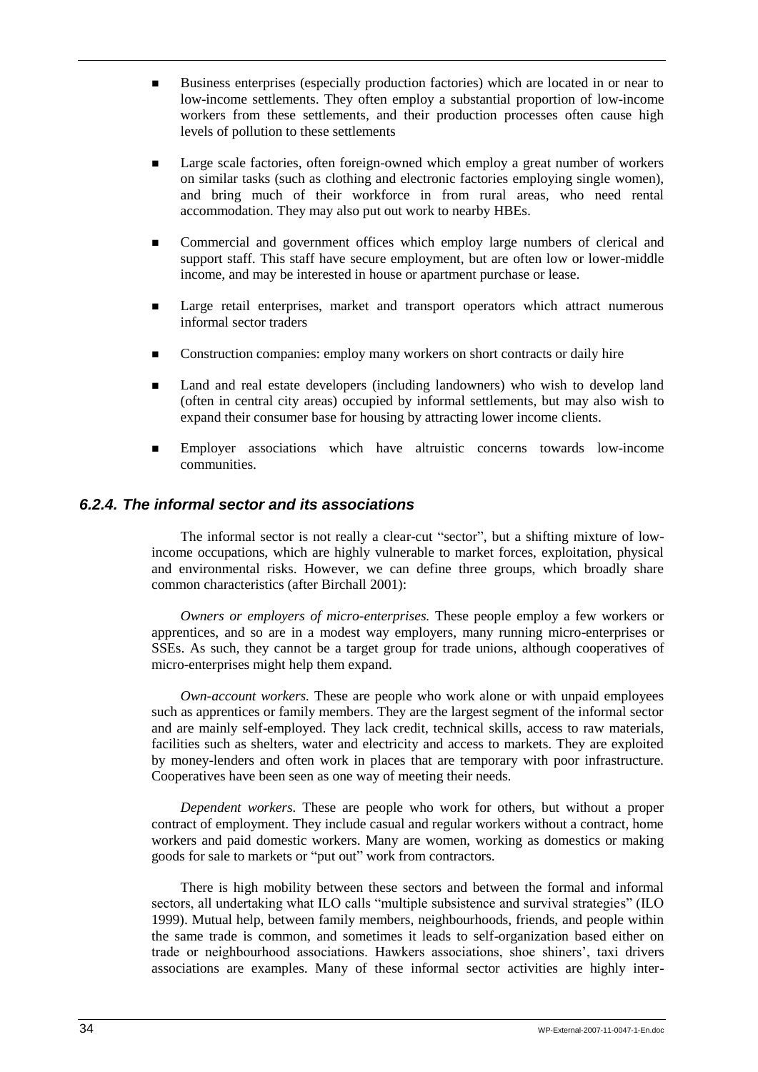- Business enterprises (especially production factories) which are located in or near to low-income settlements. They often employ a substantial proportion of low-income workers from these settlements, and their production processes often cause high levels of pollution to these settlements

- Large scale factories, often foreign-owned which employ a great number of workers on similar tasks (such as clothing and electronic factories employing single women), and bring much of their workforce in from rural areas, who need rental accommodation. They may also put out work to nearby HBEs.

- Commercial and government offices which employ large numbers of clerical and support staff. This staff have secure employment, but are often low or lower-middle income, and may be interested in house or apartment purchase or lease.

- Large retail enterprises, market and transport operators which attract numerous informal sector traders

- Construction companies: employ many workers on short contracts or daily hire

- Land and real estate developers (including landowners) who wish to develop land (often in central city areas) occupied by informal settlements, but may also wish to expand their consumer base for housing by attracting lower income clients.

- Employer associations which have altruistic concerns towards low-income communities.

### *6.2.4. The informal sector and its associations*

The informal sector is not really a clear-cut "sector", but a shifting mixture of low-income occupations, which are highly vulnerable to market forces, exploitation, physical and environmental risks. However, we can define three groups, which broadly share common characteristics (after Birchall 2001):

*Owners or employers of micro-enterprises.* These people employ a few workers or apprentices, and so are in a modest way employers, many running micro-enterprises or SSEs. As such, they cannot be a target group for trade unions, although cooperatives of micro-enterprises might help them expand.

*Own-account workers.* These are people who work alone or with unpaid employees such as apprentices or family members. They are the largest segment of the informal sector and are mainly self-employed. They lack credit, technical skills, access to raw materials, facilities such as shelters, water and electricity and access to markets. They are exploited by money-lenders and often work in places that are temporary with poor infrastructure. Cooperatives have been seen as one way of meeting their needs.

*Dependent workers.* These are people who work for others, but without a proper contract of employment. They include casual and regular workers without a contract, home workers and paid domestic workers. Many are women, working as domestics or making goods for sale to markets or "put out" work from contractors.

There is high mobility between these sectors and between the formal and informal sectors, all undertaking what ILO calls "multiple subsistence and survival strategies" (ILO 1999). Mutual help, between family members, neighbourhoods, friends, and people within the same trade is common, and sometimes it leads to self-organization based either on trade or neighbourhood associations. Hawkers associations, shoe shiners', taxi drivers associations are examples. Many of these informal sector activities are highly inter-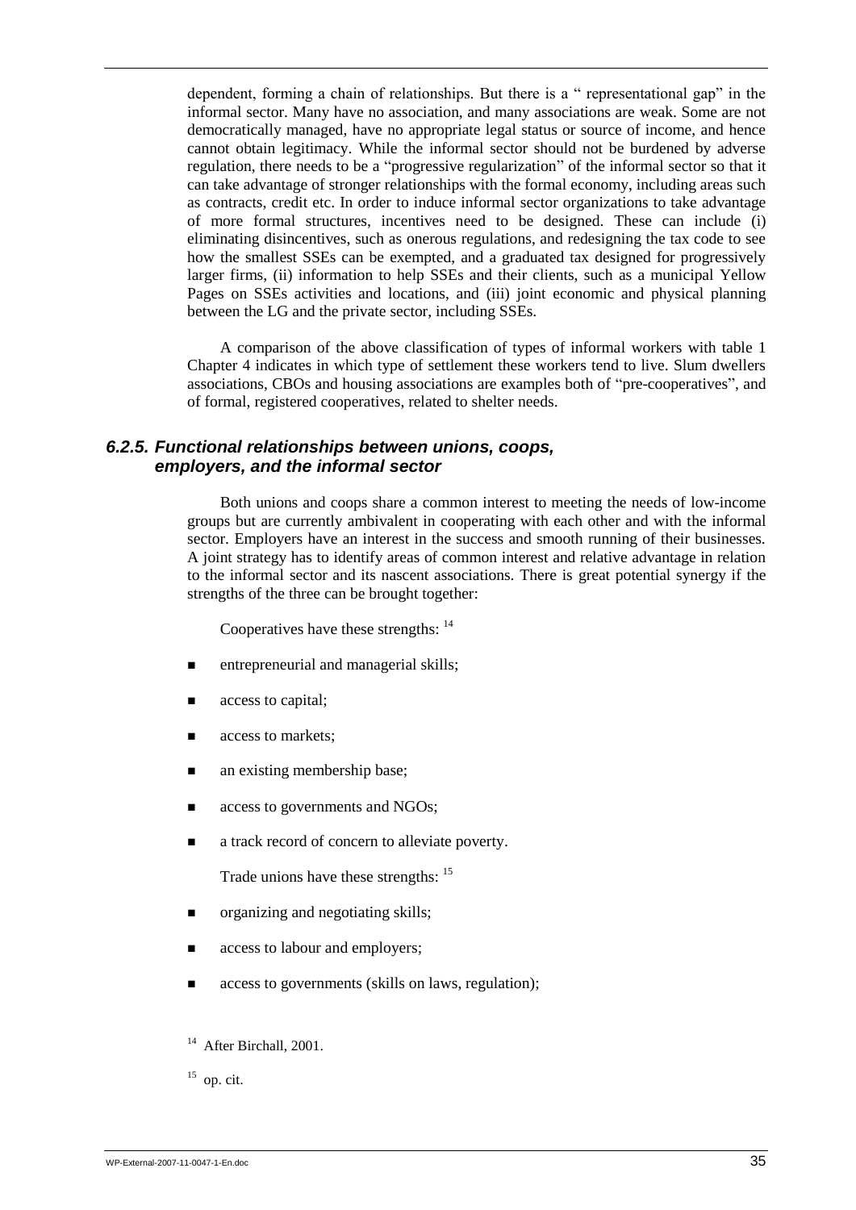dependent, forming a chain of relationships. But there is a " representational gap" in the informal sector. Many have no association, and many associations are weak. Some are not democratically managed, have no appropriate legal status or source of income, and hence cannot obtain legitimacy. While the informal sector should not be burdened by adverse regulation, there needs to be a "progressive regularization" of the informal sector so that it can take advantage of stronger relationships with the formal economy, including areas such as contracts, credit etc. In order to induce informal sector organizations to take advantage of more formal structures, incentives need to be designed. These can include (i) eliminating disincentives, such as onerous regulations, and redesigning the tax code to see how the smallest SSEs can be exempted, and a graduated tax designed for progressively larger firms, (ii) information to help SSEs and their clients, such as a municipal Yellow Pages on SSEs activities and locations, and (iii) joint economic and physical planning between the LG and the private sector, including SSEs.

A comparison of the above classification of types of informal workers with table 1 Chapter 4 indicates in which type of settlement these workers tend to live. Slum dwellers associations, CBOs and housing associations are examples both of "pre-cooperatives", and of formal, registered cooperatives, related to shelter needs.

### *6.2.5. Functional relationships between unions, coops, employers, and the informal sector*

Both unions and coops share a common interest to meeting the needs of low-income groups but are currently ambivalent in cooperating with each other and with the informal sector. Employers have an interest in the success and smooth running of their businesses. A joint strategy has to identify areas of common interest and relative advantage in relation to the informal sector and its nascent associations. There is great potential synergy if the strengths of the three can be brought together:

Cooperatives have these strengths: [14]

- entrepreneurial and managerial skills;
- access to capital;
- access to markets;
- an existing membership base;
- access to governments and NGOs;
- a track record of concern to alleviate poverty.

Trade unions have these strengths: [15]

- organizing and negotiating skills;
- access to labour and employers;
- access to governments (skills on laws, regulation);

[14] After Birchall, 2001.

[15] op. cit.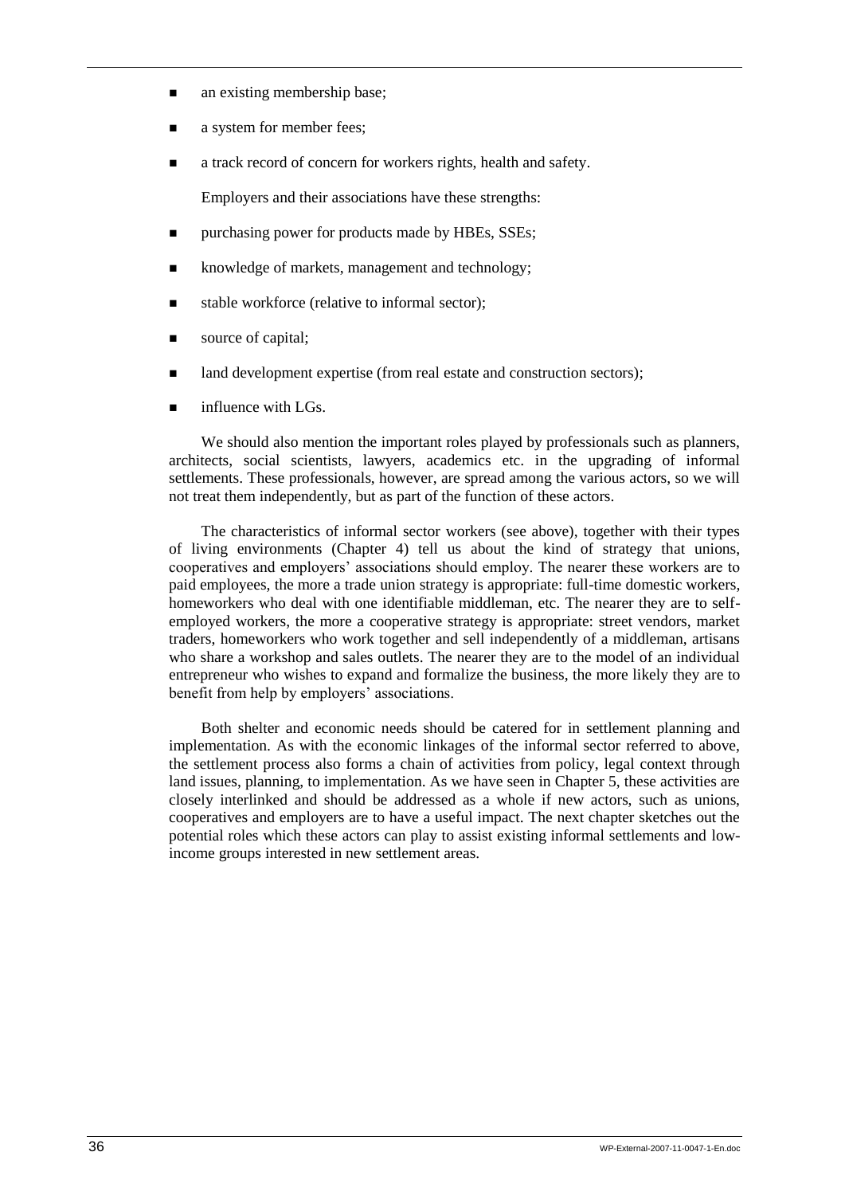- an existing membership base;
- a system for member fees;
- a track record of concern for workers rights, health and safety.

Employers and their associations have these strengths:

- purchasing power for products made by HBEs, SSEs;
- knowledge of markets, management and technology;
- stable workforce (relative to informal sector);
- source of capital;
- land development expertise (from real estate and construction sectors);
- influence with LGs.

We should also mention the important roles played by professionals such as planners, architects, social scientists, lawyers, academics etc. in the upgrading of informal settlements. These professionals, however, are spread among the various actors, so we will not treat them independently, but as part of the function of these actors.

The characteristics of informal sector workers (see above), together with their types of living environments (Chapter 4) tell us about the kind of strategy that unions, cooperatives and employers' associations should employ. The nearer these workers are to paid employees, the more a trade union strategy is appropriate: full-time domestic workers, homeworkers who deal with one identifiable middleman, etc. The nearer they are to self-employed workers, the more a cooperative strategy is appropriate: street vendors, market traders, homeworkers who work together and sell independently of a middleman, artisans who share a workshop and sales outlets. The nearer they are to the model of an individual entrepreneur who wishes to expand and formalize the business, the more likely they are to benefit from help by employers' associations.

Both shelter and economic needs should be catered for in settlement planning and implementation. As with the economic linkages of the informal sector referred to above, the settlement process also forms a chain of activities from policy, legal context through land issues, planning, to implementation. As we have seen in Chapter 5, these activities are closely interlinked and should be addressed as a whole if new actors, such as unions, cooperatives and employers are to have a useful impact. The next chapter sketches out the potential roles which these actors can play to assist existing informal settlements and low-income groups interested in new settlement areas.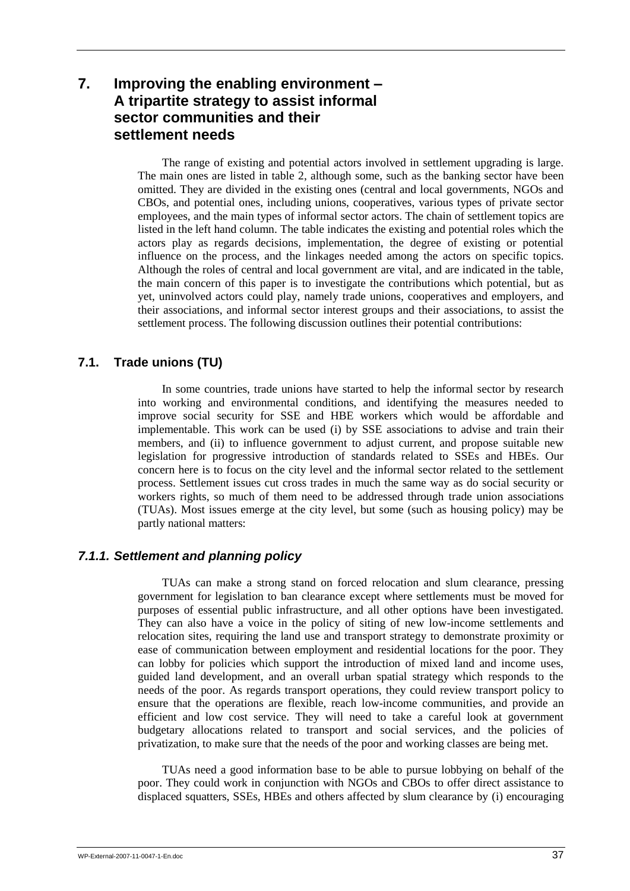# 7. Improving the enabling environment – A tripartite strategy to assist informal sector communities and their settlement needs

The range of existing and potential actors involved in settlement upgrading is large. The main ones are listed in table 2, although some, such as the banking sector have been omitted. They are divided in the existing ones (central and local governments, NGOs and CBOs, and potential ones, including unions, cooperatives, various types of private sector employees, and the main types of informal sector actors. The chain of settlement topics are listed in the left hand column. The table indicates the existing and potential roles which the actors play as regards decisions, implementation, the degree of existing or potential influence on the process, and the linkages needed among the actors on specific topics. Although the roles of central and local government are vital, and are indicated in the table, the main concern of this paper is to investigate the contributions which potential, but as yet, uninvolved actors could play, namely trade unions, cooperatives and employers, and their associations, and informal sector interest groups and their associations, to assist the settlement process. The following discussion outlines their potential contributions:

## 7.1. Trade unions (TU)

In some countries, trade unions have started to help the informal sector by research into working and environmental conditions, and identifying the measures needed to improve social security for SSE and HBE workers which would be affordable and implementable. This work can be used (i) by SSE associations to advise and train their members, and (ii) to influence government to adjust current, and propose suitable new legislation for progressive introduction of standards related to SSEs and HBEs. Our concern here is to focus on the city level and the informal sector related to the settlement process. Settlement issues cut cross trades in much the same way as do social security or workers rights, so much of them need to be addressed through trade union associations (TUAs). Most issues emerge at the city level, but some (such as housing policy) may be partly national matters:

### *7.1.1. Settlement and planning policy*

TUAs can make a strong stand on forced relocation and slum clearance, pressing government for legislation to ban clearance except where settlements must be moved for purposes of essential public infrastructure, and all other options have been investigated. They can also have a voice in the policy of siting of new low-income settlements and relocation sites, requiring the land use and transport strategy to demonstrate proximity or ease of communication between employment and residential locations for the poor. They can lobby for policies which support the introduction of mixed land and income uses, guided land development, and an overall urban spatial strategy which responds to the needs of the poor. As regards transport operations, they could review transport policy to ensure that the operations are flexible, reach low-income communities, and provide an efficient and low cost service. They will need to take a careful look at government budgetary allocations related to transport and social services, and the policies of privatization, to make sure that the needs of the poor and working classes are being met.

TUAs need a good information base to be able to pursue lobbying on behalf of the poor. They could work in conjunction with NGOs and CBOs to offer direct assistance to displaced squatters, SSEs, HBEs and others affected by slum clearance by (i) encouraging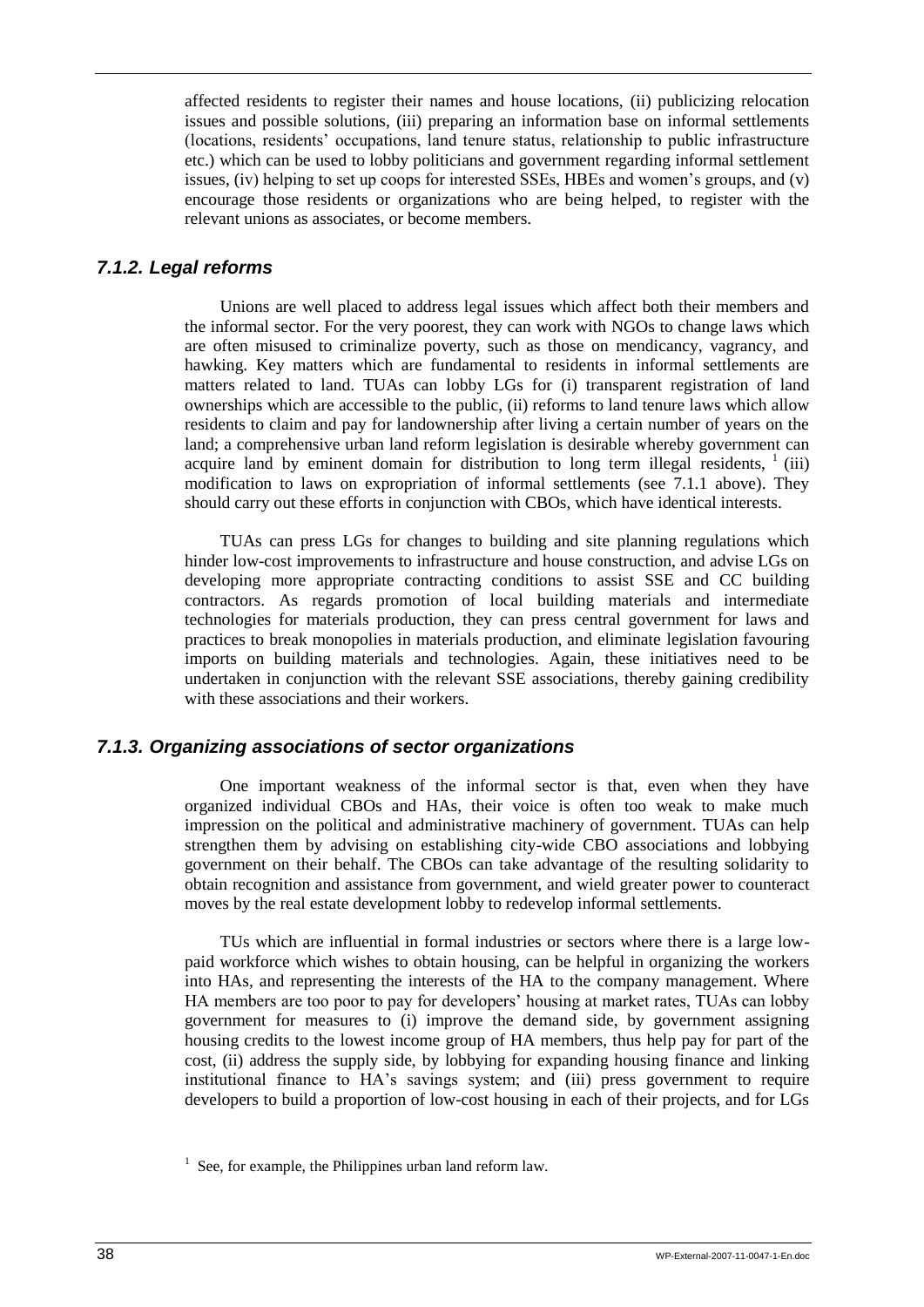affected residents to register their names and house locations, (ii) publicizing relocation issues and possible solutions, (iii) preparing an information base on informal settlements (locations, residents' occupations, land tenure status, relationship to public infrastructure etc.) which can be used to lobby politicians and government regarding informal settlement issues, (iv) helping to set up coops for interested SSEs, HBEs and women's groups, and (v) encourage those residents or organizations who are being helped, to register with the relevant unions as associates, or become members.

### *7.1.2. Legal reforms*

Unions are well placed to address legal issues which affect both their members and the informal sector. For the very poorest, they can work with NGOs to change laws which are often misused to criminalize poverty, such as those on mendicancy, vagrancy, and hawking. Key matters which are fundamental to residents in informal settlements are matters related to land. TUAs can lobby LGs for (i) transparent registration of land ownerships which are accessible to the public, (ii) reforms to land tenure laws which allow residents to claim and pay for landownership after living a certain number of years on the land; a comprehensive urban land reform legislation is desirable whereby government can acquire land by eminent domain for distribution to long term illegal residents, [1] (iii) modification to laws on expropriation of informal settlements (see 7.1.1 above). They should carry out these efforts in conjunction with CBOs, which have identical interests.

TUAs can press LGs for changes to building and site planning regulations which hinder low-cost improvements to infrastructure and house construction, and advise LGs on developing more appropriate contracting conditions to assist SSE and CC building contractors. As regards promotion of local building materials and intermediate technologies for materials production, they can press central government for laws and practices to break monopolies in materials production, and eliminate legislation favouring imports on building materials and technologies. Again, these initiatives need to be undertaken in conjunction with the relevant SSE associations, thereby gaining credibility with these associations and their workers.

### *7.1.3. Organizing associations of sector organizations*

One important weakness of the informal sector is that, even when they have organized individual CBOs and HAs, their voice is often too weak to make much impression on the political and administrative machinery of government. TUAs can help strengthen them by advising on establishing city-wide CBO associations and lobbying government on their behalf. The CBOs can take advantage of the resulting solidarity to obtain recognition and assistance from government, and wield greater power to counteract moves by the real estate development lobby to redevelop informal settlements.

TUs which are influential in formal industries or sectors where there is a large low-paid workforce which wishes to obtain housing, can be helpful in organizing the workers into HAs, and representing the interests of the HA to the company management. Where HA members are too poor to pay for developers' housing at market rates, TUAs can lobby government for measures to (i) improve the demand side, by government assigning housing credits to the lowest income group of HA members, thus help pay for part of the cost, (ii) address the supply side, by lobbying for expanding housing finance and linking institutional finance to HA's savings system; and (iii) press government to require developers to build a proportion of low-cost housing in each of their projects, and for LGs

[1] See, for example, the Philippines urban land reform law.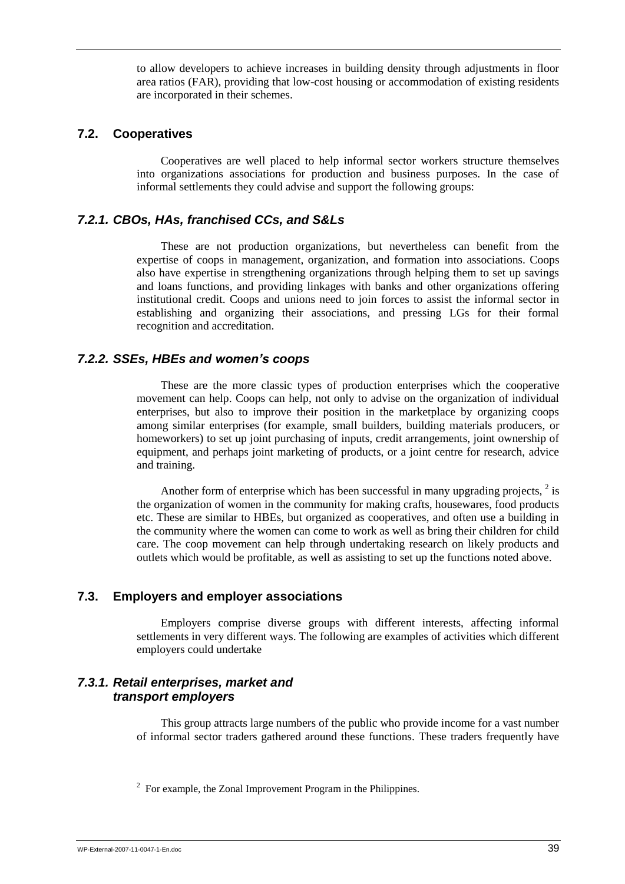to allow developers to achieve increases in building density through adjustments in floor area ratios (FAR), providing that low-cost housing or accommodation of existing residents are incorporated in their schemes.

## 7.2. Cooperatives

Cooperatives are well placed to help informal sector workers structure themselves into organizations associations for production and business purposes. In the case of informal settlements they could advise and support the following groups:

### *7.2.1. CBOs, HAs, franchised CCs, and S&Ls*

These are not production organizations, but nevertheless can benefit from the expertise of coops in management, organization, and formation into associations. Coops also have expertise in strengthening organizations through helping them to set up savings and loans functions, and providing linkages with banks and other organizations offering institutional credit. Coops and unions need to join forces to assist the informal sector in establishing and organizing their associations, and pressing LGs for their formal recognition and accreditation.

### *7.2.2. SSEs, HBEs and women's coops*

These are the more classic types of production enterprises which the cooperative movement can help. Coops can help, not only to advise on the organization of individual enterprises, but also to improve their position in the marketplace by organizing coops among similar enterprises (for example, small builders, building materials producers, or homeworkers) to set up joint purchasing of inputs, credit arrangements, joint ownership of equipment, and perhaps joint marketing of products, or a joint centre for research, advice and training.

Another form of enterprise which has been successful in many upgrading projects, [2] is the organization of women in the community for making crafts, housewares, food products etc. These are similar to HBEs, but organized as cooperatives, and often use a building in the community where the women can come to work as well as bring their children for child care. The coop movement can help through undertaking research on likely products and outlets which would be profitable, as well as assisting to set up the functions noted above.

## 7.3. Employers and employer associations

Employers comprise diverse groups with different interests, affecting informal settlements in very different ways. The following are examples of activities which different employers could undertake

### *7.3.1. Retail enterprises, market and transport employers*

This group attracts large numbers of the public who provide income for a vast number of informal sector traders gathered around these functions. These traders frequently have

[2] For example, the Zonal Improvement Program in the Philippines.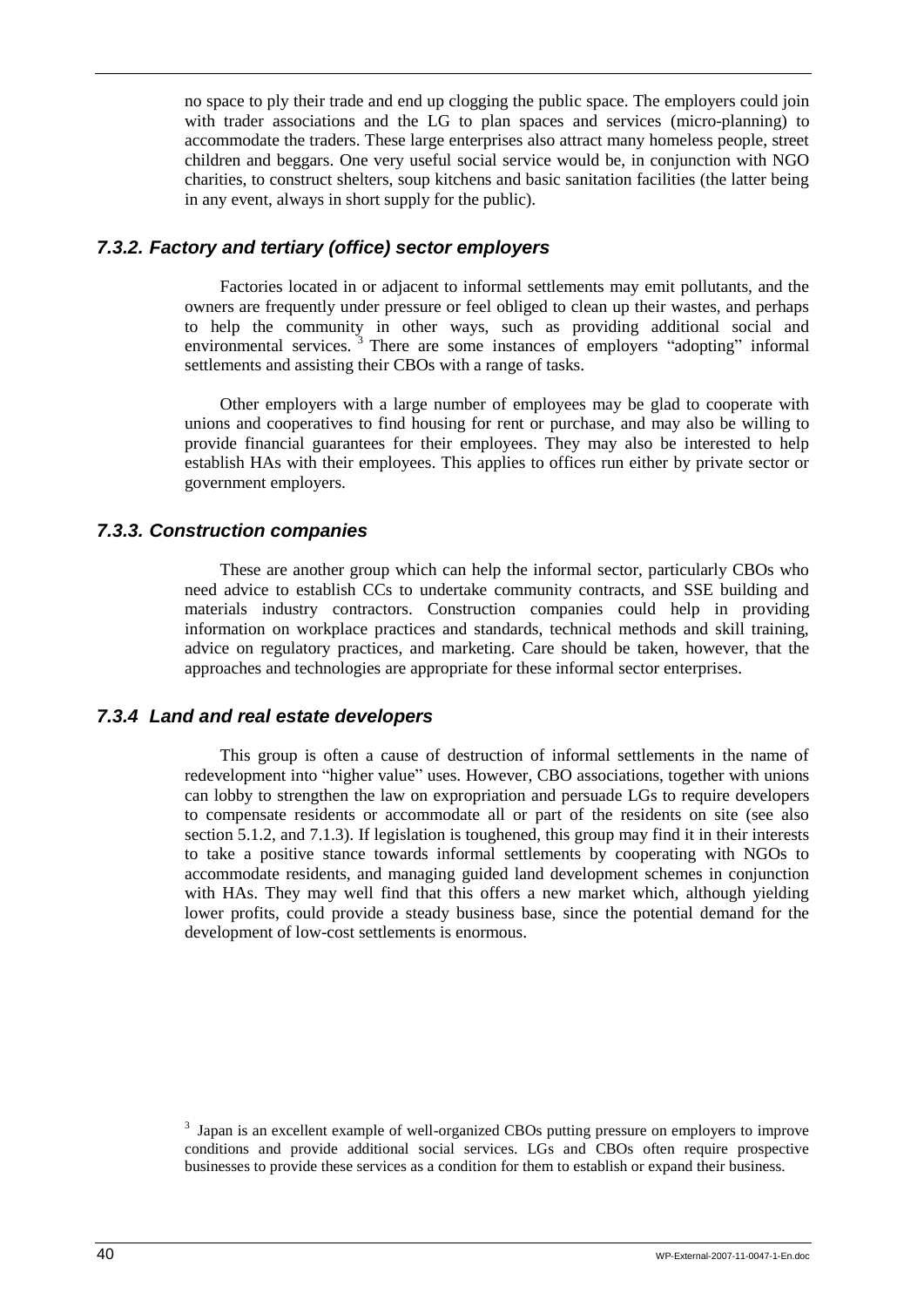no space to ply their trade and end up clogging the public space. The employers could join with trader associations and the LG to plan spaces and services (micro-planning) to accommodate the traders. These large enterprises also attract many homeless people, street children and beggars. One very useful social service would be, in conjunction with NGO charities, to construct shelters, soup kitchens and basic sanitation facilities (the latter being in any event, always in short supply for the public).

### *7.3.2. Factory and tertiary (office) sector employers*

Factories located in or adjacent to informal settlements may emit pollutants, and the owners are frequently under pressure or feel obliged to clean up their wastes, and perhaps to help the community in other ways, such as providing additional social and environmental services. [3] There are some instances of employers "adopting" informal settlements and assisting their CBOs with a range of tasks.

Other employers with a large number of employees may be glad to cooperate with unions and cooperatives to find housing for rent or purchase, and may also be willing to provide financial guarantees for their employees. They may also be interested to help establish HAs with their employees. This applies to offices run either by private sector or government employers.

### *7.3.3. Construction companies*

These are another group which can help the informal sector, particularly CBOs who need advice to establish CCs to undertake community contracts, and SSE building and materials industry contractors. Construction companies could help in providing information on workplace practices and standards, technical methods and skill training, advice on regulatory practices, and marketing. Care should be taken, however, that the approaches and technologies are appropriate for these informal sector enterprises.

### *7.3.4 Land and real estate developers*

This group is often a cause of destruction of informal settlements in the name of redevelopment into "higher value" uses. However, CBO associations, together with unions can lobby to strengthen the law on expropriation and persuade LGs to require developers to compensate residents or accommodate all or part of the residents on site (see also section 5.1.2, and 7.1.3). If legislation is toughened, this group may find it in their interests to take a positive stance towards informal settlements by cooperating with NGOs to accommodate residents, and managing guided land development schemes in conjunction with HAs. They may well find that this offers a new market which, although yielding lower profits, could provide a steady business base, since the potential demand for the development of low-cost settlements is enormous.

[3] Japan is an excellent example of well-organized CBOs putting pressure on employers to improve conditions and provide additional social services. LGs and CBOs often require prospective businesses to provide these services as a condition for them to establish or expand their business.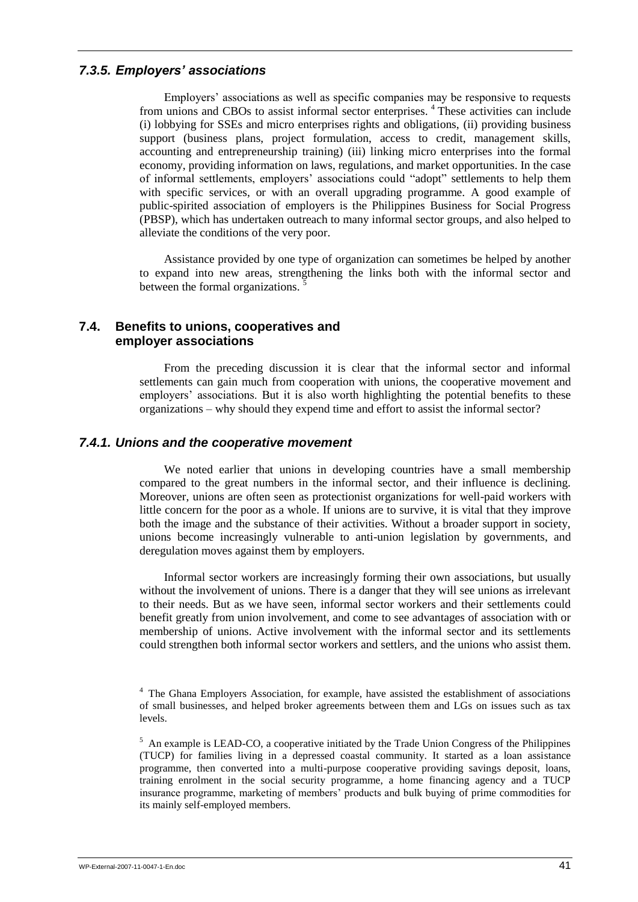### *7.3.5. Employers' associations*

Employers' associations as well as specific companies may be responsive to requests from unions and CBOs to assist informal sector enterprises. [4] These activities can include (i) lobbying for SSEs and micro enterprises rights and obligations, (ii) providing business support (business plans, project formulation, access to credit, management skills, accounting and entrepreneurship training) (iii) linking micro enterprises into the formal economy, providing information on laws, regulations, and market opportunities. In the case of informal settlements, employers' associations could "adopt" settlements to help them with specific services, or with an overall upgrading programme. A good example of public-spirited association of employers is the Philippines Business for Social Progress (PBSP), which has undertaken outreach to many informal sector groups, and also helped to alleviate the conditions of the very poor.

Assistance provided by one type of organization can sometimes be helped by another to expand into new areas, strengthening the links both with the informal sector and between the formal organizations. [5]

## 7.4. Benefits to unions, cooperatives and employer associations

From the preceding discussion it is clear that the informal sector and informal settlements can gain much from cooperation with unions, the cooperative movement and employers' associations. But it is also worth highlighting the potential benefits to these organizations – why should they expend time and effort to assist the informal sector?

### *7.4.1. Unions and the cooperative movement*

We noted earlier that unions in developing countries have a small membership compared to the great numbers in the informal sector, and their influence is declining. Moreover, unions are often seen as protectionist organizations for well-paid workers with little concern for the poor as a whole. If unions are to survive, it is vital that they improve both the image and the substance of their activities. Without a broader support in society, unions become increasingly vulnerable to anti-union legislation by governments, and deregulation moves against them by employers.

Informal sector workers are increasingly forming their own associations, but usually without the involvement of unions. There is a danger that they will see unions as irrelevant to their needs. But as we have seen, informal sector workers and their settlements could benefit greatly from union involvement, and come to see advantages of association with or membership of unions. Active involvement with the informal sector and its settlements could strengthen both informal sector workers and settlers, and the unions who assist them.

[4] The Ghana Employers Association, for example, have assisted the establishment of associations of small businesses, and helped broker agreements between them and LGs on issues such as tax levels.

[5] An example is LEAD-CO, a cooperative initiated by the Trade Union Congress of the Philippines (TUCP) for families living in a depressed coastal community. It started as a loan assistance programme, then converted into a multi-purpose cooperative providing savings deposit, loans, training enrolment in the social security programme, a home financing agency and a TUCP insurance programme, marketing of members' products and bulk buying of prime commodities for its mainly self-employed members.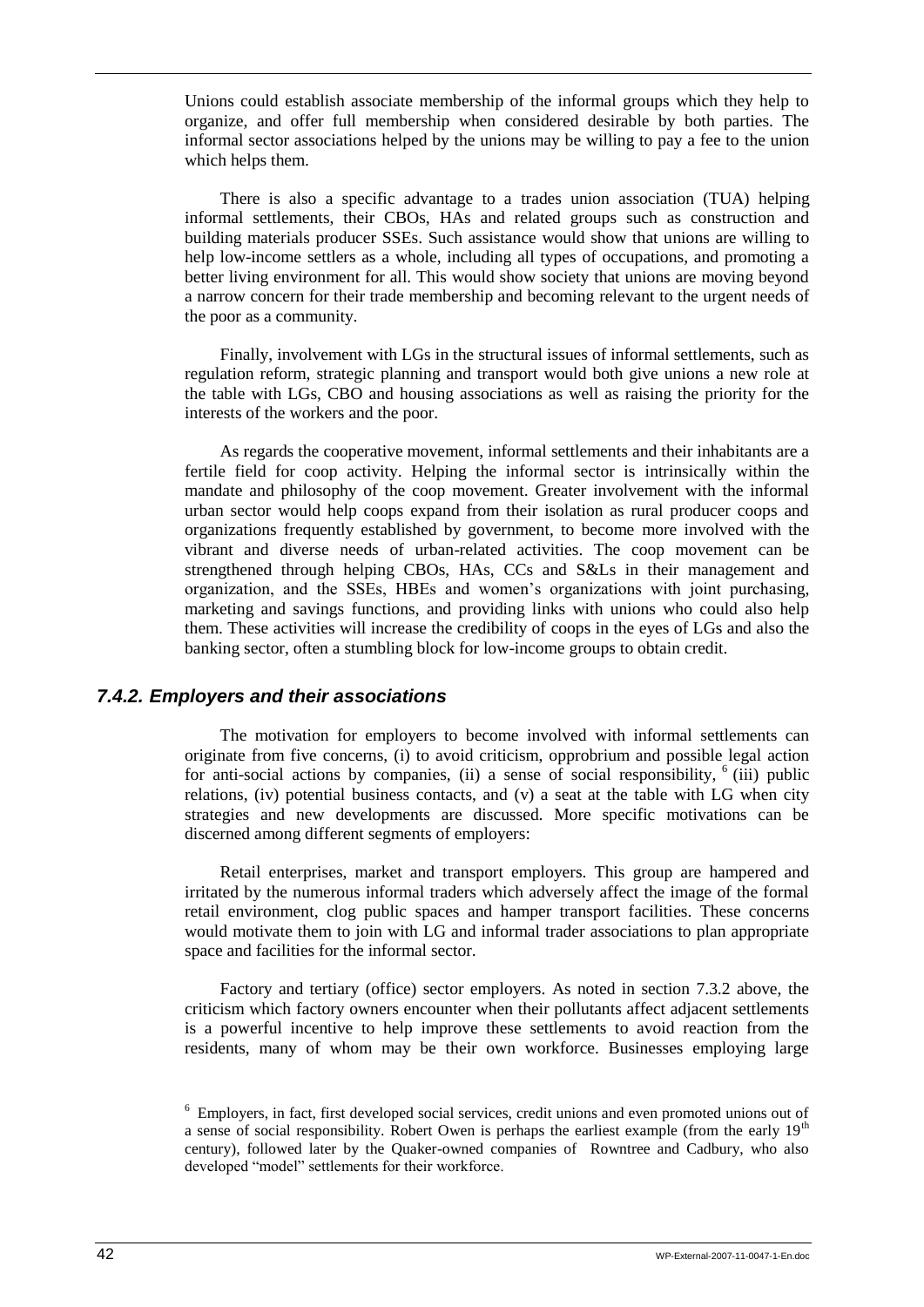Unions could establish associate membership of the informal groups which they help to organize, and offer full membership when considered desirable by both parties. The informal sector associations helped by the unions may be willing to pay a fee to the union which helps them.

There is also a specific advantage to a trades union association (TUA) helping informal settlements, their CBOs, HAs and related groups such as construction and building materials producer SSEs. Such assistance would show that unions are willing to help low-income settlers as a whole, including all types of occupations, and promoting a better living environment for all. This would show society that unions are moving beyond a narrow concern for their trade membership and becoming relevant to the urgent needs of the poor as a community.

Finally, involvement with LGs in the structural issues of informal settlements, such as regulation reform, strategic planning and transport would both give unions a new role at the table with LGs, CBO and housing associations as well as raising the priority for the interests of the workers and the poor.

As regards the cooperative movement, informal settlements and their inhabitants are a fertile field for coop activity. Helping the informal sector is intrinsically within the mandate and philosophy of the coop movement. Greater involvement with the informal urban sector would help coops expand from their isolation as rural producer coops and organizations frequently established by government, to become more involved with the vibrant and diverse needs of urban-related activities. The coop movement can be strengthened through helping CBOs, HAs, CCs and S&Ls in their management and organization, and the SSEs, HBEs and women's organizations with joint purchasing, marketing and savings functions, and providing links with unions who could also help them. These activities will increase the credibility of coops in the eyes of LGs and also the banking sector, often a stumbling block for low-income groups to obtain credit.

### *7.4.2. Employers and their associations*

The motivation for employers to become involved with informal settlements can originate from five concerns, (i) to avoid criticism, opprobrium and possible legal action for anti-social actions by companies, (ii) a sense of social responsibility, [6] (iii) public relations, (iv) potential business contacts, and (v) a seat at the table with LG when city strategies and new developments are discussed. More specific motivations can be discerned among different segments of employers:

Retail enterprises, market and transport employers. This group are hampered and irritated by the numerous informal traders which adversely affect the image of the formal retail environment, clog public spaces and hamper transport facilities. These concerns would motivate them to join with LG and informal trader associations to plan appropriate space and facilities for the informal sector.

Factory and tertiary (office) sector employers. As noted in section 7.3.2 above, the criticism which factory owners encounter when their pollutants affect adjacent settlements is a powerful incentive to help improve these settlements to avoid reaction from the residents, many of whom may be their own workforce. Businesses employing large

[6] Employers, in fact, first developed social services, credit unions and even promoted unions out of a sense of social responsibility. Robert Owen is perhaps the earliest example (from the early 19th century), followed later by the Quaker-owned companies of Rowntree and Cadbury, who also developed "model" settlements for their workforce.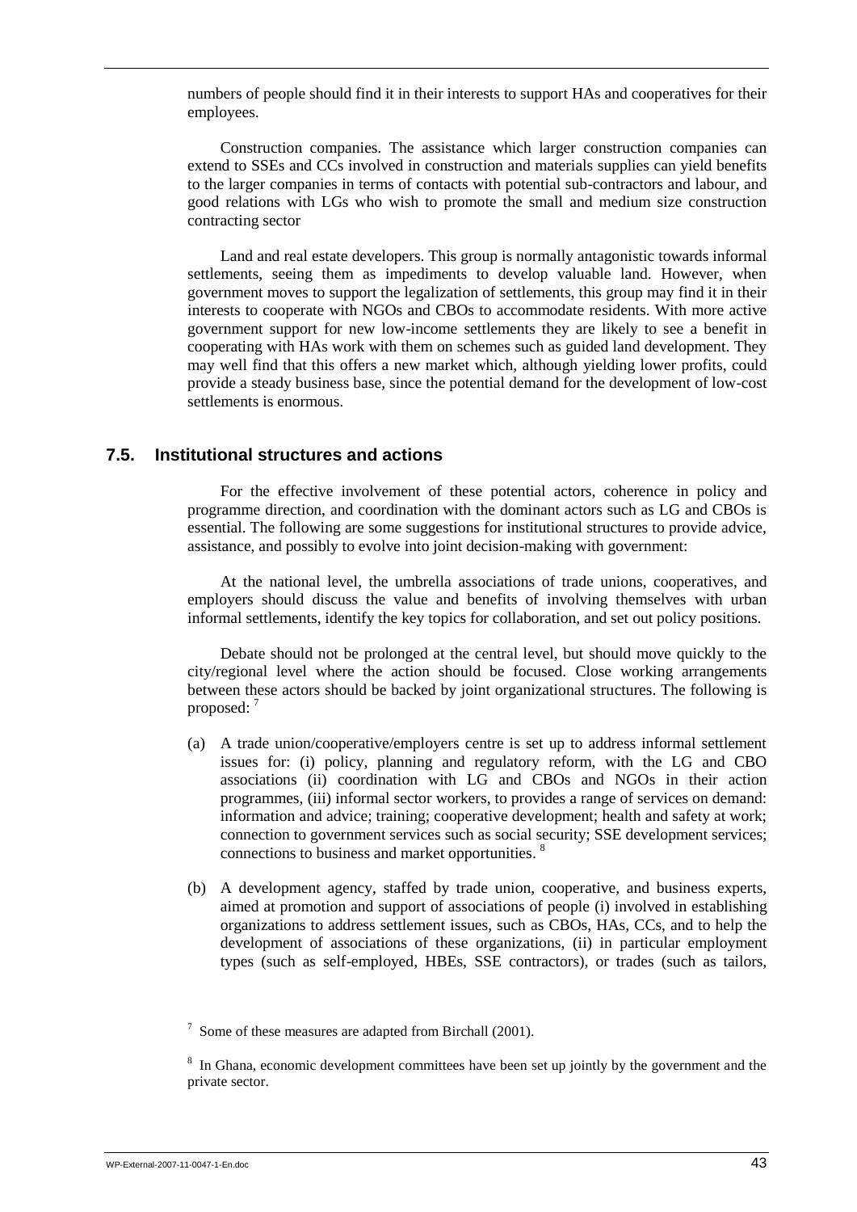numbers of people should find it in their interests to support HAs and cooperatives for their employees.

Construction companies. The assistance which larger construction companies can extend to SSEs and CCs involved in construction and materials supplies can yield benefits to the larger companies in terms of contacts with potential sub-contractors and labour, and good relations with LGs who wish to promote the small and medium size construction contracting sector

Land and real estate developers. This group is normally antagonistic towards informal settlements, seeing them as impediments to develop valuable land. However, when government moves to support the legalization of settlements, this group may find it in their interests to cooperate with NGOs and CBOs to accommodate residents. With more active government support for new low-income settlements they are likely to see a benefit in cooperating with HAs work with them on schemes such as guided land development. They may well find that this offers a new market which, although yielding lower profits, could provide a steady business base, since the potential demand for the development of low-cost settlements is enormous.

## 7.5. Institutional structures and actions

For the effective involvement of these potential actors, coherence in policy and programme direction, and coordination with the dominant actors such as LG and CBOs is essential. The following are some suggestions for institutional structures to provide advice, assistance, and possibly to evolve into joint decision-making with government:

At the national level, the umbrella associations of trade unions, cooperatives, and employers should discuss the value and benefits of involving themselves with urban informal settlements, identify the key topics for collaboration, and set out policy positions.

Debate should not be prolonged at the central level, but should move quickly to the city/regional level where the action should be focused. Close working arrangements between these actors should be backed by joint organizational structures. The following is proposed: [7]

(a) A trade union/cooperative/employers centre is set up to address informal settlement issues for: (i) policy, planning and regulatory reform, with the LG and CBO associations (ii) coordination with LG and CBOs and NGOs in their action programmes, (iii) informal sector workers, to provides a range of services on demand: information and advice; training; cooperative development; health and safety at work; connection to government services such as social security; SSE development services; connections to business and market opportunities. [8]

(b) A development agency, staffed by trade union, cooperative, and business experts, aimed at promotion and support of associations of people (i) involved in establishing organizations to address settlement issues, such as CBOs, HAs, CCs, and to help the development of associations of these organizations, (ii) in particular employment types (such as self-employed, HBEs, SSE contractors), or trades (such as tailors,

[7] Some of these measures are adapted from Birchall (2001).

[8] In Ghana, economic development committees have been set up jointly by the government and the private sector.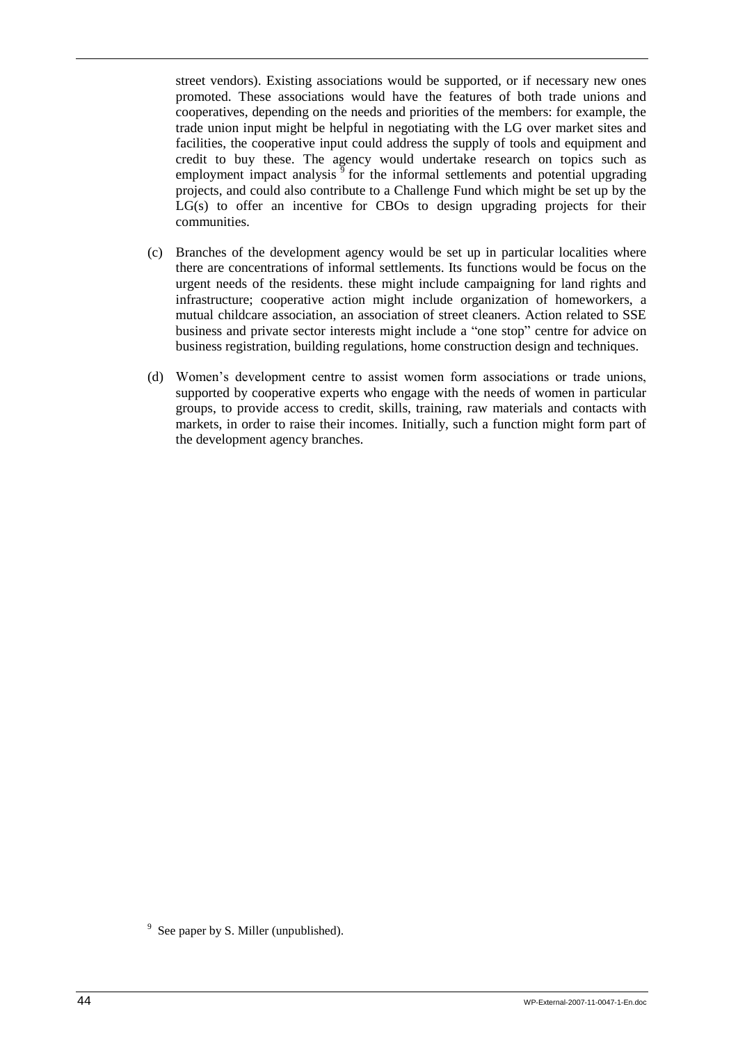street vendors). Existing associations would be supported, or if necessary new ones promoted. These associations would have the features of both trade unions and cooperatives, depending on the needs and priorities of the members: for example, the trade union input might be helpful in negotiating with the LG over market sites and facilities, the cooperative input could address the supply of tools and equipment and credit to buy these. The agency would undertake research on topics such as employment impact analysis [9] for the informal settlements and potential upgrading projects, and could also contribute to a Challenge Fund which might be set up by the LG(s) to offer an incentive for CBOs to design upgrading projects for their communities.

(c) Branches of the development agency would be set up in particular localities where there are concentrations of informal settlements. Its functions would be focus on the urgent needs of the residents. these might include campaigning for land rights and infrastructure; cooperative action might include organization of homeworkers, a mutual childcare association, an association of street cleaners. Action related to SSE business and private sector interests might include a "one stop" centre for advice on business registration, building regulations, home construction design and techniques.

(d) Women's development centre to assist women form associations or trade unions, supported by cooperative experts who engage with the needs of women in particular groups, to provide access to credit, skills, training, raw materials and contacts with markets, in order to raise their incomes. Initially, such a function might form part of the development agency branches.

---

[9] See paper by S. Miller (unpublished).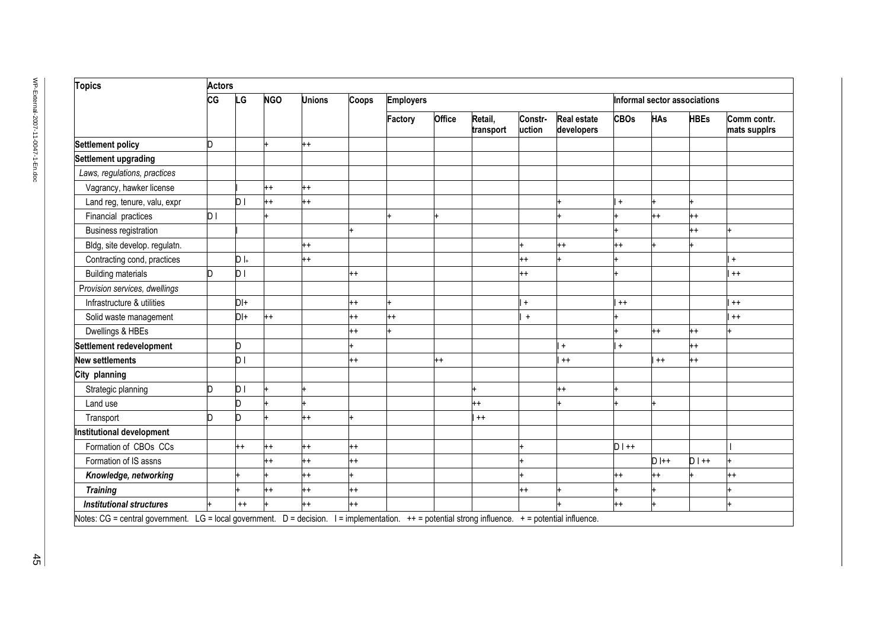| Topics | Actors | | | | | | | | | | | | | |
|---|---|---|---|---|---|---|---|---|---|---|---|---|---|---|
| | CG | LG | NGO | Unions | Coops | Employers | | | | | Informal sector associations | | | |
| | | | | | | Factory | Office | Retail, transport | Constr-uction | Real estate developers | CBOs | HAs | HBEs | Comm contr. mats supplrs |
| **Settlement policy** | D | | + | ++ | | | | | | | | | | |
| **Settlement upgrading** | | | | | | | | | | | | | | |
| *Laws, regulations, practices* | | | | | | | | | | | | | | |
| Vagrancy, hawker license | | I | ++ | ++ | | | | | | | | | | |
| Land reg, tenure, valu, expr | | D I | ++ | ++ | | | | | | + | I + | + | + | |
| Financial practices | D I | | + | | | + | + | | | + | + | ++ | ++ | |
| Business registration | | I | | | + | | | | | | + | | ++ | + |
| Bldg, site develop. regulatn. | | | | ++ | | | | | + | ++ | ++ | + | + | |
| Contracting cond, practices | | D I+ | | ++ | | | | | ++ | + | + | | | I + |
| Building materials | D | D I | | | ++ | | | | ++ | | + | | | I ++ |
| *Provision services, dwellings* | | | | | | | | | | | | | | |
| Infrastructure & utilities | | DI+ | | | ++ | + | | | I + | | I ++ | | | I ++ |
| Solid waste management | | DI+ | ++ | | ++ | ++ | | | I + | | + | | | I ++ |
| Dwellings & HBEs | | | | | ++ | + | | | | | + | ++ | ++ | + |
| **Settlement redevelopment** | | D | | | + | | | | | I + | I + | | ++ | |
| **New settlements** | | D I | | | ++ | | ++ | | | I ++ | | I ++ | ++ | |
| **City planning** | | | | | | | | | | | | | | |
| Strategic planning | D | D I | + | + | | | | + | | ++ | + | | | |
| Land use | | D | + | + | | | | ++ | | + | + | + | | |
| Transport | D | D | + | ++ | + | | | I ++ | | | | | | |
| **Institutional development** | | | | | | | | | | | | | | |
| Formation of CBOs CCs | | ++ | ++ | ++ | ++ | | | | + | | D I ++ | | | I |
| Formation of IS assns | | | ++ | ++ | ++ | | | | + | | | D I++ | D I ++ | + |
| ***Knowledge, networking*** | | + | + | ++ | + | | | | + | | ++ | ++ | + | ++ |
| ***Training*** | | + | ++ | ++ | ++ | | | | ++ | + | + | + | | + |
| ***Institutional structures*** | + | ++ | + | ++ | ++ | | | | | + | ++ | + | | + |

Notes: CG = central government. LG = local government. D = decision. I = implementation. ++ = potential strong influence. + = potential influence.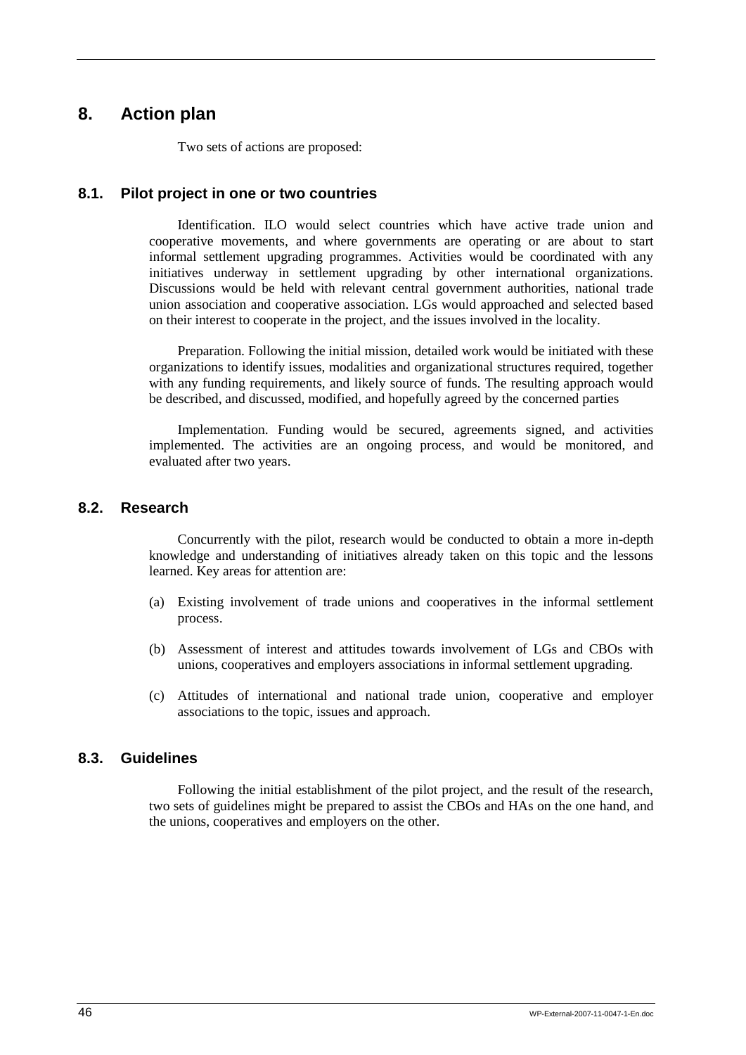# 8. Action plan

Two sets of actions are proposed:

## 8.1. Pilot project in one or two countries

Identification. ILO would select countries which have active trade union and cooperative movements, and where governments are operating or are about to start informal settlement upgrading programmes. Activities would be coordinated with any initiatives underway in settlement upgrading by other international organizations. Discussions would be held with relevant central government authorities, national trade union association and cooperative association. LGs would approached and selected based on their interest to cooperate in the project, and the issues involved in the locality.

Preparation. Following the initial mission, detailed work would be initiated with these organizations to identify issues, modalities and organizational structures required, together with any funding requirements, and likely source of funds. The resulting approach would be described, and discussed, modified, and hopefully agreed by the concerned parties

Implementation. Funding would be secured, agreements signed, and activities implemented. The activities are an ongoing process, and would be monitored, and evaluated after two years.

## 8.2. Research

Concurrently with the pilot, research would be conducted to obtain a more in-depth knowledge and understanding of initiatives already taken on this topic and the lessons learned. Key areas for attention are:

(a) Existing involvement of trade unions and cooperatives in the informal settlement process.

(b) Assessment of interest and attitudes towards involvement of LGs and CBOs with unions, cooperatives and employers associations in informal settlement upgrading.

(c) Attitudes of international and national trade union, cooperative and employer associations to the topic, issues and approach.

## 8.3. Guidelines

Following the initial establishment of the pilot project, and the result of the research, two sets of guidelines might be prepared to assist the CBOs and HAs on the one hand, and the unions, cooperatives and employers on the other.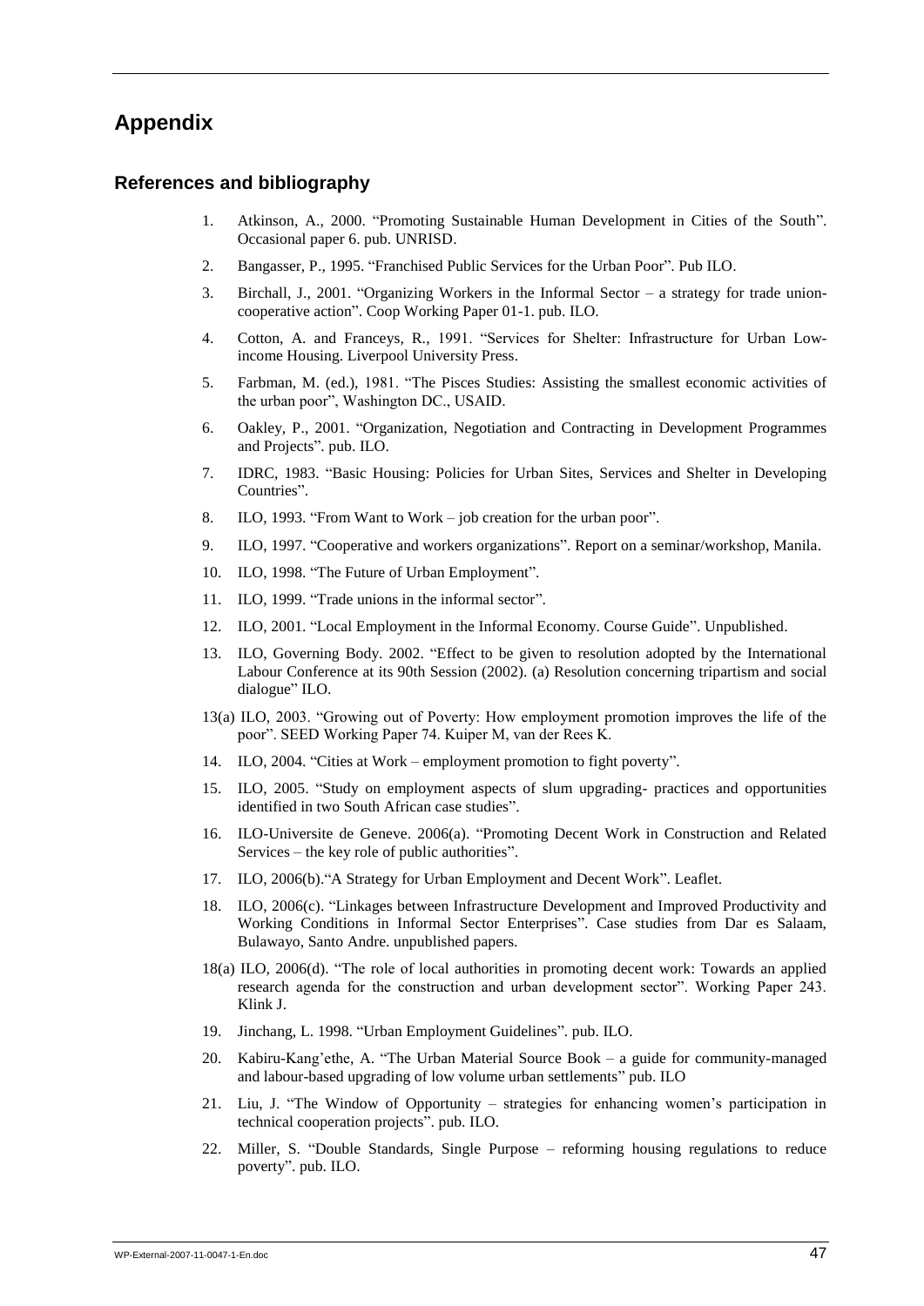# Appendix

## References and bibliography

1. Atkinson, A., 2000. “Promoting Sustainable Human Development in Cities of the South”. Occasional paper 6. pub. UNRISD.
2. Bangasser, P., 1995. “Franchised Public Services for the Urban Poor”. Pub ILO.
3. Birchall, J., 2001. “Organizing Workers in the Informal Sector – a strategy for trade union-cooperative action”. Coop Working Paper 01-1. pub. ILO.
4. Cotton, A. and Franceys, R., 1991. “Services for Shelter: Infrastructure for Urban Low-income Housing. Liverpool University Press.
5. Farbman, M. (ed.), 1981. “The Pisces Studies: Assisting the smallest economic activities of the urban poor”, Washington DC., USAID.
6. Oakley, P., 2001. “Organization, Negotiation and Contracting in Development Programmes and Projects”. pub. ILO.
7. IDRC, 1983. “Basic Housing: Policies for Urban Sites, Services and Shelter in Developing Countries”.
8. ILO, 1993. “From Want to Work – job creation for the urban poor”.
9. ILO, 1997. “Cooperative and workers organizations”. Report on a seminar/workshop, Manila.
10. ILO, 1998. “The Future of Urban Employment”.
11. ILO, 1999. “Trade unions in the informal sector”.
12. ILO, 2001. “Local Employment in the Informal Economy. Course Guide”. Unpublished.
13. ILO, Governing Body. 2002. “Effect to be given to resolution adopted by the International Labour Conference at its 90th Session (2002). (a) Resolution concerning tripartism and social dialogue” ILO.

13(a) ILO, 2003. “Growing out of Poverty: How employment promotion improves the life of the poor”. SEED Working Paper 74. Kuiper M, van der Rees K.

14. ILO, 2004. “Cities at Work – employment promotion to fight poverty”.
15. ILO, 2005. “Study on employment aspects of slum upgrading- practices and opportunities identified in two South African case studies”.
16. ILO-Universite de Geneve. 2006(a). “Promoting Decent Work in Construction and Related Services – the key role of public authorities”.
17. ILO, 2006(b).“A Strategy for Urban Employment and Decent Work”. Leaflet.
18. ILO, 2006(c). “Linkages between Infrastructure Development and Improved Productivity and Working Conditions in Informal Sector Enterprises”. Case studies from Dar es Salaam, Bulawayo, Santo Andre. unpublished papers.

18(a) ILO, 2006(d). “The role of local authorities in promoting decent work: Towards an applied research agenda for the construction and urban development sector”. Working Paper 243. Klink J.

19. Jinchang, L. 1998. “Urban Employment Guidelines”. pub. ILO.
20. Kabiru-Kang’ethe, A. “The Urban Material Source Book – a guide for community-managed and labour-based upgrading of low volume urban settlements” pub. ILO
21. Liu, J. “The Window of Opportunity – strategies for enhancing women’s participation in technical cooperation projects”. pub. ILO.
22. Miller, S. “Double Standards, Single Purpose – reforming housing regulations to reduce poverty”. pub. ILO.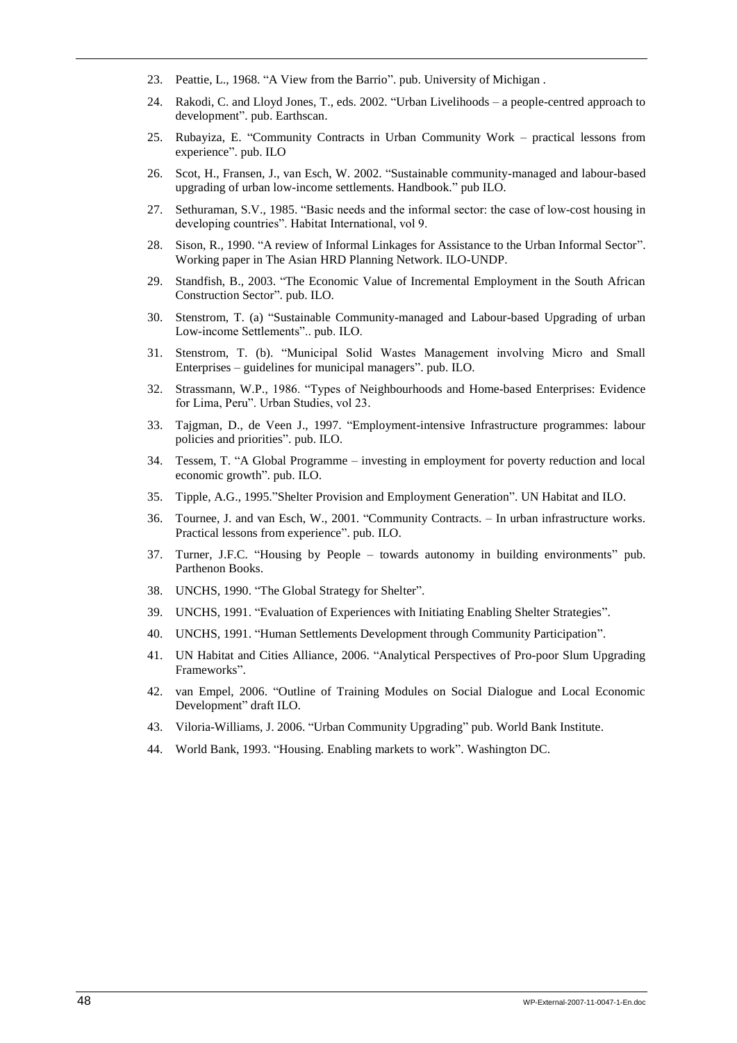23. Peattie, L., 1968. "A View from the Barrio". pub. University of Michigan .
24. Rakodi, C. and Lloyd Jones, T., eds. 2002. "Urban Livelihoods – a people-centred approach to development". pub. Earthscan.
25. Rubayiza, E. "Community Contracts in Urban Community Work – practical lessons from experience". pub. ILO
26. Scot, H., Fransen, J., van Esch, W. 2002. "Sustainable community-managed and labour-based upgrading of urban low-income settlements. Handbook." pub ILO.
27. Sethuraman, S.V., 1985. "Basic needs and the informal sector: the case of low-cost housing in developing countries". Habitat International, vol 9.
28. Sison, R., 1990. "A review of Informal Linkages for Assistance to the Urban Informal Sector". Working paper in The Asian HRD Planning Network. ILO-UNDP.
29. Standfish, B., 2003. "The Economic Value of Incremental Employment in the South African Construction Sector". pub. ILO.
30. Stenstrom, T. (a) "Sustainable Community-managed and Labour-based Upgrading of urban Low-income Settlements".. pub. ILO.
31. Stenstrom, T. (b). "Municipal Solid Wastes Management involving Micro and Small Enterprises – guidelines for municipal managers". pub. ILO.
32. Strassmann, W.P., 1986. "Types of Neighbourhoods and Home-based Enterprises: Evidence for Lima, Peru". Urban Studies, vol 23.
33. Tajgman, D., de Veen J., 1997. "Employment-intensive Infrastructure programmes: labour policies and priorities". pub. ILO.
34. Tessem, T. "A Global Programme – investing in employment for poverty reduction and local economic growth". pub. ILO.
35. Tipple, A.G., 1995."Shelter Provision and Employment Generation". UN Habitat and ILO.
36. Tournee, J. and van Esch, W., 2001. "Community Contracts. – In urban infrastructure works. Practical lessons from experience". pub. ILO.
37. Turner, J.F.C. "Housing by People – towards autonomy in building environments" pub. Parthenon Books.
38. UNCHS, 1990. "The Global Strategy for Shelter".
39. UNCHS, 1991. "Evaluation of Experiences with Initiating Enabling Shelter Strategies".
40. UNCHS, 1991. "Human Settlements Development through Community Participation".
41. UN Habitat and Cities Alliance, 2006. "Analytical Perspectives of Pro-poor Slum Upgrading Frameworks".
42. van Empel, 2006. "Outline of Training Modules on Social Dialogue and Local Economic Development" draft ILO.
43. Viloria-Williams, J. 2006. "Urban Community Upgrading" pub. World Bank Institute.
44. World Bank, 1993. "Housing. Enabling markets to work". Washington DC.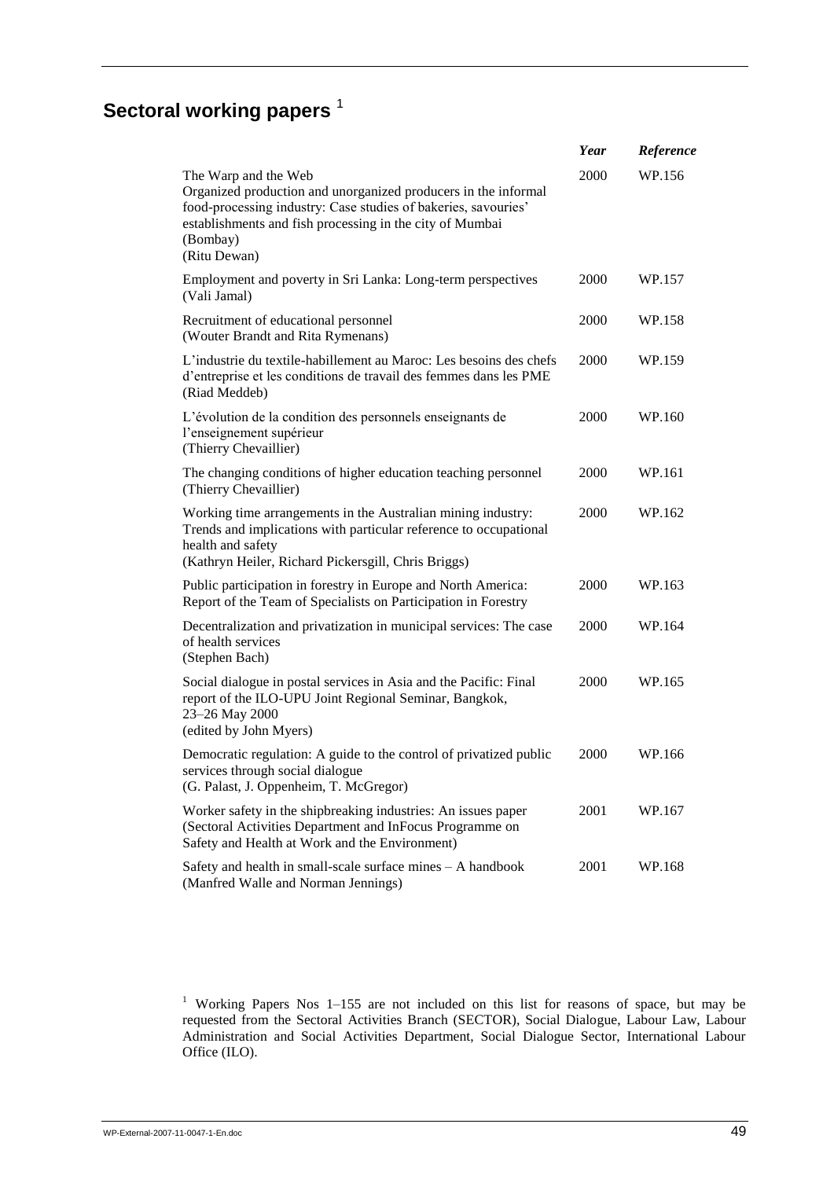## Sectoral working papers [1]

| | Year | Reference |
|---|---|---|
| The Warp and the Web<br>Organized production and unorganized producers in the informal food-processing industry: Case studies of bakeries, savouries' establishments and fish processing in the city of Mumbai (Bombay)<br>(Ritu Dewan) | 2000 | WP.156 |
| Employment and poverty in Sri Lanka: Long-term perspectives<br>(Vali Jamal) | 2000 | WP.157 |
| Recruitment of educational personnel<br>(Wouter Brandt and Rita Rymenans) | 2000 | WP.158 |
| L'industrie du textile-habillement au Maroc: Les besoins des chefs d'entreprise et les conditions de travail des femmes dans les PME<br>(Riad Meddeb) | 2000 | WP.159 |
| L'évolution de la condition des personnels enseignants de l'enseignement supérieur<br>(Thierry Chevaillier) | 2000 | WP.160 |
| The changing conditions of higher education teaching personnel<br>(Thierry Chevaillier) | 2000 | WP.161 |
| Working time arrangements in the Australian mining industry: Trends and implications with particular reference to occupational health and safety<br>(Kathryn Heiler, Richard Pickersgill, Chris Briggs) | 2000 | WP.162 |
| Public participation in forestry in Europe and North America: Report of the Team of Specialists on Participation in Forestry | 2000 | WP.163 |
| Decentralization and privatization in municipal services: The case of health services<br>(Stephen Bach) | 2000 | WP.164 |
| Social dialogue in postal services in Asia and the Pacific: Final report of the ILO-UPU Joint Regional Seminar, Bangkok, 23–26 May 2000<br>(edited by John Myers) | 2000 | WP.165 |
| Democratic regulation: A guide to the control of privatized public services through social dialogue<br>(G. Palast, J. Oppenheim, T. McGregor) | 2000 | WP.166 |
| Worker safety in the shipbreaking industries: An issues paper<br>(Sectoral Activities Department and InFocus Programme on Safety and Health at Work and the Environment) | 2001 | WP.167 |
| Safety and health in small-scale surface mines – A handbook<br>(Manfred Walle and Norman Jennings) | 2001 | WP.168 |

[1] Working Papers Nos 1–155 are not included on this list for reasons of space, but may be requested from the Sectoral Activities Branch (SECTOR), Social Dialogue, Labour Law, Labour Administration and Social Activities Department, Social Dialogue Sector, International Labour Office (ILO).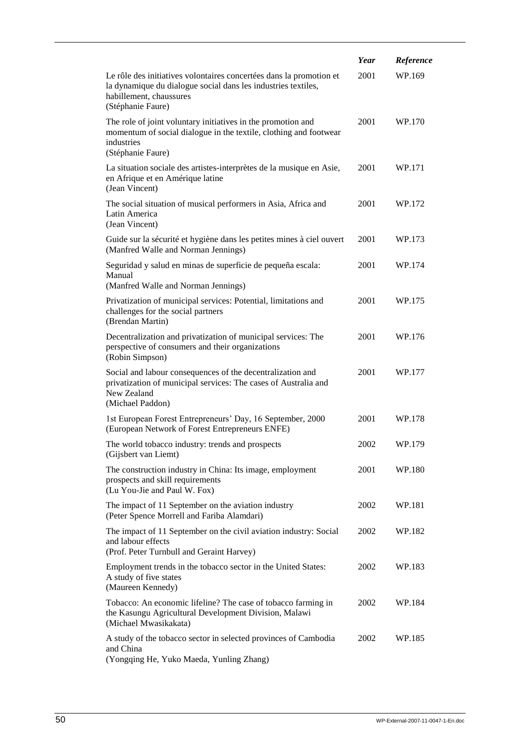| | *Year* | *Reference* |
|---|---|---|
| Le rôle des initiatives volontaires concertées dans la promotion et la dynamique du dialogue social dans les industries textiles, habillement, chaussures (Stéphanie Faure) | 2001 | WP.169 |
| The role of joint voluntary initiatives in the promotion and momentum of social dialogue in the textile, clothing and footwear industries (Stéphanie Faure) | 2001 | WP.170 |
| La situation sociale des artistes-interprètes de la musique en Asie, en Afrique et en Amérique latine (Jean Vincent) | 2001 | WP.171 |
| The social situation of musical performers in Asia, Africa and Latin America (Jean Vincent) | 2001 | WP.172 |
| Guide sur la sécurité et hygiène dans les petites mines à ciel ouvert (Manfred Walle and Norman Jennings) | 2001 | WP.173 |
| Seguridad y salud en minas de superficie de pequeña escala: Manual (Manfred Walle and Norman Jennings) | 2001 | WP.174 |
| Privatization of municipal services: Potential, limitations and challenges for the social partners (Brendan Martin) | 2001 | WP.175 |
| Decentralization and privatization of municipal services: The perspective of consumers and their organizations (Robin Simpson) | 2001 | WP.176 |
| Social and labour consequences of the decentralization and privatization of municipal services: The cases of Australia and New Zealand (Michael Paddon) | 2001 | WP.177 |
| 1st European Forest Entrepreneurs' Day, 16 September, 2000 (European Network of Forest Entrepreneurs ENFE) | 2001 | WP.178 |
| The world tobacco industry: trends and prospects (Gijsbert van Liemt) | 2002 | WP.179 |
| The construction industry in China: Its image, employment prospects and skill requirements (Lu You-Jie and Paul W. Fox) | 2001 | WP.180 |
| The impact of 11 September on the aviation industry (Peter Spence Morrell and Fariba Alamdari) | 2002 | WP.181 |
| The impact of 11 September on the civil aviation industry: Social and labour effects (Prof. Peter Turnbull and Geraint Harvey) | 2002 | WP.182 |
| Employment trends in the tobacco sector in the United States: A study of five states (Maureen Kennedy) | 2002 | WP.183 |
| Tobacco: An economic lifeline? The case of tobacco farming in the Kasungu Agricultural Development Division, Malawi (Michael Mwasikakata) | 2002 | WP.184 |
| A study of the tobacco sector in selected provinces of Cambodia and China (Yongqing He, Yuko Maeda, Yunling Zhang) | 2002 | WP.185 |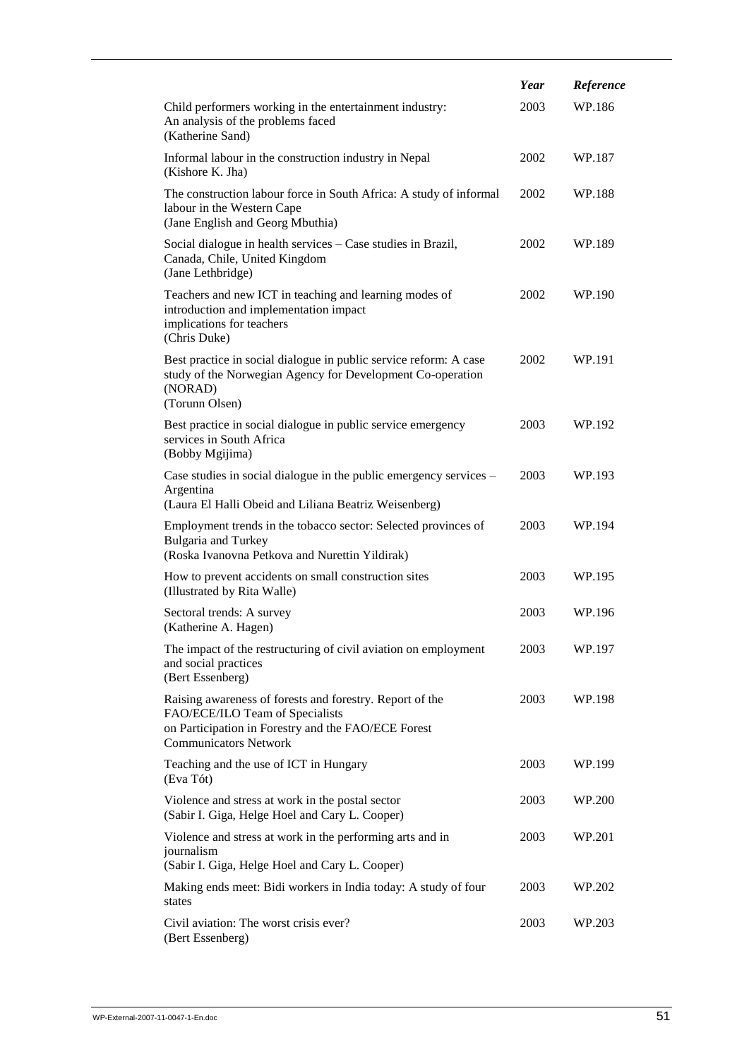| | *Year* | *Reference* |
|---|---|---|
| Child performers working in the entertainment industry: An analysis of the problems faced (Katherine Sand) | 2003 | WP.186 |
| Informal labour in the construction industry in Nepal (Kishore K. Jha) | 2002 | WP.187 |
| The construction labour force in South Africa: A study of informal labour in the Western Cape (Jane English and Georg Mbuthia) | 2002 | WP.188 |
| Social dialogue in health services – Case studies in Brazil, Canada, Chile, United Kingdom (Jane Lethbridge) | 2002 | WP.189 |
| Teachers and new ICT in teaching and learning modes of introduction and implementation impact implications for teachers (Chris Duke) | 2002 | WP.190 |
| Best practice in social dialogue in public service reform: A case study of the Norwegian Agency for Development Co-operation (NORAD) (Torunn Olsen) | 2002 | WP.191 |
| Best practice in social dialogue in public service emergency services in South Africa (Bobby Mgijima) | 2003 | WP.192 |
| Case studies in social dialogue in the public emergency services – Argentina (Laura El Halli Obeid and Liliana Beatriz Weisenberg) | 2003 | WP.193 |
| Employment trends in the tobacco sector: Selected provinces of Bulgaria and Turkey (Roska Ivanovna Petkova and Nurettin Yildirak) | 2003 | WP.194 |
| How to prevent accidents on small construction sites (Illustrated by Rita Walle) | 2003 | WP.195 |
| Sectoral trends: A survey (Katherine A. Hagen) | 2003 | WP.196 |
| The impact of the restructuring of civil aviation on employment and social practices (Bert Essenberg) | 2003 | WP.197 |
| Raising awareness of forests and forestry. Report of the FAO/ECE/ILO Team of Specialists on Participation in Forestry and the FAO/ECE Forest Communicators Network | 2003 | WP.198 |
| Teaching and the use of ICT in Hungary (Eva Tót) | 2003 | WP.199 |
| Violence and stress at work in the postal sector (Sabir I. Giga, Helge Hoel and Cary L. Cooper) | 2003 | WP.200 |
| Violence and stress at work in the performing arts and in journalism (Sabir I. Giga, Helge Hoel and Cary L. Cooper) | 2003 | WP.201 |
| Making ends meet: Bidi workers in India today: A study of four states | 2003 | WP.202 |
| Civil aviation: The worst crisis ever? (Bert Essenberg) | 2003 | WP.203 |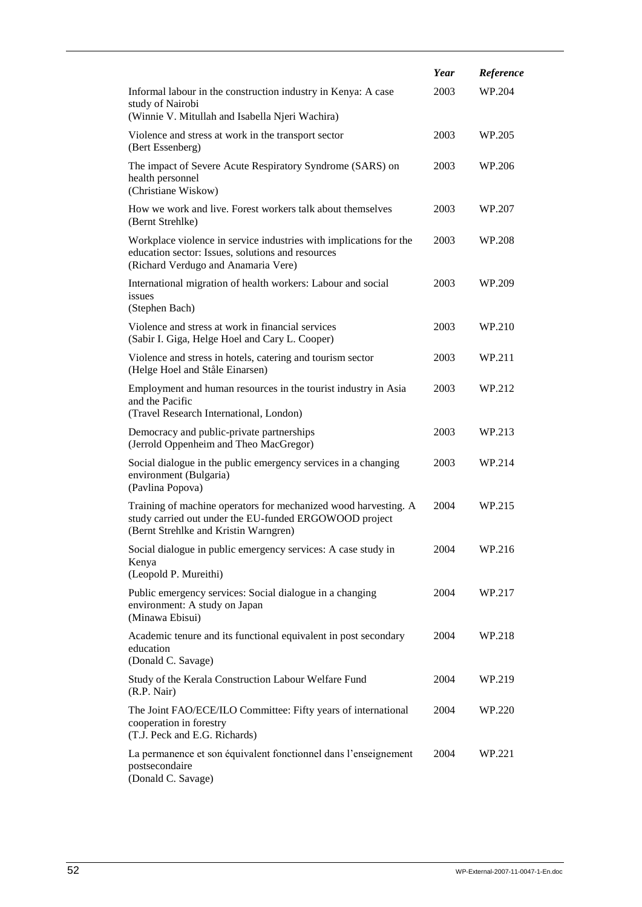| | *Year* | *Reference* |
|---|---|---|
| Informal labour in the construction industry in Kenya: A case study of Nairobi (Winnie V. Mitullah and Isabella Njeri Wachira) | 2003 | WP.204 |
| Violence and stress at work in the transport sector (Bert Essenberg) | 2003 | WP.205 |
| The impact of Severe Acute Respiratory Syndrome (SARS) on health personnel (Christiane Wiskow) | 2003 | WP.206 |
| How we work and live. Forest workers talk about themselves (Bernt Strehlke) | 2003 | WP.207 |
| Workplace violence in service industries with implications for the education sector: Issues, solutions and resources (Richard Verdugo and Anamaria Vere) | 2003 | WP.208 |
| International migration of health workers: Labour and social issues (Stephen Bach) | 2003 | WP.209 |
| Violence and stress at work in financial services (Sabir I. Giga, Helge Hoel and Cary L. Cooper) | 2003 | WP.210 |
| Violence and stress in hotels, catering and tourism sector (Helge Hoel and Ståle Einarsen) | 2003 | WP.211 |
| Employment and human resources in the tourist industry in Asia and the Pacific (Travel Research International, London) | 2003 | WP.212 |
| Democracy and public-private partnerships (Jerrold Oppenheim and Theo MacGregor) | 2003 | WP.213 |
| Social dialogue in the public emergency services in a changing environment (Bulgaria) (Pavlina Popova) | 2003 | WP.214 |
| Training of machine operators for mechanized wood harvesting. A study carried out under the EU-funded ERGOWOOD project (Bernt Strehlke and Kristin Warngren) | 2004 | WP.215 |
| Social dialogue in public emergency services: A case study in Kenya (Leopold P. Mureithi) | 2004 | WP.216 |
| Public emergency services: Social dialogue in a changing environment: A study on Japan (Minawa Ebisui) | 2004 | WP.217 |
| Academic tenure and its functional equivalent in post secondary education (Donald C. Savage) | 2004 | WP.218 |
| Study of the Kerala Construction Labour Welfare Fund (R.P. Nair) | 2004 | WP.219 |
| The Joint FAO/ECE/ILO Committee: Fifty years of international cooperation in forestry (T.J. Peck and E.G. Richards) | 2004 | WP.220 |
| La permanence et son équivalent fonctionnel dans l'enseignement postsecondaire (Donald C. Savage) | 2004 | WP.221 |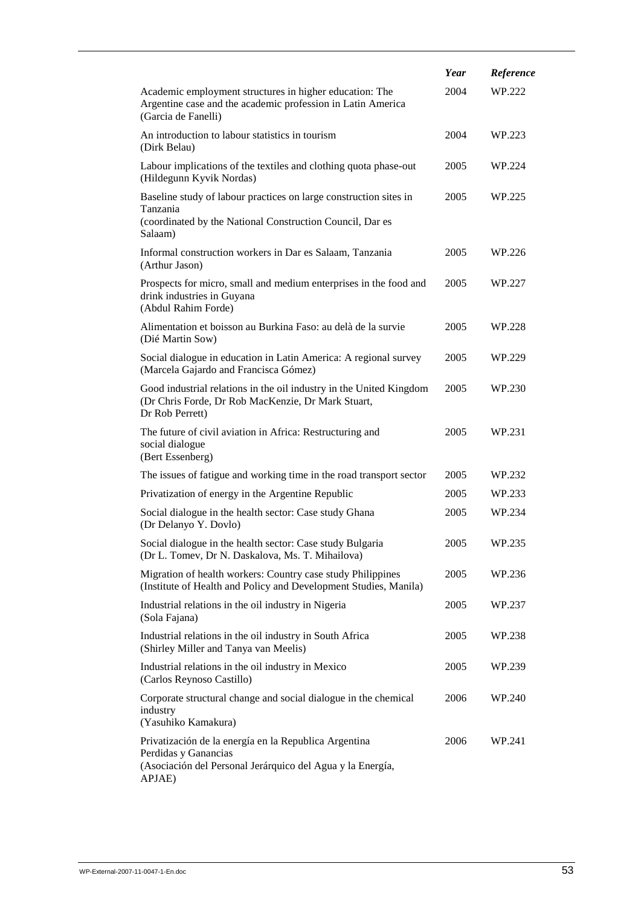| | *Year* | *Reference* |
|---|---|---|
| Academic employment structures in higher education: The Argentine case and the academic profession in Latin America (Garcia de Fanelli) | 2004 | WP.222 |
| An introduction to labour statistics in tourism (Dirk Belau) | 2004 | WP.223 |
| Labour implications of the textiles and clothing quota phase-out (Hildegunn Kyvik Nordas) | 2005 | WP.224 |
| Baseline study of labour practices on large construction sites in Tanzania (coordinated by the National Construction Council, Dar es Salaam) | 2005 | WP.225 |
| Informal construction workers in Dar es Salaam, Tanzania (Arthur Jason) | 2005 | WP.226 |
| Prospects for micro, small and medium enterprises in the food and drink industries in Guyana (Abdul Rahim Forde) | 2005 | WP.227 |
| Alimentation et boisson au Burkina Faso: au delà de la survie (Dié Martin Sow) | 2005 | WP.228 |
| Social dialogue in education in Latin America: A regional survey (Marcela Gajardo and Francisca Gómez) | 2005 | WP.229 |
| Good industrial relations in the oil industry in the United Kingdom (Dr Chris Forde, Dr Rob MacKenzie, Dr Mark Stuart, Dr Rob Perrett) | 2005 | WP.230 |
| The future of civil aviation in Africa: Restructuring and social dialogue (Bert Essenberg) | 2005 | WP.231 |
| The issues of fatigue and working time in the road transport sector | 2005 | WP.232 |
| Privatization of energy in the Argentine Republic | 2005 | WP.233 |
| Social dialogue in the health sector: Case study Ghana (Dr Delanyo Y. Dovlo) | 2005 | WP.234 |
| Social dialogue in the health sector: Case study Bulgaria (Dr L. Tomev, Dr N. Daskalova, Ms. T. Mihailova) | 2005 | WP.235 |
| Migration of health workers: Country case study Philippines (Institute of Health and Policy and Development Studies, Manila) | 2005 | WP.236 |
| Industrial relations in the oil industry in Nigeria (Sola Fajana) | 2005 | WP.237 |
| Industrial relations in the oil industry in South Africa (Shirley Miller and Tanya van Meelis) | 2005 | WP.238 |
| Industrial relations in the oil industry in Mexico (Carlos Reynoso Castillo) | 2005 | WP.239 |
| Corporate structural change and social dialogue in the chemical industry (Yasuhiko Kamakura) | 2006 | WP.240 |
| Privatización de la energía en la Republica Argentina Perdidas y Ganancias (Asociación del Personal Jerárquico del Agua y la Energía, APJAE) | 2006 | WP.241 |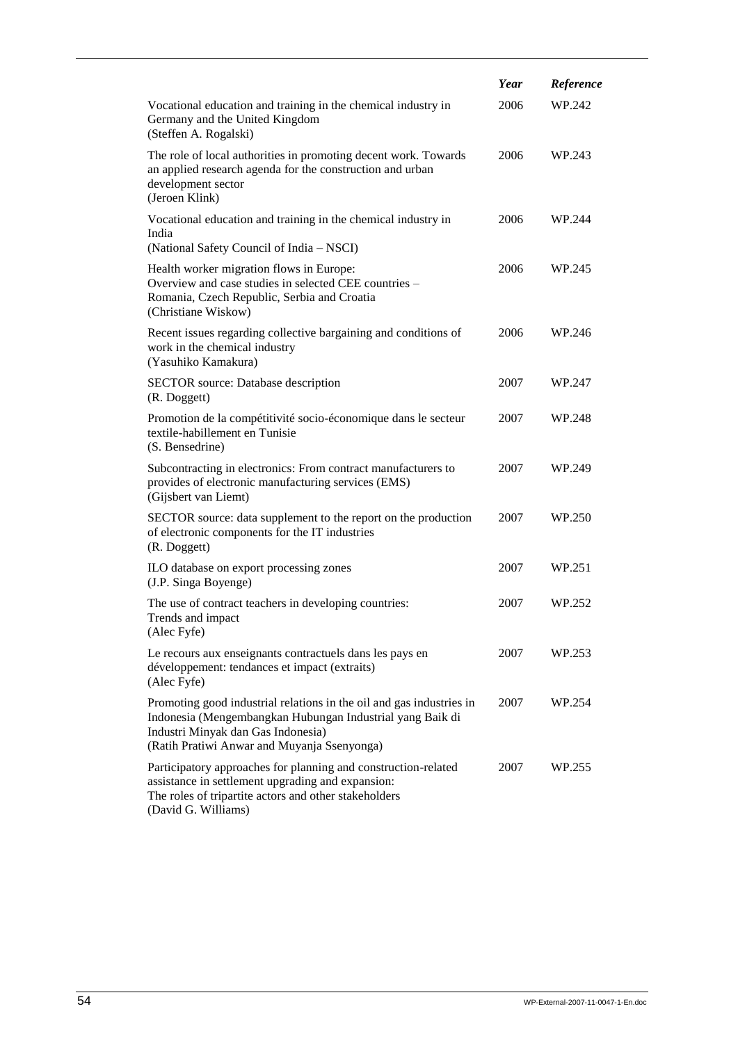| | Year | Reference |
|---|---|---|
| Vocational education and training in the chemical industry in Germany and the United Kingdom (Steffen A. Rogalski) | 2006 | WP.242 |
| The role of local authorities in promoting decent work. Towards an applied research agenda for the construction and urban development sector (Jeroen Klink) | 2006 | WP.243 |
| Vocational education and training in the chemical industry in India (National Safety Council of India – NSCI) | 2006 | WP.244 |
| Health worker migration flows in Europe: Overview and case studies in selected CEE countries – Romania, Czech Republic, Serbia and Croatia (Christiane Wiskow) | 2006 | WP.245 |
| Recent issues regarding collective bargaining and conditions of work in the chemical industry (Yasuhiko Kamakura) | 2006 | WP.246 |
| SECTOR source: Database description (R. Doggett) | 2007 | WP.247 |
| Promotion de la compétitivité socio-économique dans le secteur textile-habillement en Tunisie (S. Bensedrine) | 2007 | WP.248 |
| Subcontracting in electronics: From contract manufacturers to provides of electronic manufacturing services (EMS) (Gijsbert van Liemt) | 2007 | WP.249 |
| SECTOR source: data supplement to the report on the production of electronic components for the IT industries (R. Doggett) | 2007 | WP.250 |
| ILO database on export processing zones (J.P. Singa Boyenge) | 2007 | WP.251 |
| The use of contract teachers in developing countries: Trends and impact (Alec Fyfe) | 2007 | WP.252 |
| Le recours aux enseignants contractuels dans les pays en développement: tendances et impact (extraits) (Alec Fyfe) | 2007 | WP.253 |
| Promoting good industrial relations in the oil and gas industries in Indonesia (Mengembangkan Hubungan Industrial yang Baik di Industri Minyak dan Gas Indonesia) (Ratih Pratiwi Anwar and Muyanja Ssenyonga) | 2007 | WP.254 |
| Participatory approaches for planning and construction-related assistance in settlement upgrading and expansion: The roles of tripartite actors and other stakeholders (David G. Williams) | 2007 | WP.255 |